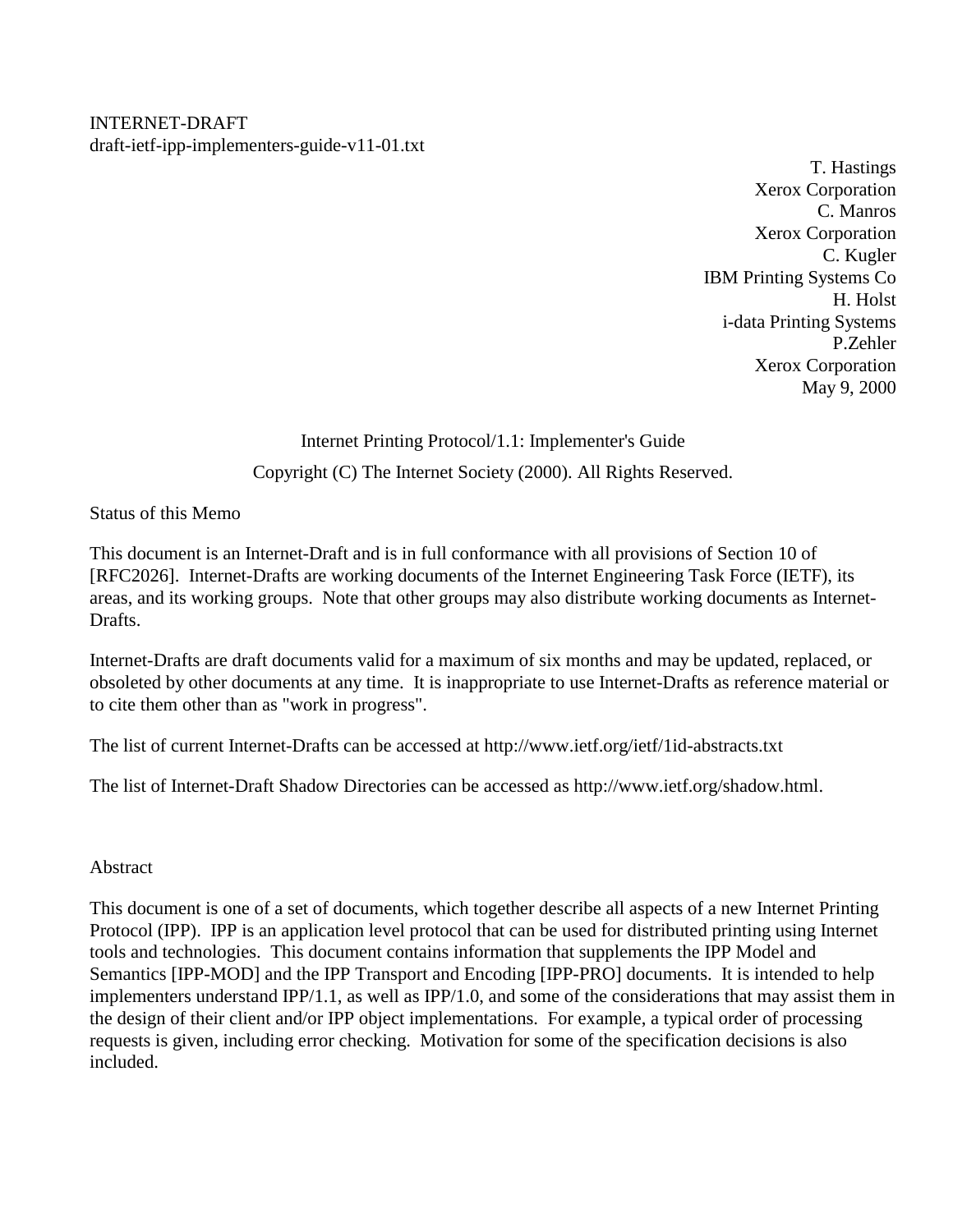INTERNET-DRAFT
draft-ietf-ipp-implementers-guide-v11-01.txt

T. Hastings
Xerox Corporation
C. Manros
Xerox Corporation
C. Kugler
IBM Printing Systems Co
H. Holst
i-data Printing Systems
P.Zehler
Xerox Corporation
May 9, 2000

# Internet Printing Protocol/1.1: Implementer's Guide

Copyright (C) The Internet Society (2000). All Rights Reserved.

## Status of this Memo

This document is an Internet-Draft and is in full conformance with all provisions of Section 10 of [RFC2026]. Internet-Drafts are working documents of the Internet Engineering Task Force (IETF), its areas, and its working groups. Note that other groups may also distribute working documents as Internet-Drafts.

Internet-Drafts are draft documents valid for a maximum of six months and may be updated, replaced, or obsoleted by other documents at any time. It is inappropriate to use Internet-Drafts as reference material or to cite them other than as "work in progress".

The list of current Internet-Drafts can be accessed at http://www.ietf.org/ietf/1id-abstracts.txt

The list of Internet-Draft Shadow Directories can be accessed as http://www.ietf.org/shadow.html.

## Abstract

This document is one of a set of documents, which together describe all aspects of a new Internet Printing Protocol (IPP). IPP is an application level protocol that can be used for distributed printing using Internet tools and technologies. This document contains information that supplements the IPP Model and Semantics [IPP-MOD] and the IPP Transport and Encoding [IPP-PRO] documents. It is intended to help implementers understand IPP/1.1, as well as IPP/1.0, and some of the considerations that may assist them in the design of their client and/or IPP object implementations. For example, a typical order of processing requests is given, including error checking. Motivation for some of the specification decisions is also included.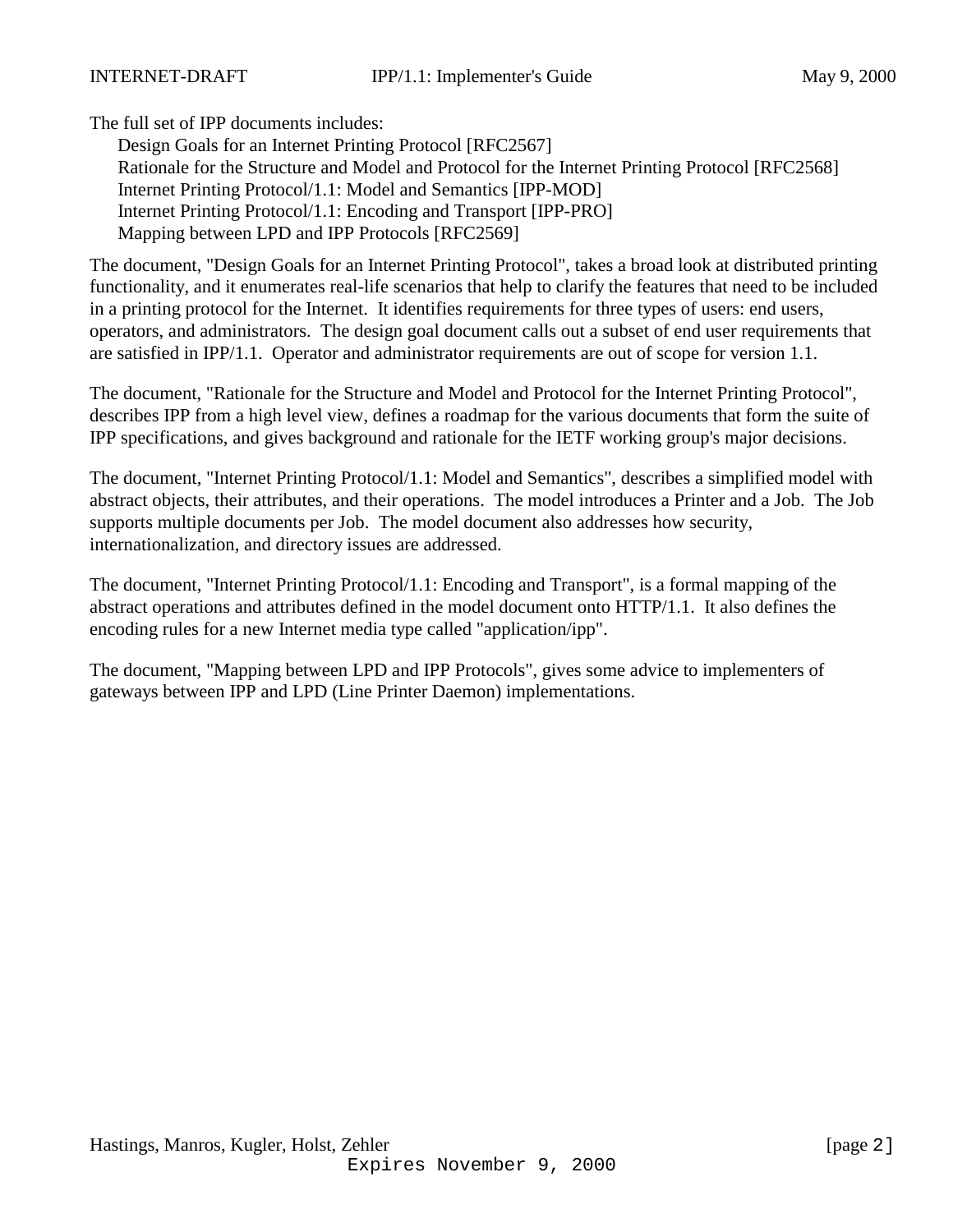The full set of IPP documents includes:

Design Goals for an Internet Printing Protocol [RFC2567]
Rationale for the Structure and Model and Protocol for the Internet Printing Protocol [RFC2568]
Internet Printing Protocol/1.1: Model and Semantics [IPP-MOD]
Internet Printing Protocol/1.1: Encoding and Transport [IPP-PRO]
Mapping between LPD and IPP Protocols [RFC2569]

The document, "Design Goals for an Internet Printing Protocol", takes a broad look at distributed printing functionality, and it enumerates real-life scenarios that help to clarify the features that need to be included in a printing protocol for the Internet. It identifies requirements for three types of users: end users, operators, and administrators. The design goal document calls out a subset of end user requirements that are satisfied in IPP/1.1. Operator and administrator requirements are out of scope for version 1.1.

The document, "Rationale for the Structure and Model and Protocol for the Internet Printing Protocol", describes IPP from a high level view, defines a roadmap for the various documents that form the suite of IPP specifications, and gives background and rationale for the IETF working group's major decisions.

The document, "Internet Printing Protocol/1.1: Model and Semantics", describes a simplified model with abstract objects, their attributes, and their operations. The model introduces a Printer and a Job. The Job supports multiple documents per Job. The model document also addresses how security, internationalization, and directory issues are addressed.

The document, "Internet Printing Protocol/1.1: Encoding and Transport", is a formal mapping of the abstract operations and attributes defined in the model document onto HTTP/1.1. It also defines the encoding rules for a new Internet media type called "application/ipp".

The document, "Mapping between LPD and IPP Protocols", gives some advice to implementers of gateways between IPP and LPD (Line Printer Daemon) implementations.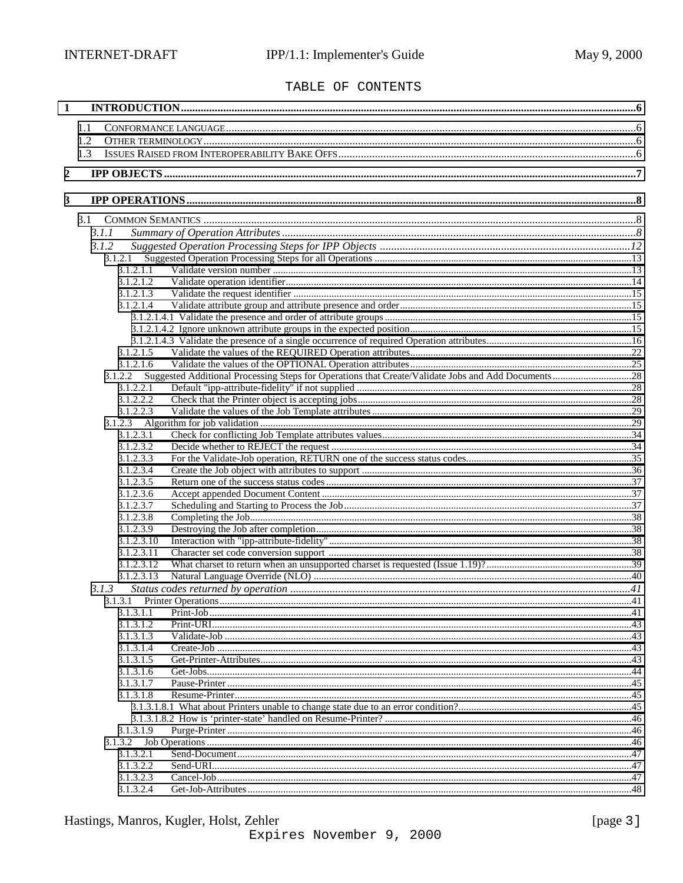TABLE OF CONTENTS

1 INTRODUCTION ......................................................................................................6

- 1.1 CONFORMANCE LANGUAGE ......................................................................................................6
- 1.2 OTHER TERMINOLOGY ......................................................................................................6
- 1.3 ISSUES RAISED FROM INTEROPERABILITY BAKE OFFS ......................................................................................................6

2 IPP OBJECTS ......................................................................................................7

3 IPP OPERATIONS ......................................................................................................8

- 3.1 COMMON SEMANTICS ......................................................................................................8
  - *3.1.1 Summary of Operation Attributes ......................................................................................................8*
  - *3.1.2 Suggested Operation Processing Steps for IPP Objects ......................................................................................................12*
    - 3.1.2.1 Suggested Operation Processing Steps for all Operations ......................................................................................................13
      - 3.1.2.1.1 Validate version number ......................................................................................................13
      - 3.1.2.1.2 Validate operation identifier ......................................................................................................14
      - 3.1.2.1.3 Validate the request identifier ......................................................................................................15
      - 3.1.2.1.4 Validate attribute group and attribute presence and order ......................................................................................................15
        - 3.1.2.1.4.1 Validate the presence and order of attribute groups ......................................................................................................15
        - 3.1.2.1.4.2 Ignore unknown attribute groups in the expected position ......................................................................................................15
        - 3.1.2.1.4.3 Validate the presence of a single occurrence of required Operation attributes ......................................................................................................16
      - 3.1.2.1.5 Validate the values of the REQUIRED Operation attributes ......................................................................................................22
      - 3.1.2.1.6 Validate the values of the OPTIONAL Operation attributes ......................................................................................................25
    - 3.1.2.2 Suggested Additional Processing Steps for Operations that Create/Validate Jobs and Add Documents ......................................................................................................28
      - 3.1.2.2.1 Default "ipp-attribute-fidelity" if not supplied ......................................................................................................28
      - 3.1.2.2.2 Check that the Printer object is accepting jobs ......................................................................................................28
      - 3.1.2.2.3 Validate the values of the Job Template attributes ......................................................................................................29
    - 3.1.2.3 Algorithm for job validation ......................................................................................................29
      - 3.1.2.3.1 Check for conflicting Job Template attributes values ......................................................................................................34
      - 3.1.2.3.2 Decide whether to REJECT the request ......................................................................................................34
      - 3.1.2.3.3 For the Validate-Job operation, RETURN one of the success status codes ......................................................................................................35
      - 3.1.2.3.4 Create the Job object with attributes to support ......................................................................................................36
      - 3.1.2.3.5 Return one of the success status codes ......................................................................................................37
      - 3.1.2.3.6 Accept appended Document Content ......................................................................................................37
      - 3.1.2.3.7 Scheduling and Starting to Process the Job ......................................................................................................37
      - 3.1.2.3.8 Completing the Job ......................................................................................................38
      - 3.1.2.3.9 Destroying the Job after completion ......................................................................................................38
      - 3.1.2.3.10 Interaction with "ipp-attribute-fidelity" ......................................................................................................38
      - 3.1.2.3.11 Character set code conversion support ......................................................................................................38
      - 3.1.2.3.12 What charset to return when an unsupported charset is requested (Issue 1.19)? ......................................................................................................39
      - 3.1.2.3.13 Natural Language Override (NLO) ......................................................................................................40
  - *3.1.3 Status codes returned by operation ......................................................................................................41*
    - 3.1.3.1 Printer Operations ......................................................................................................41
      - 3.1.3.1.1 Print-Job ......................................................................................................41
      - 3.1.3.1.2 Print-URI ......................................................................................................43
      - 3.1.3.1.3 Validate-Job ......................................................................................................43
      - 3.1.3.1.4 Create-Job ......................................................................................................43
      - 3.1.3.1.5 Get-Printer-Attributes ......................................................................................................43
      - 3.1.3.1.6 Get-Jobs ......................................................................................................44
      - 3.1.3.1.7 Pause-Printer ......................................................................................................45
      - 3.1.3.1.8 Resume-Printer ......................................................................................................45
        - 3.1.3.1.8.1 What about Printers unable to change state due to an error condition? ......................................................................................................45
        - 3.1.3.1.8.2 How is 'printer-state' handled on Resume-Printer? ......................................................................................................46
      - 3.1.3.1.9 Purge-Printer ......................................................................................................46
    - 3.1.3.2 Job Operations ......................................................................................................46
      - 3.1.3.2.1 Send-Document ......................................................................................................47
      - 3.1.3.2.2 Send-URI ......................................................................................................47
      - 3.1.3.2.3 Cancel-Job ......................................................................................................47
      - 3.1.3.2.4 Get-Job-Attributes ......................................................................................................48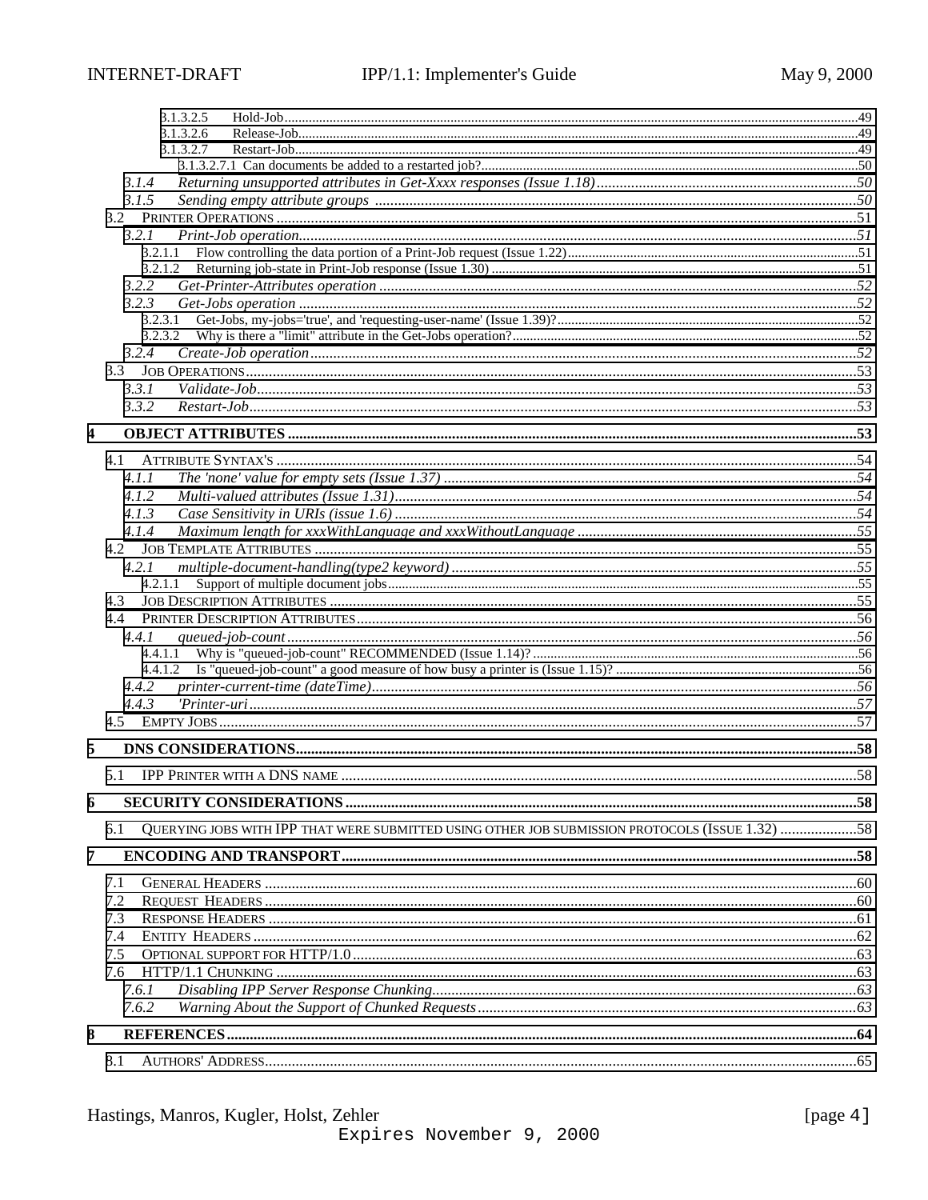3.1.3.2.5 Hold-Job ....................................................................................................................................49
3.1.3.2.6 Release-Job ...............................................................................................................................49
3.1.3.2.7 Restart-Job ................................................................................................................................49
3.1.3.2.7.1 Can documents be added to a restarted job? ........................................................................50
*3.1.4 Returning unsupported attributes in Get-Xxxx responses (Issue 1.18)* ..................................50
*3.1.5 Sending empty attribute groups* ..................................................................................................50
3.2 PRINTER OPERATIONS ..........................................................................................................................51
*3.2.1 Print-Job operation* ......................................................................................................................51
3.2.1.1 Flow controlling the data portion of a Print-Job request (Issue 1.22) ..........................................51
3.2.1.2 Returning job-state in Print-Job response (Issue 1.30) ...............................................................51
*3.2.2 Get-Printer-Attributes operation* .................................................................................................52
*3.2.3 Get-Jobs operation* ......................................................................................................................52
3.2.3.1 Get-Jobs, my-jobs='true', and 'requesting-user-name' (Issue 1.39)? ...........................................52
3.2.3.2 Why is there a "limit" attribute in the Get-Jobs operation? .........................................................52
*3.2.4 Create-Job operation* ...................................................................................................................52
3.3 JOB OPERATIONS ...................................................................................................................................53
*3.3.1 Validate-Job* ................................................................................................................................53
*3.3.2 Restart-Job* ..................................................................................................................................53

**4 OBJECT ATTRIBUTES** ..............................................................................................................................53

4.1 ATTRIBUTE SYNTAX'S .............................................................................................................................54
*4.1.1 The 'none' value for empty sets (Issue 1.37)* ...............................................................................54
*4.1.2 Multi-valued attributes (Issue 1.31)* ............................................................................................54
*4.1.3 Case Sensitivity in URIs (issue 1.6)* .............................................................................................54
*4.1.4 Maximum length for xxxWithLanguage and xxxWithoutLanguage* ..........................................55
4.2 JOB TEMPLATE ATTRIBUTES .................................................................................................................55
*4.2.1 multiple-document-handling(type2 keyword)* ..............................................................................55
4.2.1.1 Support of multiple document jobs .............................................................................................55
4.3 JOB DESCRIPTION ATTRIBUTES .............................................................................................................55
4.4 PRINTER DESCRIPTION ATTRIBUTES .....................................................................................................56
*4.4.1 queued-job-count* .........................................................................................................................56
4.4.1.1 Why is "queued-job-count" RECOMMENDED (Issue 1.14)? .......................................................56
4.4.1.2 Is "queued-job-count" a good measure of how busy a printer is (Issue 1.15)? ............................56
*4.4.2 printer-current-time (dateTime)* ..................................................................................................56
*4.4.3 'Printer-uri* ...................................................................................................................................57
4.5 EMPTY JOBS ...........................................................................................................................................57

**5 DNS CONSIDERATIONS** ...........................................................................................................................58

5.1 IPP PRINTER WITH A DNS NAME ...........................................................................................................58

**6 SECURITY CONSIDERATIONS** ................................................................................................................58

6.1 QUERYING JOBS WITH IPP THAT WERE SUBMITTED USING OTHER JOB SUBMISSION PROTOCOLS (ISSUE 1.32) ..........58

**7 ENCODING AND TRANSPORT** .................................................................................................................58

7.1 GENERAL HEADERS ...............................................................................................................................60
7.2 REQUEST HEADERS ...............................................................................................................................60
7.3 RESPONSE HEADERS .............................................................................................................................61
7.4 ENTITY HEADERS ...................................................................................................................................62
7.5 OPTIONAL SUPPORT FOR HTTP/1.0 .......................................................................................................63
7.6 HTTP/1.1 CHUNKING .............................................................................................................................63
*7.6.1 Disabling IPP Server Response Chunking* ...................................................................................63
*7.6.2 Warning About the Support of Chunked Requests* ......................................................................63

**8 REFERENCES** ..............................................................................................................................................64

8.1 AUTHORS' ADDRESS ...............................................................................................................................65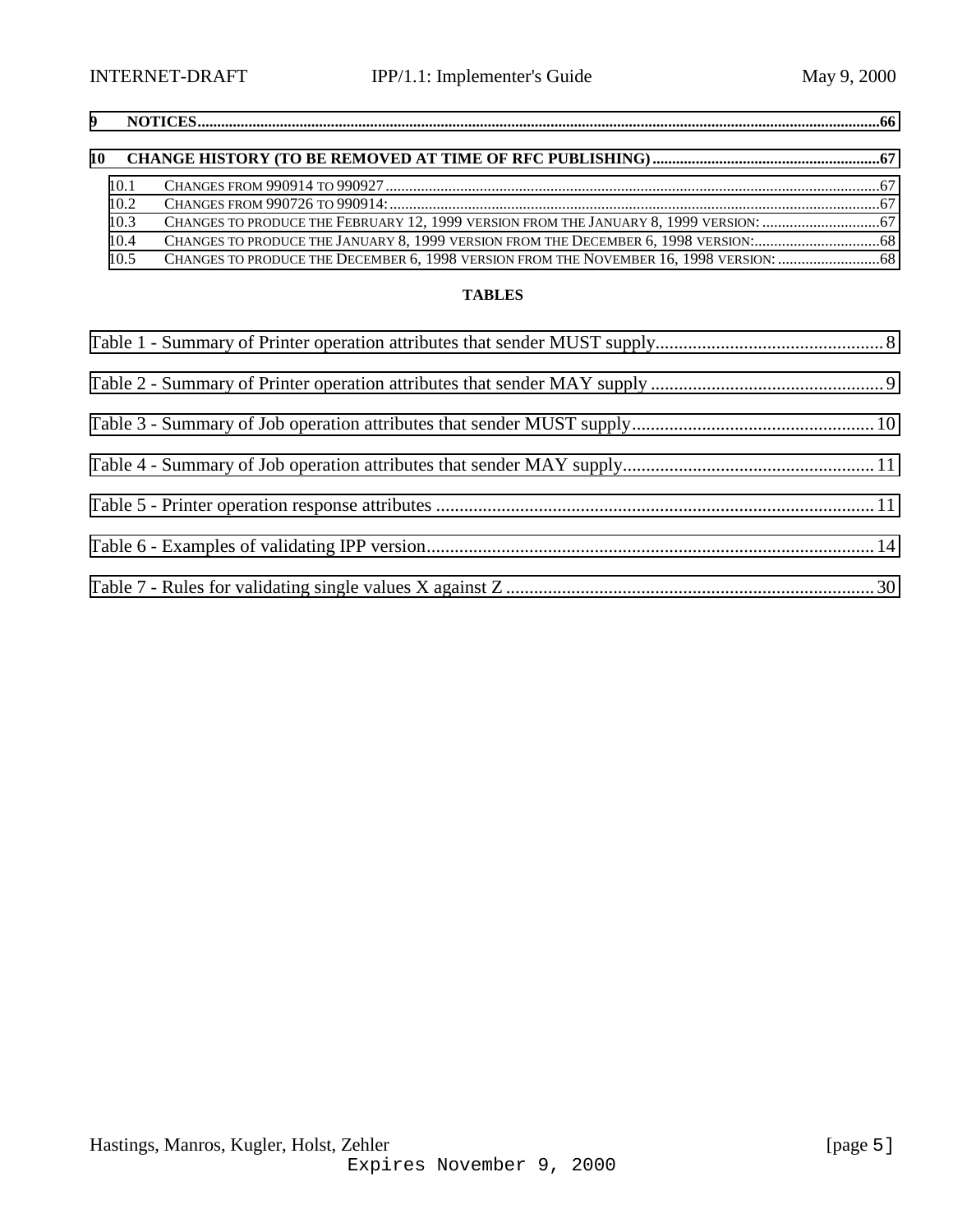**9 NOTICES...66**

**10 CHANGE HISTORY (TO BE REMOVED AT TIME OF RFC PUBLISHING)...67**

10.1 CHANGES FROM 990914 TO 990927...67
10.2 CHANGES FROM 990726 TO 990914:...67
10.3 CHANGES TO PRODUCE THE FEBRUARY 12, 1999 VERSION FROM THE JANUARY 8, 1999 VERSION: ...67
10.4 CHANGES TO PRODUCE THE JANUARY 8, 1999 VERSION FROM THE DECEMBER 6, 1998 VERSION:...68
10.5 CHANGES TO PRODUCE THE DECEMBER 6, 1998 VERSION FROM THE NOVEMBER 16, 1998 VERSION: ...68

**TABLES**

Table 1 - Summary of Printer operation attributes that sender MUST supply...8

Table 2 - Summary of Printer operation attributes that sender MAY supply...9

Table 3 - Summary of Job operation attributes that sender MUST supply...10

Table 4 - Summary of Job operation attributes that sender MAY supply...11

Table 5 - Printer operation response attributes...11

Table 6 - Examples of validating IPP version...14

Table 7 - Rules for validating single values X against Z...30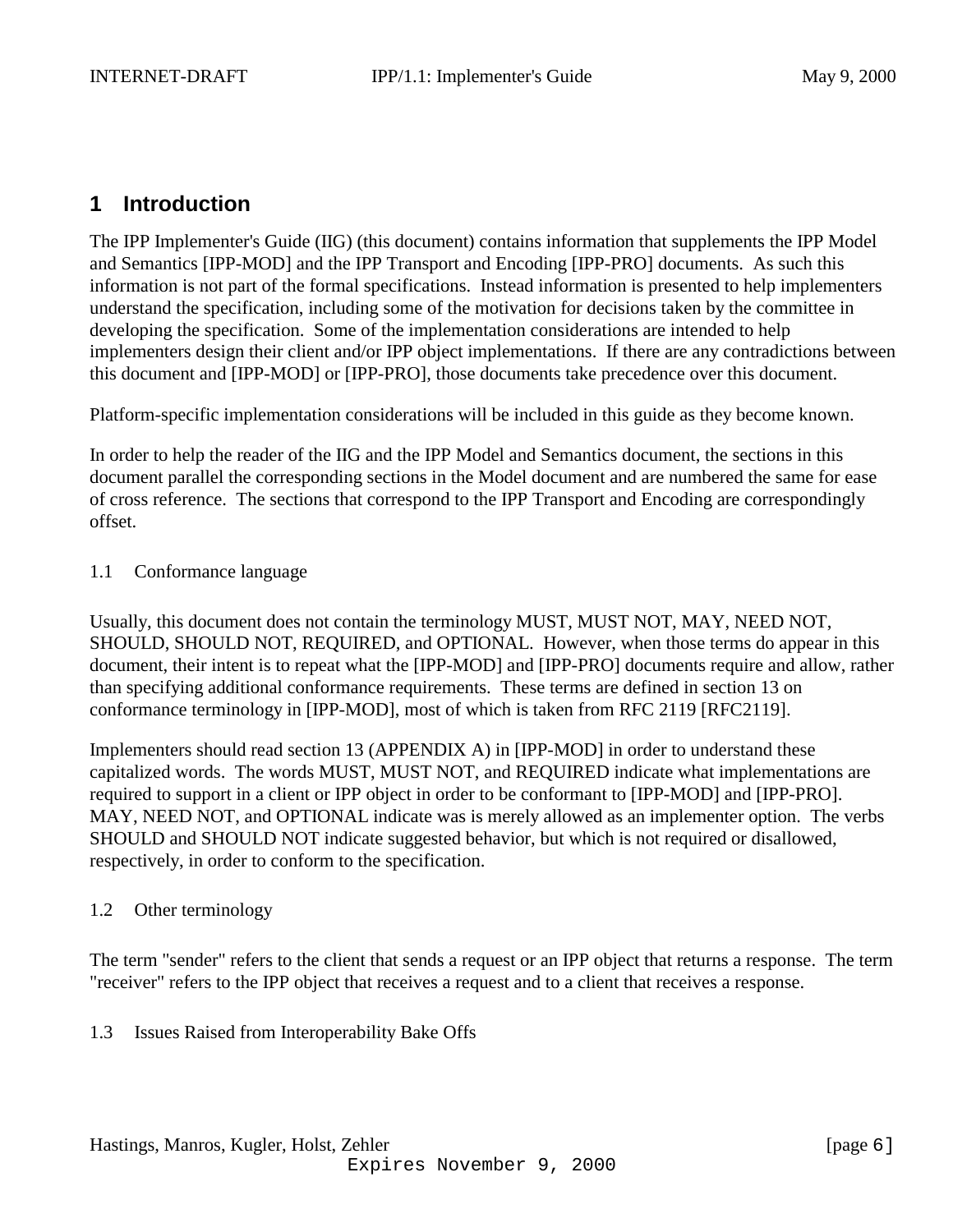# 1 Introduction

The IPP Implementer's Guide (IIG) (this document) contains information that supplements the IPP Model and Semantics [IPP-MOD] and the IPP Transport and Encoding [IPP-PRO] documents. As such this information is not part of the formal specifications. Instead information is presented to help implementers understand the specification, including some of the motivation for decisions taken by the committee in developing the specification. Some of the implementation considerations are intended to help implementers design their client and/or IPP object implementations. If there are any contradictions between this document and [IPP-MOD] or [IPP-PRO], those documents take precedence over this document.

Platform-specific implementation considerations will be included in this guide as they become known.

In order to help the reader of the IIG and the IPP Model and Semantics document, the sections in this document parallel the corresponding sections in the Model document and are numbered the same for ease of cross reference. The sections that correspond to the IPP Transport and Encoding are correspondingly offset.

## 1.1 Conformance language

Usually, this document does not contain the terminology MUST, MUST NOT, MAY, NEED NOT, SHOULD, SHOULD NOT, REQUIRED, and OPTIONAL. However, when those terms do appear in this document, their intent is to repeat what the [IPP-MOD] and [IPP-PRO] documents require and allow, rather than specifying additional conformance requirements. These terms are defined in section 13 on conformance terminology in [IPP-MOD], most of which is taken from RFC 2119 [RFC2119].

Implementers should read section 13 (APPENDIX A) in [IPP-MOD] in order to understand these capitalized words. The words MUST, MUST NOT, and REQUIRED indicate what implementations are required to support in a client or IPP object in order to be conformant to [IPP-MOD] and [IPP-PRO]. MAY, NEED NOT, and OPTIONAL indicate was is merely allowed as an implementer option. The verbs SHOULD and SHOULD NOT indicate suggested behavior, but which is not required or disallowed, respectively, in order to conform to the specification.

## 1.2 Other terminology

The term "sender" refers to the client that sends a request or an IPP object that returns a response. The term "receiver" refers to the IPP object that receives a request and to a client that receives a response.

## 1.3 Issues Raised from Interoperability Bake Offs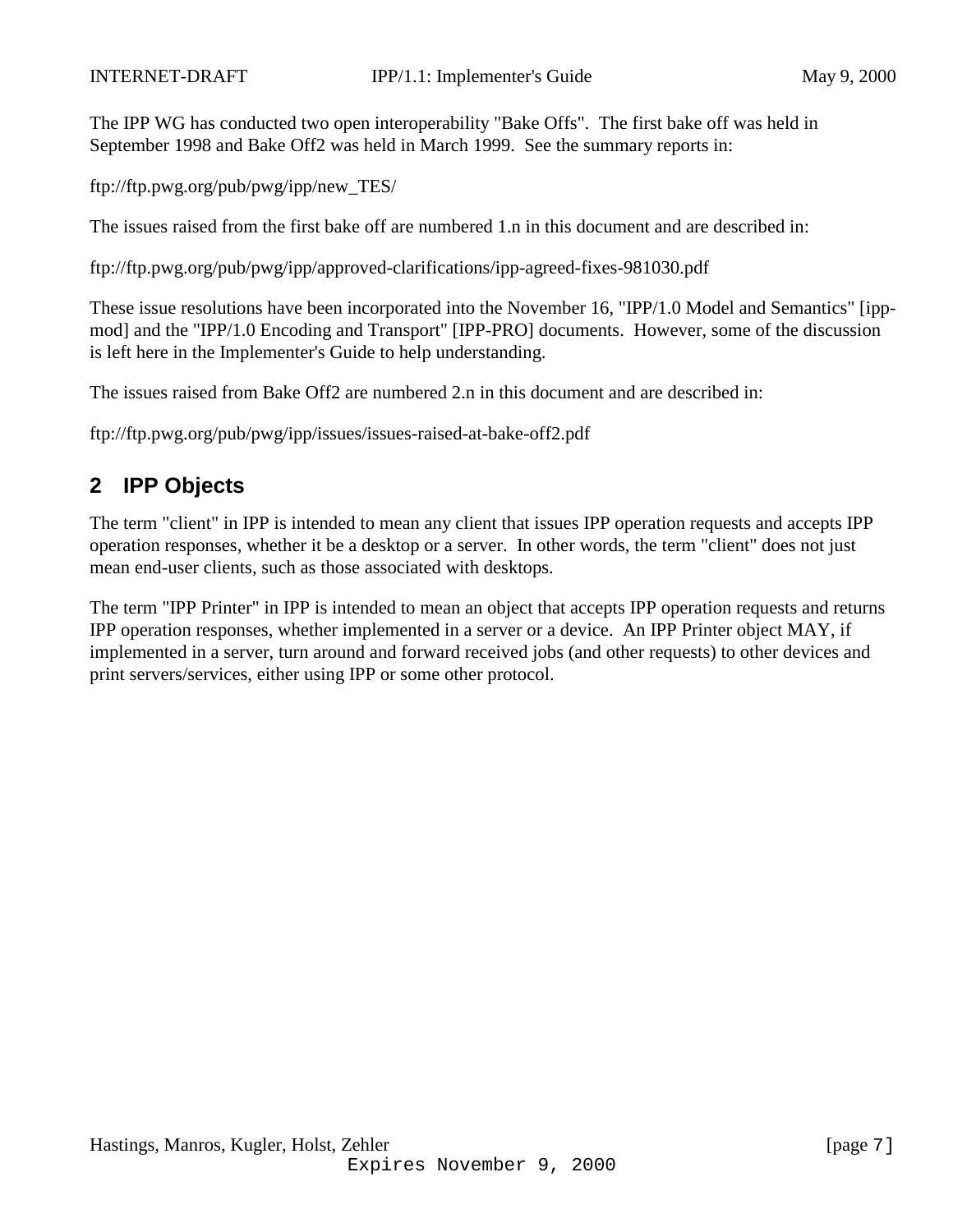The IPP WG has conducted two open interoperability "Bake Offs". The first bake off was held in September 1998 and Bake Off2 was held in March 1999. See the summary reports in:

ftp://ftp.pwg.org/pub/pwg/ipp/new_TES/

The issues raised from the first bake off are numbered 1.n in this document and are described in:

ftp://ftp.pwg.org/pub/pwg/ipp/approved-clarifications/ipp-agreed-fixes-981030.pdf

These issue resolutions have been incorporated into the November 16, "IPP/1.0 Model and Semantics" [ipp-mod] and the "IPP/1.0 Encoding and Transport" [IPP-PRO] documents. However, some of the discussion is left here in the Implementer's Guide to help understanding.

The issues raised from Bake Off2 are numbered 2.n in this document and are described in:

ftp://ftp.pwg.org/pub/pwg/ipp/issues/issues-raised-at-bake-off2.pdf

## 2 IPP Objects

The term "client" in IPP is intended to mean any client that issues IPP operation requests and accepts IPP operation responses, whether it be a desktop or a server. In other words, the term "client" does not just mean end-user clients, such as those associated with desktops.

The term "IPP Printer" in IPP is intended to mean an object that accepts IPP operation requests and returns IPP operation responses, whether implemented in a server or a device. An IPP Printer object MAY, if implemented in a server, turn around and forward received jobs (and other requests) to other devices and print servers/services, either using IPP or some other protocol.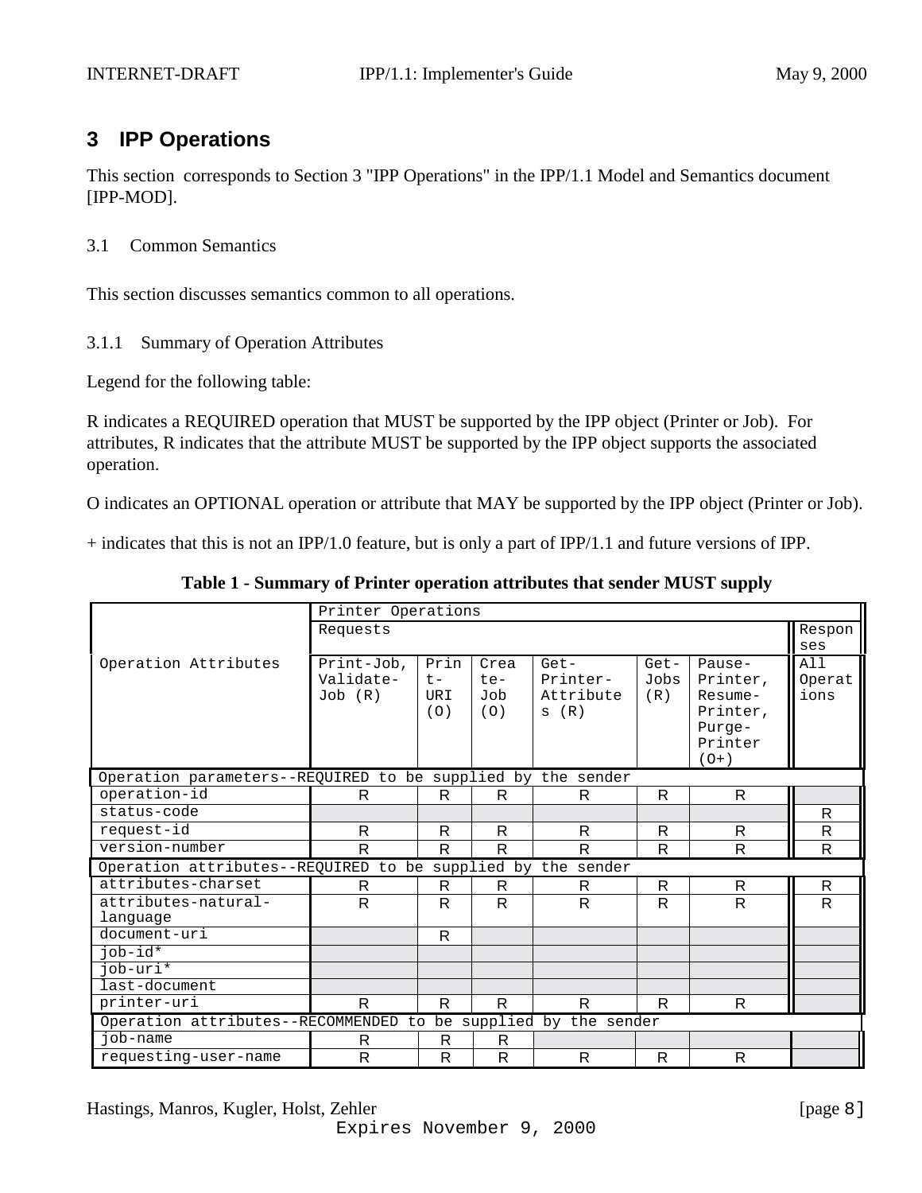## 3 IPP Operations

This section corresponds to Section 3 "IPP Operations" in the IPP/1.1 Model and Semantics document [IPP-MOD].

### 3.1 Common Semantics

This section discusses semantics common to all operations.

#### 3.1.1 Summary of Operation Attributes

Legend for the following table:

R indicates a REQUIRED operation that MUST be supported by the IPP object (Printer or Job). For attributes, R indicates that the attribute MUST be supported by the IPP object supports the associated operation.

O indicates an OPTIONAL operation or attribute that MAY be supported by the IPP object (Printer or Job).

+ indicates that this is not an IPP/1.0 feature, but is only a part of IPP/1.1 and future versions of IPP.

**Table 1 - Summary of Printer operation attributes that sender MUST supply**

| Operation Attributes | Printer Operations | | | | | | |
|---|---|---|---|---|---|---|---|
| | Requests | | | | | | Responses |
| | Print-Job, Validate-Job (R) | Print-URI (O) | Create-Job (O) | Get-Printer-Attributes (R) | Get-Jobs (R) | Pause-Printer, Resume-Printer, Purge-Printer (O+) | All Operations |
| **Operation parameters--REQUIRED to be supplied by the sender** | | | | | | | |
| operation-id | R | R | R | R | R | R | |
| status-code | | | | | | | R |
| request-id | R | R | R | R | R | R | R |
| version-number | R | R | R | R | R | R | R |
| **Operation attributes--REQUIRED to be supplied by the sender** | | | | | | | |
| attributes-charset | R | R | R | R | R | R | R |
| attributes-natural-language | R | R | R | R | R | R | R |
| document-uri | | R | | | | | |
| job-id* | | | | | | | |
| job-uri* | | | | | | | |
| last-document | | | | | | | |
| printer-uri | R | R | R | R | R | R | |
| **Operation attributes--RECOMMENDED to be supplied by the sender** | | | | | | | |
| job-name | R | R | R | | | | |
| requesting-user-name | R | R | R | R | R | R | |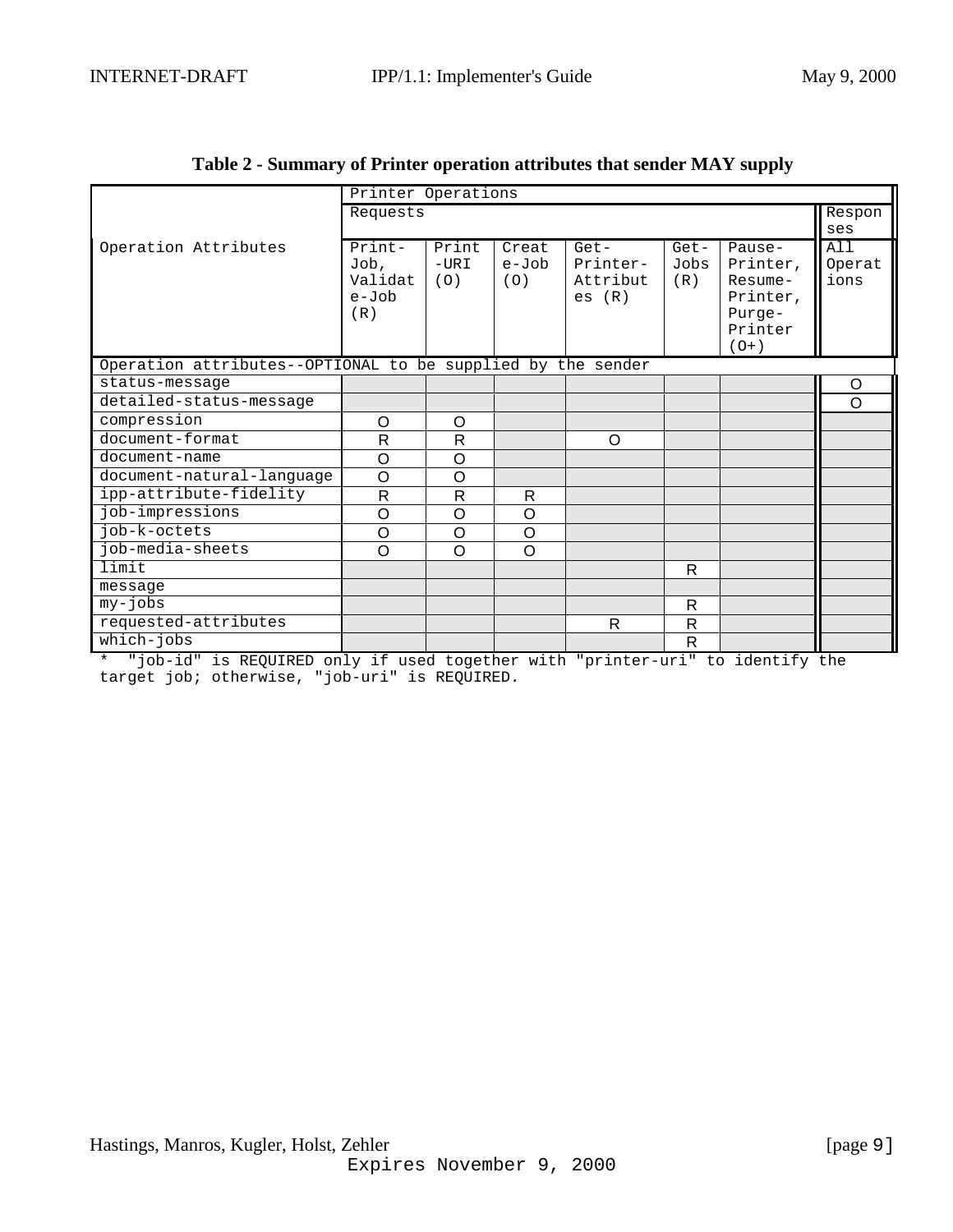**Table 2 - Summary of Printer operation attributes that sender MAY supply**

| Operation Attributes | Printer Operations | | | | | | |
|---|---|---|---|---|---|---|---|
| | Requests | | | | | | Responses |
| | Print-Job, Validate-Job (R) | Print-URI (O) | Create-Job (O) | Get-Printer-Attributes (R) | Get-Jobs (R) | Pause-Printer, Resume-Printer, Purge-Printer (O+) | All Operations |
| Operation attributes--OPTIONAL to be supplied by the sender | | | | | | | |
| status-message | | | | | | | O |
| detailed-status-message | | | | | | | O |
| compression | O | O | | | | | |
| document-format | R | R | | O | | | |
| document-name | O | O | | | | | |
| document-natural-language | O | O | | | | | |
| ipp-attribute-fidelity | R | R | R | | | | |
| job-impressions | O | O | O | | | | |
| job-k-octets | O | O | O | | | | |
| job-media-sheets | O | O | O | | | | |
| limit | | | | | R | | |
| message | | | | | | | |
| my-jobs | | | | | R | | |
| requested-attributes | | | | R | R | | |
| which-jobs | | | | | R | | |

\* "job-id" is REQUIRED only if used together with "printer-uri" to identify the target job; otherwise, "job-uri" is REQUIRED.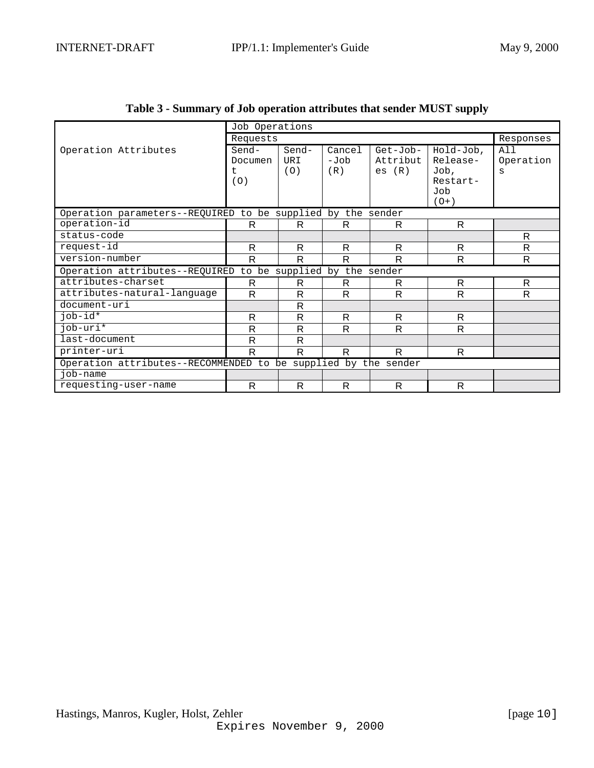**Table 3 - Summary of Job operation attributes that sender MUST supply**

| Operation Attributes | Job Operations | | | | | |
|---|---|---|---|---|---|---|
| | Requests | | | | | Responses |
| | Send-Document (O) | Send-URI (O) | Cancel-Job (R) | Get-Job-Attributes (R) | Hold-Job, Release-Job, Restart-Job (O+) | All Operations |
| Operation parameters--REQUIRED to be supplied by the sender | | | | | | |
| operation-id | R | R | R | R | R | |
| status-code | | | | | | R |
| request-id | R | R | R | R | R | R |
| version-number | R | R | R | R | R | R |
| Operation attributes--REQUIRED to be supplied by the sender | | | | | | |
| attributes-charset | R | R | R | R | R | R |
| attributes-natural-language | R | R | R | R | R | R |
| document-uri | | R | | | | |
| job-id* | R | R | R | R | R | |
| job-uri* | R | R | R | R | R | |
| last-document | R | R | | | | |
| printer-uri | R | R | R | R | R | |
| Operation attributes--RECOMMENDED to be supplied by the sender | | | | | | |
| job-name | | | | | | |
| requesting-user-name | R | R | R | R | R | |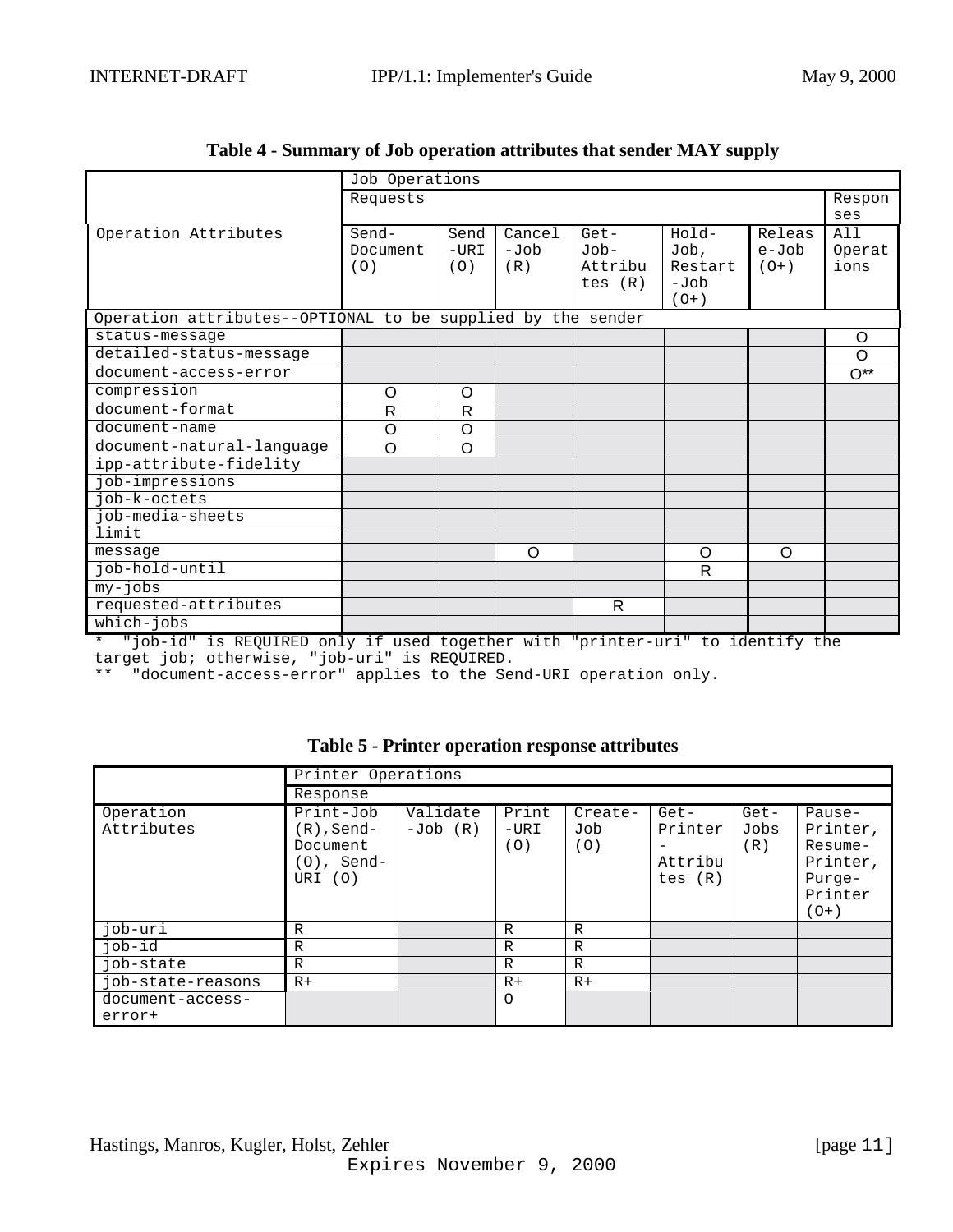**Table 4 - Summary of Job operation attributes that sender MAY supply**

| Operation Attributes | Job Operations | | | | | | |
|---|---|---|---|---|---|---|---|
| | Requests | | | | | | Responses |
| | Send-Document (O) | Send-URI (O) | Cancel-Job (R) | Get-Job-Attributes (R) | Hold-Job, Restart-Job (O+) | Release-Job (O+) | All Operations |
| Operation attributes--OPTIONAL to be supplied by the sender | | | | | | | |
| status-message | | | | | | | O |
| detailed-status-message | | | | | | | O |
| document-access-error | | | | | | | O** |
| compression | O | O | | | | | |
| document-format | R | R | | | | | |
| document-name | O | O | | | | | |
| document-natural-language | O | O | | | | | |
| ipp-attribute-fidelity | | | | | | | |
| job-impressions | | | | | | | |
| job-k-octets | | | | | | | |
| job-media-sheets | | | | | | | |
| limit | | | | | | | |
| message | | | O | | O | O | |
| job-hold-until | | | | | R | | |
| my-jobs | | | | | | | |
| requested-attributes | | | | R | | | |
| which-jobs | | | | | | | |

\* "job-id" is REQUIRED only if used together with "printer-uri" to identify the target job; otherwise, "job-uri" is REQUIRED.
** "document-access-error" applies to the Send-URI operation only.

**Table 5 - Printer operation response attributes**

| Operation Attributes | Printer Operations | | | | | | |
|---|---|---|---|---|---|---|---|
| | Response | | | | | | |
| | Print-Job (R), Send-Document (O), Send-URI (O) | Validate-Job (R) | Print-URI (O) | Create-Job (O) | Get-Printer-Attributes (R) | Get-Jobs (R) | Pause-Printer, Resume-Printer, Purge-Printer (O+) |
| job-uri | R | | R | R | | | |
| job-id | R | | R | R | | | |
| job-state | R | | R | R | | | |
| job-state-reasons | R+ | | R+ | R+ | | | |
| document-access-error+ | | | O | | | | |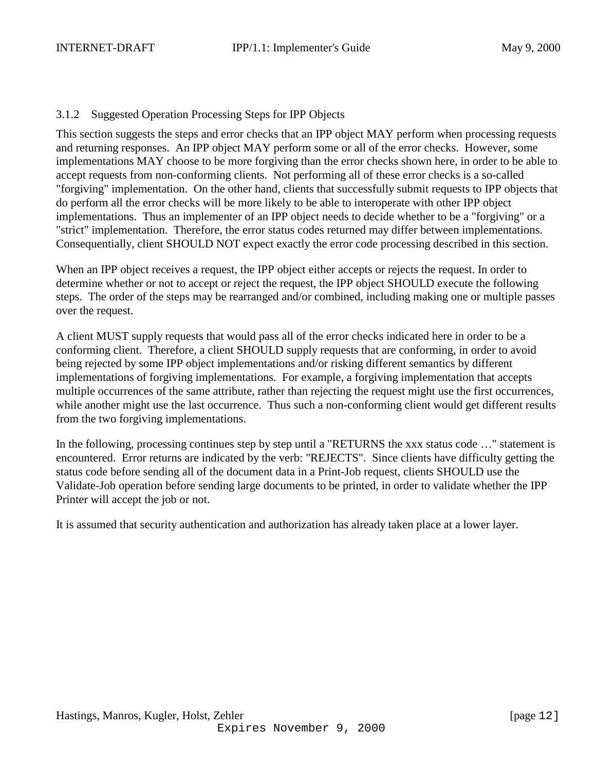### 3.1.2 Suggested Operation Processing Steps for IPP Objects

This section suggests the steps and error checks that an IPP object MAY perform when processing requests and returning responses. An IPP object MAY perform some or all of the error checks. However, some implementations MAY choose to be more forgiving than the error checks shown here, in order to be able to accept requests from non-conforming clients. Not performing all of these error checks is a so-called "forgiving" implementation. On the other hand, clients that successfully submit requests to IPP objects that do perform all the error checks will be more likely to be able to interoperate with other IPP object implementations. Thus an implementer of an IPP object needs to decide whether to be a "forgiving" or a "strict" implementation. Therefore, the error status codes returned may differ between implementations. Consequentially, client SHOULD NOT expect exactly the error code processing described in this section.

When an IPP object receives a request, the IPP object either accepts or rejects the request. In order to determine whether or not to accept or reject the request, the IPP object SHOULD execute the following steps. The order of the steps may be rearranged and/or combined, including making one or multiple passes over the request.

A client MUST supply requests that would pass all of the error checks indicated here in order to be a conforming client. Therefore, a client SHOULD supply requests that are conforming, in order to avoid being rejected by some IPP object implementations and/or risking different semantics by different implementations of forgiving implementations. For example, a forgiving implementation that accepts multiple occurrences of the same attribute, rather than rejecting the request might use the first occurrences, while another might use the last occurrence. Thus such a non-conforming client would get different results from the two forgiving implementations.

In the following, processing continues step by step until a "RETURNS the xxx status code …" statement is encountered. Error returns are indicated by the verb: "REJECTS". Since clients have difficulty getting the status code before sending all of the document data in a Print-Job request, clients SHOULD use the Validate-Job operation before sending large documents to be printed, in order to validate whether the IPP Printer will accept the job or not.

It is assumed that security authentication and authorization has already taken place at a lower layer.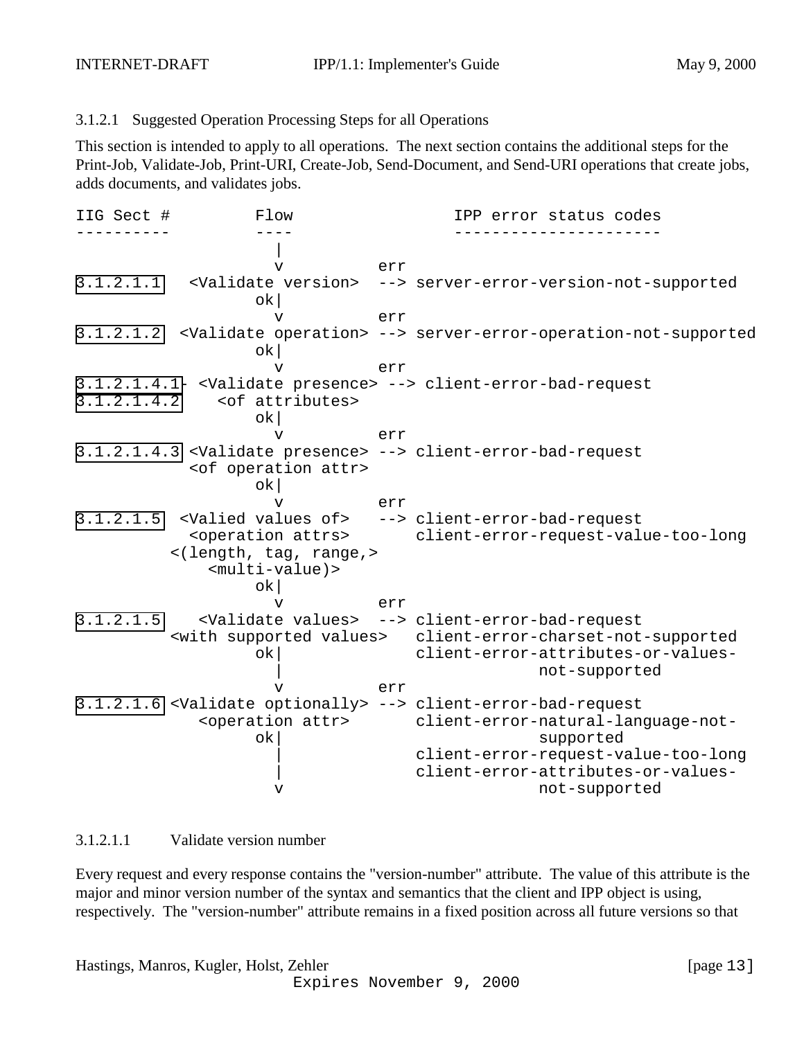### 3.1.2.1 Suggested Operation Processing Steps for all Operations

This section is intended to apply to all operations. The next section contains the additional steps for the Print-Job, Validate-Job, Print-URI, Create-Job, Send-Document, and Send-URI operations that create jobs, adds documents, and validates jobs.

```
IIG Sect #         Flow                 IPP error status codes
----------         ----                 ----------------------
                    |
                    v          err
3.1.2.1.1   <Validate version>  --> server-error-version-not-supported
                  ok|
                    v          err
3.1.2.1.2  <Validate operation> --> server-error-operation-not-supported
                  ok|
                    v          err
3.1.2.1.4.1- <Validate presence> --> client-error-bad-request
3.1.2.1.4.2    <of attributes>
                  ok|
                    v          err
3.1.2.1.4.3 <Validate presence> --> client-error-bad-request
            <of operation attr>
                  ok|
                    v          err
3.1.2.1.5  <Valied values of>   --> client-error-bad-request
            <operation attrs>       client-error-request-value-too-long
          <(length, tag, range,>
              <multi-value)>
                  ok|
                    v          err
3.1.2.1.5    <Validate values>  --> client-error-bad-request
          <with supported values>   client-error-charset-not-supported
                  ok|               client-error-attributes-or-values-
                    |                            not-supported
                    v          err
3.1.2.1.6 <Validate optionally> --> client-error-bad-request
             <operation attr>       client-error-natural-language-not-
                  ok|                            supported
                    |               client-error-request-value-too-long
                    |               client-error-attributes-or-values-
                    v                            not-supported
```

#### 3.1.2.1.1 Validate version number

Every request and every response contains the "version-number" attribute. The value of this attribute is the major and minor version number of the syntax and semantics that the client and IPP object is using, respectively. The "version-number" attribute remains in a fixed position across all future versions so that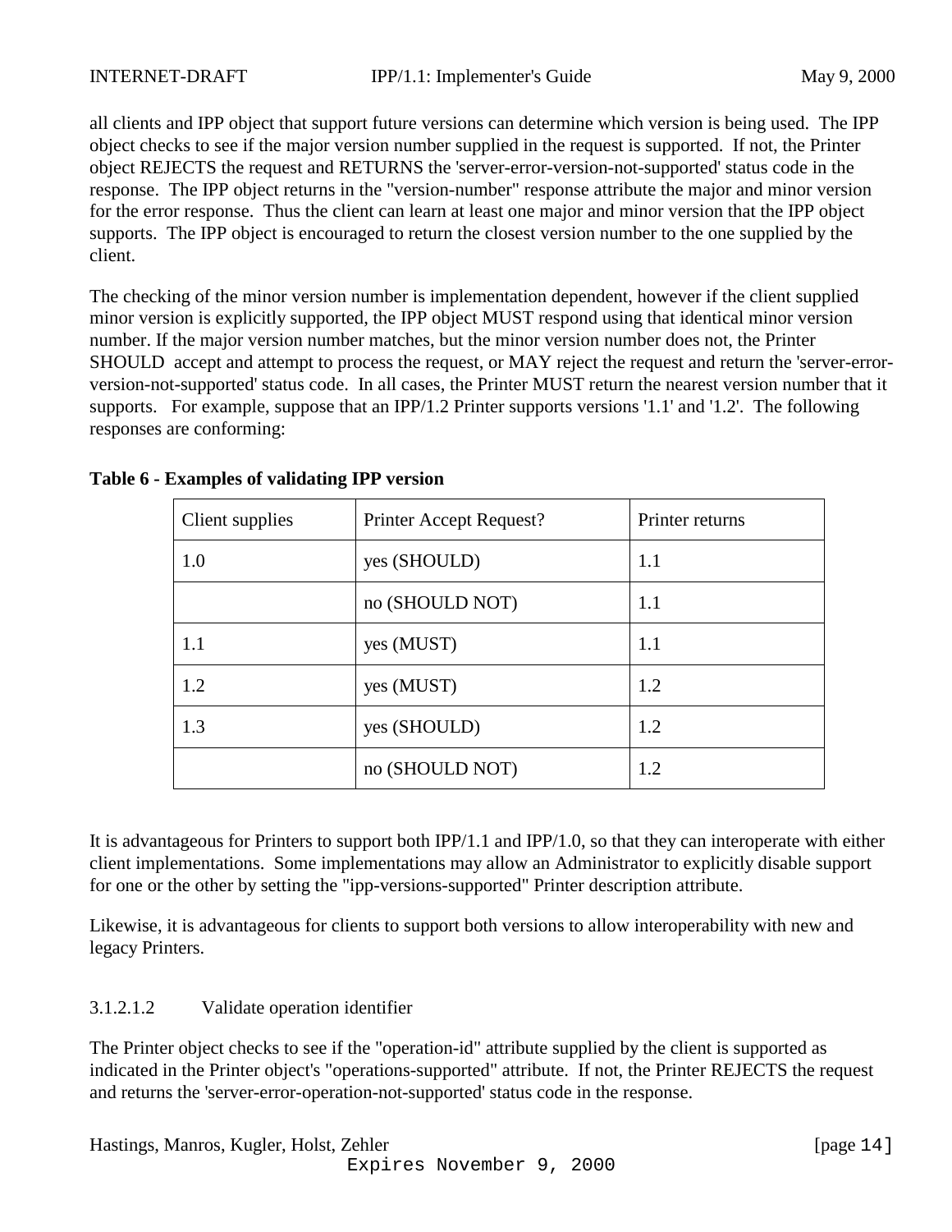all clients and IPP object that support future versions can determine which version is being used. The IPP object checks to see if the major version number supplied in the request is supported. If not, the Printer object REJECTS the request and RETURNS the 'server-error-version-not-supported' status code in the response. The IPP object returns in the "version-number" response attribute the major and minor version for the error response. Thus the client can learn at least one major and minor version that the IPP object supports. The IPP object is encouraged to return the closest version number to the one supplied by the client.

The checking of the minor version number is implementation dependent, however if the client supplied minor version is explicitly supported, the IPP object MUST respond using that identical minor version number. If the major version number matches, but the minor version number does not, the Printer SHOULD accept and attempt to process the request, or MAY reject the request and return the 'server-error-version-not-supported' status code. In all cases, the Printer MUST return the nearest version number that it supports. For example, suppose that an IPP/1.2 Printer supports versions '1.1' and '1.2'. The following responses are conforming:

**Table 6 - Examples of validating IPP version**

| Client supplies | Printer Accept Request? | Printer returns |
|---|---|---|
| 1.0 | yes (SHOULD) | 1.1 |
| | no (SHOULD NOT) | 1.1 |
| 1.1 | yes (MUST) | 1.1 |
| 1.2 | yes (MUST) | 1.2 |
| 1.3 | yes (SHOULD) | 1.2 |
| | no (SHOULD NOT) | 1.2 |

It is advantageous for Printers to support both IPP/1.1 and IPP/1.0, so that they can interoperate with either client implementations. Some implementations may allow an Administrator to explicitly disable support for one or the other by setting the "ipp-versions-supported" Printer description attribute.

Likewise, it is advantageous for clients to support both versions to allow interoperability with new and legacy Printers.

3.1.2.1.2 Validate operation identifier

The Printer object checks to see if the "operation-id" attribute supplied by the client is supported as indicated in the Printer object's "operations-supported" attribute. If not, the Printer REJECTS the request and returns the 'server-error-operation-not-supported' status code in the response.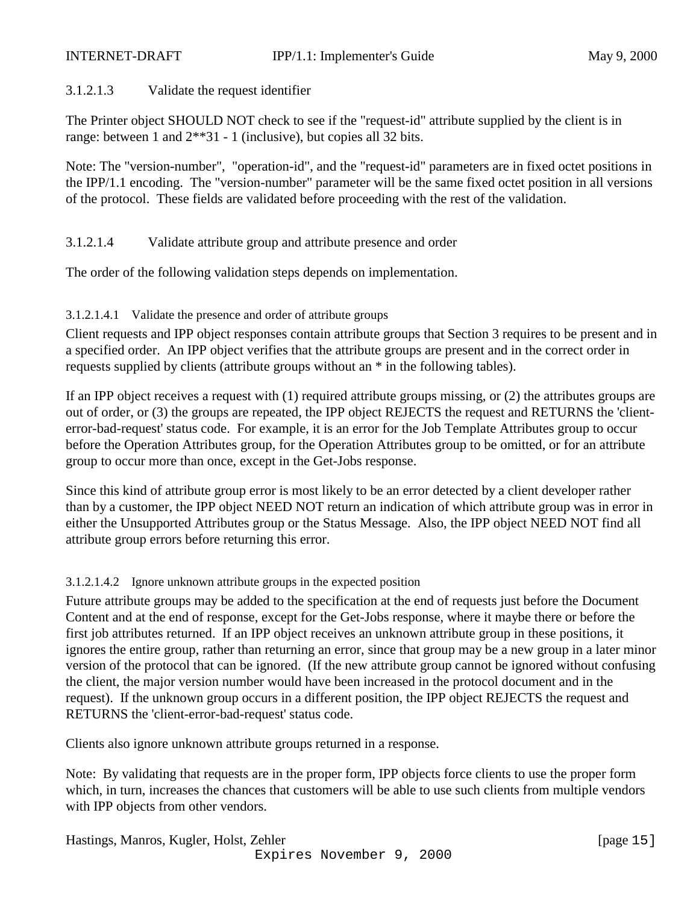### 3.1.2.1.3 Validate the request identifier

The Printer object SHOULD NOT check to see if the "request-id" attribute supplied by the client is in range: between 1 and 2**31 - 1 (inclusive), but copies all 32 bits.

Note: The "version-number", "operation-id", and the "request-id" parameters are in fixed octet positions in the IPP/1.1 encoding. The "version-number" parameter will be the same fixed octet position in all versions of the protocol. These fields are validated before proceeding with the rest of the validation.

### 3.1.2.1.4 Validate attribute group and attribute presence and order

The order of the following validation steps depends on implementation.

#### 3.1.2.1.4.1 Validate the presence and order of attribute groups

Client requests and IPP object responses contain attribute groups that Section 3 requires to be present and in a specified order. An IPP object verifies that the attribute groups are present and in the correct order in requests supplied by clients (attribute groups without an * in the following tables).

If an IPP object receives a request with (1) required attribute groups missing, or (2) the attributes groups are out of order, or (3) the groups are repeated, the IPP object REJECTS the request and RETURNS the 'client-error-bad-request' status code. For example, it is an error for the Job Template Attributes group to occur before the Operation Attributes group, for the Operation Attributes group to be omitted, or for an attribute group to occur more than once, except in the Get-Jobs response.

Since this kind of attribute group error is most likely to be an error detected by a client developer rather than by a customer, the IPP object NEED NOT return an indication of which attribute group was in error in either the Unsupported Attributes group or the Status Message. Also, the IPP object NEED NOT find all attribute group errors before returning this error.

#### 3.1.2.1.4.2 Ignore unknown attribute groups in the expected position

Future attribute groups may be added to the specification at the end of requests just before the Document Content and at the end of response, except for the Get-Jobs response, where it maybe there or before the first job attributes returned. If an IPP object receives an unknown attribute group in these positions, it ignores the entire group, rather than returning an error, since that group may be a new group in a later minor version of the protocol that can be ignored. (If the new attribute group cannot be ignored without confusing the client, the major version number would have been increased in the protocol document and in the request). If the unknown group occurs in a different position, the IPP object REJECTS the request and RETURNS the 'client-error-bad-request' status code.

Clients also ignore unknown attribute groups returned in a response.

Note: By validating that requests are in the proper form, IPP objects force clients to use the proper form which, in turn, increases the chances that customers will be able to use such clients from multiple vendors with IPP objects from other vendors.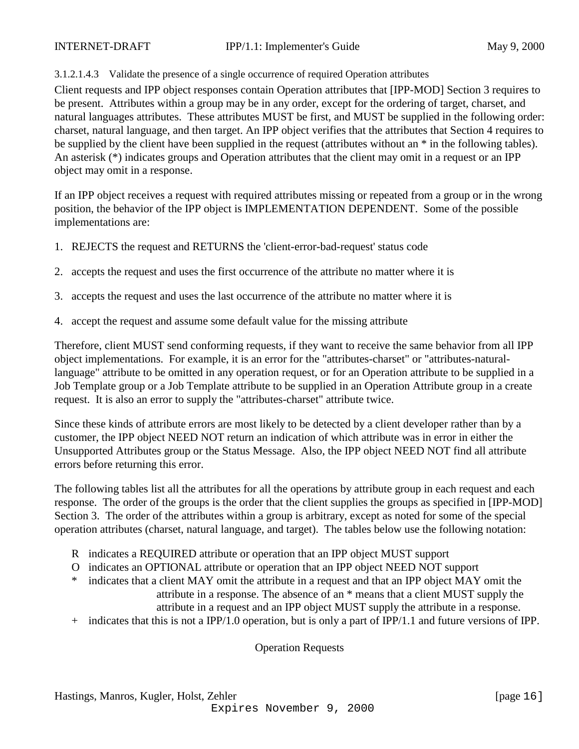#### 3.1.2.1.4.3 Validate the presence of a single occurrence of required Operation attributes

Client requests and IPP object responses contain Operation attributes that [IPP-MOD] Section 3 requires to be present. Attributes within a group may be in any order, except for the ordering of target, charset, and natural languages attributes. These attributes MUST be first, and MUST be supplied in the following order: charset, natural language, and then target. An IPP object verifies that the attributes that Section 4 requires to be supplied by the client have been supplied in the request (attributes without an * in the following tables). An asterisk (*) indicates groups and Operation attributes that the client may omit in a request or an IPP object may omit in a response.

If an IPP object receives a request with required attributes missing or repeated from a group or in the wrong position, the behavior of the IPP object is IMPLEMENTATION DEPENDENT. Some of the possible implementations are:

1. REJECTS the request and RETURNS the 'client-error-bad-request' status code

2. accepts the request and uses the first occurrence of the attribute no matter where it is

3. accepts the request and uses the last occurrence of the attribute no matter where it is

4. accept the request and assume some default value for the missing attribute

Therefore, client MUST send conforming requests, if they want to receive the same behavior from all IPP object implementations. For example, it is an error for the "attributes-charset" or "attributes-natural-language" attribute to be omitted in any operation request, or for an Operation attribute to be supplied in a Job Template group or a Job Template attribute to be supplied in an Operation Attribute group in a create request. It is also an error to supply the "attributes-charset" attribute twice.

Since these kinds of attribute errors are most likely to be detected by a client developer rather than by a customer, the IPP object NEED NOT return an indication of which attribute was in error in either the Unsupported Attributes group or the Status Message. Also, the IPP object NEED NOT find all attribute errors before returning this error.

The following tables list all the attributes for all the operations by attribute group in each request and each response. The order of the groups is the order that the client supplies the groups as specified in [IPP-MOD] Section 3. The order of the attributes within a group is arbitrary, except as noted for some of the special operation attributes (charset, natural language, and target). The tables below use the following notation:

- R indicates a REQUIRED attribute or operation that an IPP object MUST support
- O indicates an OPTIONAL attribute or operation that an IPP object NEED NOT support
- * indicates that a client MAY omit the attribute in a request and that an IPP object MAY omit the attribute in a response. The absence of an * means that a client MUST supply the attribute in a request and an IPP object MUST supply the attribute in a response.
- + indicates that this is not a IPP/1.0 operation, but is only a part of IPP/1.1 and future versions of IPP.

Operation Requests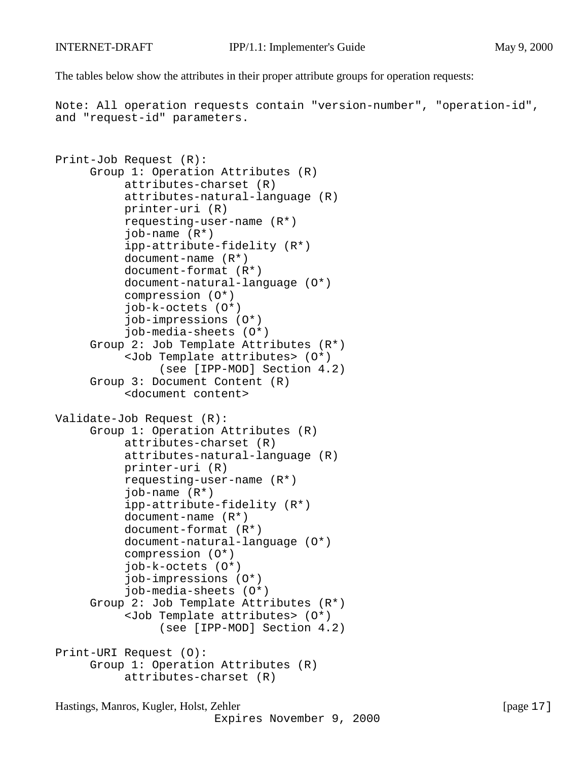The tables below show the attributes in their proper attribute groups for operation requests:

```
Note: All operation requests contain "version-number", "operation-id",
and "request-id" parameters.


Print-Job Request (R):
     Group 1: Operation Attributes (R)
          attributes-charset (R)
          attributes-natural-language (R)
          printer-uri (R)
          requesting-user-name (R*)
          job-name (R*)
          ipp-attribute-fidelity (R*)
          document-name (R*)
          document-format (R*)
          document-natural-language (O*)
          compression (O*)
          job-k-octets (O*)
          job-impressions (O*)
          job-media-sheets (O*)
     Group 2: Job Template Attributes (R*)
          <Job Template attributes> (O*)
               (see [IPP-MOD] Section 4.2)
     Group 3: Document Content (R)
          <document content>

Validate-Job Request (R):
     Group 1: Operation Attributes (R)
          attributes-charset (R)
          attributes-natural-language (R)
          printer-uri (R)
          requesting-user-name (R*)
          job-name (R*)
          ipp-attribute-fidelity (R*)
          document-name (R*)
          document-format (R*)
          document-natural-language (O*)
          compression (O*)
          job-k-octets (O*)
          job-impressions (O*)
          job-media-sheets (O*)
     Group 2: Job Template Attributes (R*)
          <Job Template attributes> (O*)
               (see [IPP-MOD] Section 4.2)

Print-URI Request (O):
     Group 1: Operation Attributes (R)
          attributes-charset (R)
```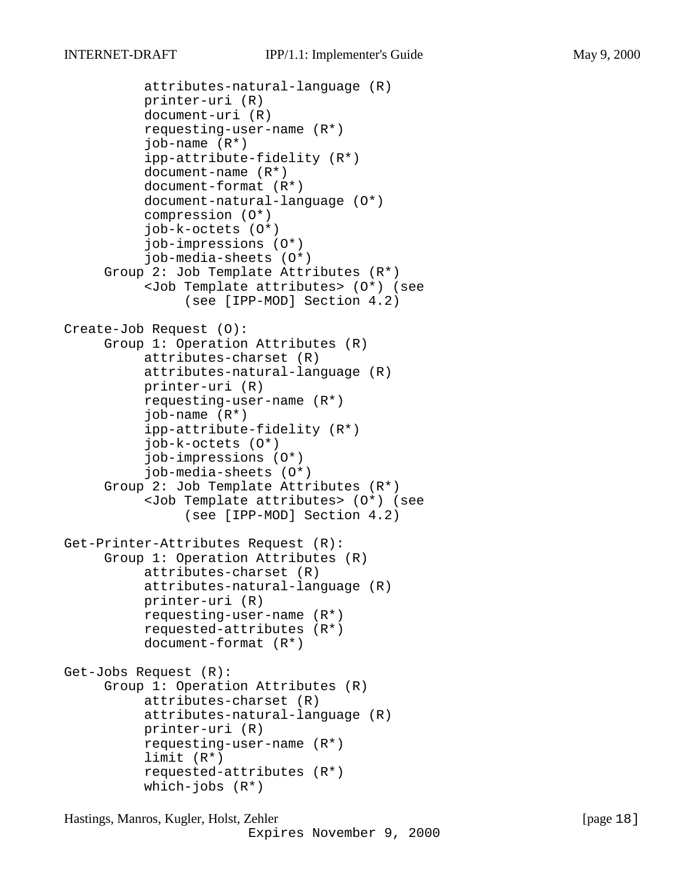```
          attributes-natural-language (R)
          printer-uri (R)
          document-uri (R)
          requesting-user-name (R*)
          job-name (R*)
          ipp-attribute-fidelity (R*)
          document-name (R*)
          document-format (R*)
          document-natural-language (O*)
          compression (O*)
          job-k-octets (O*)
          job-impressions (O*)
          job-media-sheets (O*)
     Group 2: Job Template Attributes (R*)
          <Job Template attributes> (O*) (see
               (see [IPP-MOD] Section 4.2)

Create-Job Request (O):
     Group 1: Operation Attributes (R)
          attributes-charset (R)
          attributes-natural-language (R)
          printer-uri (R)
          requesting-user-name (R*)
          job-name (R*)
          ipp-attribute-fidelity (R*)
          job-k-octets (O*)
          job-impressions (O*)
          job-media-sheets (O*)
     Group 2: Job Template Attributes (R*)
          <Job Template attributes> (O*) (see
               (see [IPP-MOD] Section 4.2)

Get-Printer-Attributes Request (R):
     Group 1: Operation Attributes (R)
          attributes-charset (R)
          attributes-natural-language (R)
          printer-uri (R)
          requesting-user-name (R*)
          requested-attributes (R*)
          document-format (R*)

Get-Jobs Request (R):
     Group 1: Operation Attributes (R)
          attributes-charset (R)
          attributes-natural-language (R)
          printer-uri (R)
          requesting-user-name (R*)
          limit (R*)
          requested-attributes (R*)
          which-jobs (R*)
```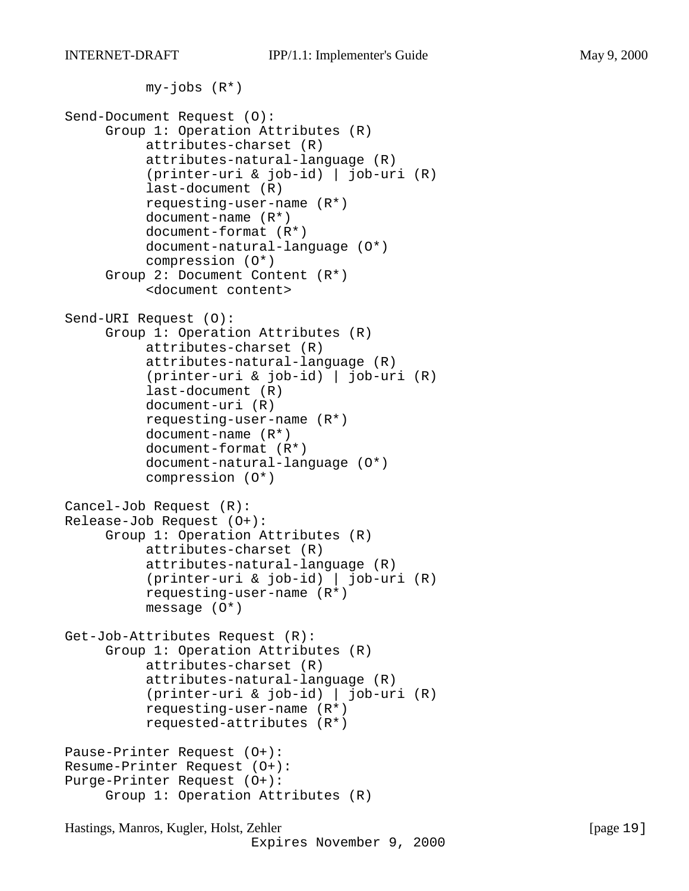```
          my-jobs (R*)

Send-Document Request (O):
     Group 1: Operation Attributes (R)
          attributes-charset (R)
          attributes-natural-language (R)
          (printer-uri & job-id) | job-uri (R)
          last-document (R)
          requesting-user-name (R*)
          document-name (R*)
          document-format (R*)
          document-natural-language (O*)
          compression (O*)
     Group 2: Document Content (R*)
          <document content>

Send-URI Request (O):
     Group 1: Operation Attributes (R)
          attributes-charset (R)
          attributes-natural-language (R)
          (printer-uri & job-id) | job-uri (R)
          last-document (R)
          document-uri (R)
          requesting-user-name (R*)
          document-name (R*)
          document-format (R*)
          document-natural-language (O*)
          compression (O*)

Cancel-Job Request (R):
Release-Job Request (O+):
     Group 1: Operation Attributes (R)
          attributes-charset (R)
          attributes-natural-language (R)
          (printer-uri & job-id) | job-uri (R)
          requesting-user-name (R*)
          message (O*)

Get-Job-Attributes Request (R):
     Group 1: Operation Attributes (R)
          attributes-charset (R)
          attributes-natural-language (R)
          (printer-uri & job-id) | job-uri (R)
          requesting-user-name (R*)
          requested-attributes (R*)

Pause-Printer Request (O+):
Resume-Printer Request (O+):
Purge-Printer Request (O+):
     Group 1: Operation Attributes (R)
```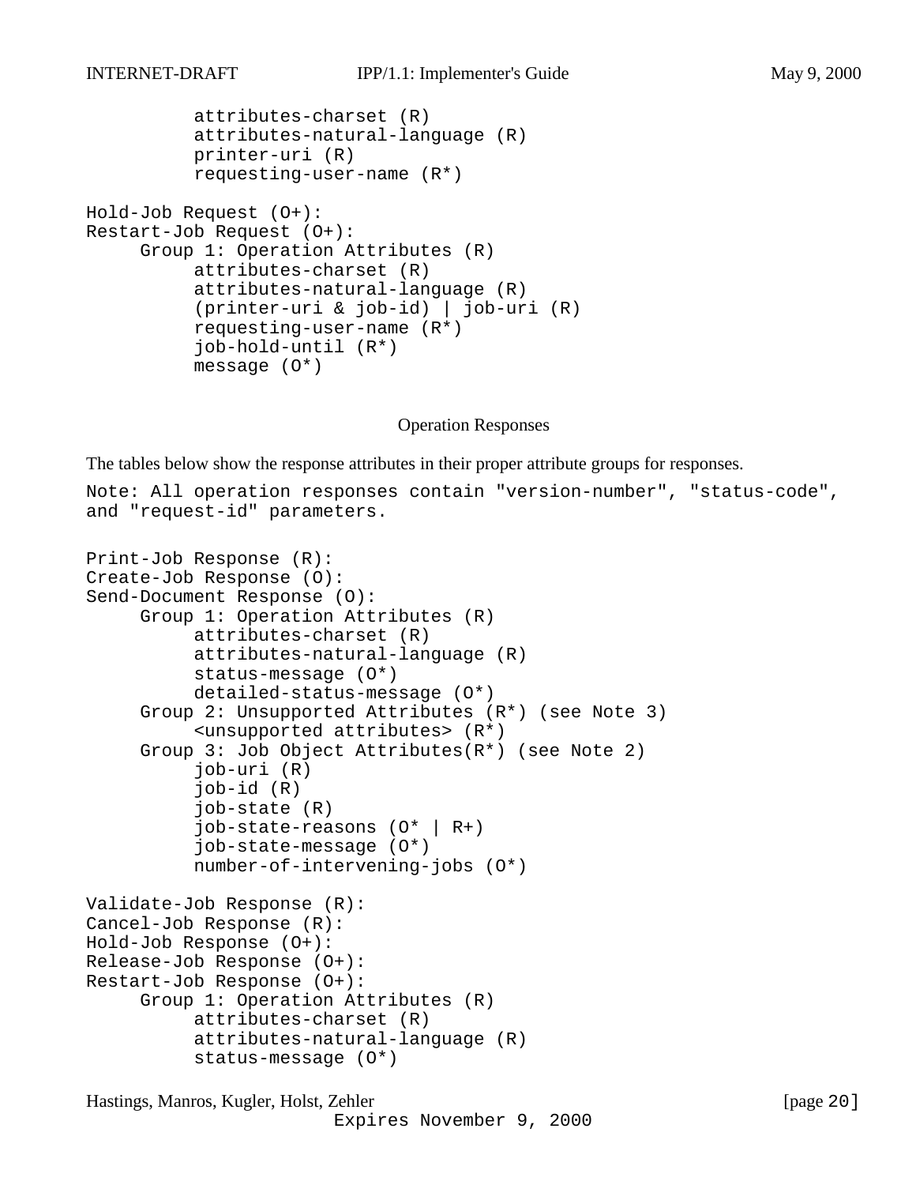```
          attributes-charset (R)
          attributes-natural-language (R)
          printer-uri (R)
          requesting-user-name (R*)

Hold-Job Request (O+):
Restart-Job Request (O+):
     Group 1: Operation Attributes (R)
          attributes-charset (R)
          attributes-natural-language (R)
          (printer-uri & job-id) | job-uri (R)
          requesting-user-name (R*)
          job-hold-until (R*)
          message (O*)
```

Operation Responses

The tables below show the response attributes in their proper attribute groups for responses.

```
Note: All operation responses contain "version-number", "status-code",
and "request-id" parameters.

Print-Job Response (R):
Create-Job Response (O):
Send-Document Response (O):
     Group 1: Operation Attributes (R)
          attributes-charset (R)
          attributes-natural-language (R)
          status-message (O*)
          detailed-status-message (O*)
     Group 2: Unsupported Attributes (R*) (see Note 3)
          <unsupported attributes> (R*)
     Group 3: Job Object Attributes(R*) (see Note 2)
          job-uri (R)
          job-id (R)
          job-state (R)
          job-state-reasons (O* | R+)
          job-state-message (O*)
          number-of-intervening-jobs (O*)

Validate-Job Response (R):
Cancel-Job Response (R):
Hold-Job Response (O+):
Release-Job Response (O+):
Restart-Job Response (O+):
     Group 1: Operation Attributes (R)
          attributes-charset (R)
          attributes-natural-language (R)
          status-message (O*)
```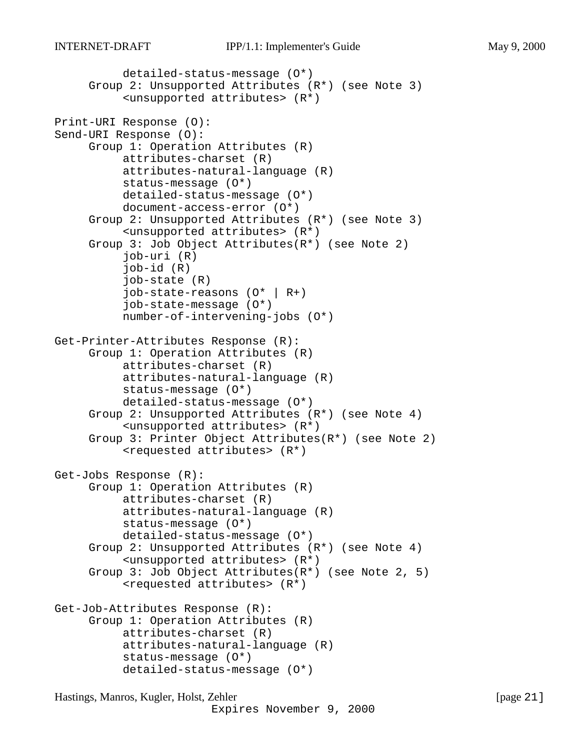```
          detailed-status-message (O*)
     Group 2: Unsupported Attributes (R*) (see Note 3)
          <unsupported attributes> (R*)

Print-URI Response (O):
Send-URI Response (O):
     Group 1: Operation Attributes (R)
          attributes-charset (R)
          attributes-natural-language (R)
          status-message (O*)
          detailed-status-message (O*)
          document-access-error (O*)
     Group 2: Unsupported Attributes (R*) (see Note 3)
          <unsupported attributes> (R*)
     Group 3: Job Object Attributes(R*) (see Note 2)
          job-uri (R)
          job-id (R)
          job-state (R)
          job-state-reasons (O* | R+)
          job-state-message (O*)
          number-of-intervening-jobs (O*)

Get-Printer-Attributes Response (R):
     Group 1: Operation Attributes (R)
          attributes-charset (R)
          attributes-natural-language (R)
          status-message (O*)
          detailed-status-message (O*)
     Group 2: Unsupported Attributes (R*) (see Note 4)
          <unsupported attributes> (R*)
     Group 3: Printer Object Attributes(R*) (see Note 2)
          <requested attributes> (R*)

Get-Jobs Response (R):
     Group 1: Operation Attributes (R)
          attributes-charset (R)
          attributes-natural-language (R)
          status-message (O*)
          detailed-status-message (O*)
     Group 2: Unsupported Attributes (R*) (see Note 4)
          <unsupported attributes> (R*)
     Group 3: Job Object Attributes(R*) (see Note 2, 5)
          <requested attributes> (R*)

Get-Job-Attributes Response (R):
     Group 1: Operation Attributes (R)
          attributes-charset (R)
          attributes-natural-language (R)
          status-message (O*)
          detailed-status-message (O*)
```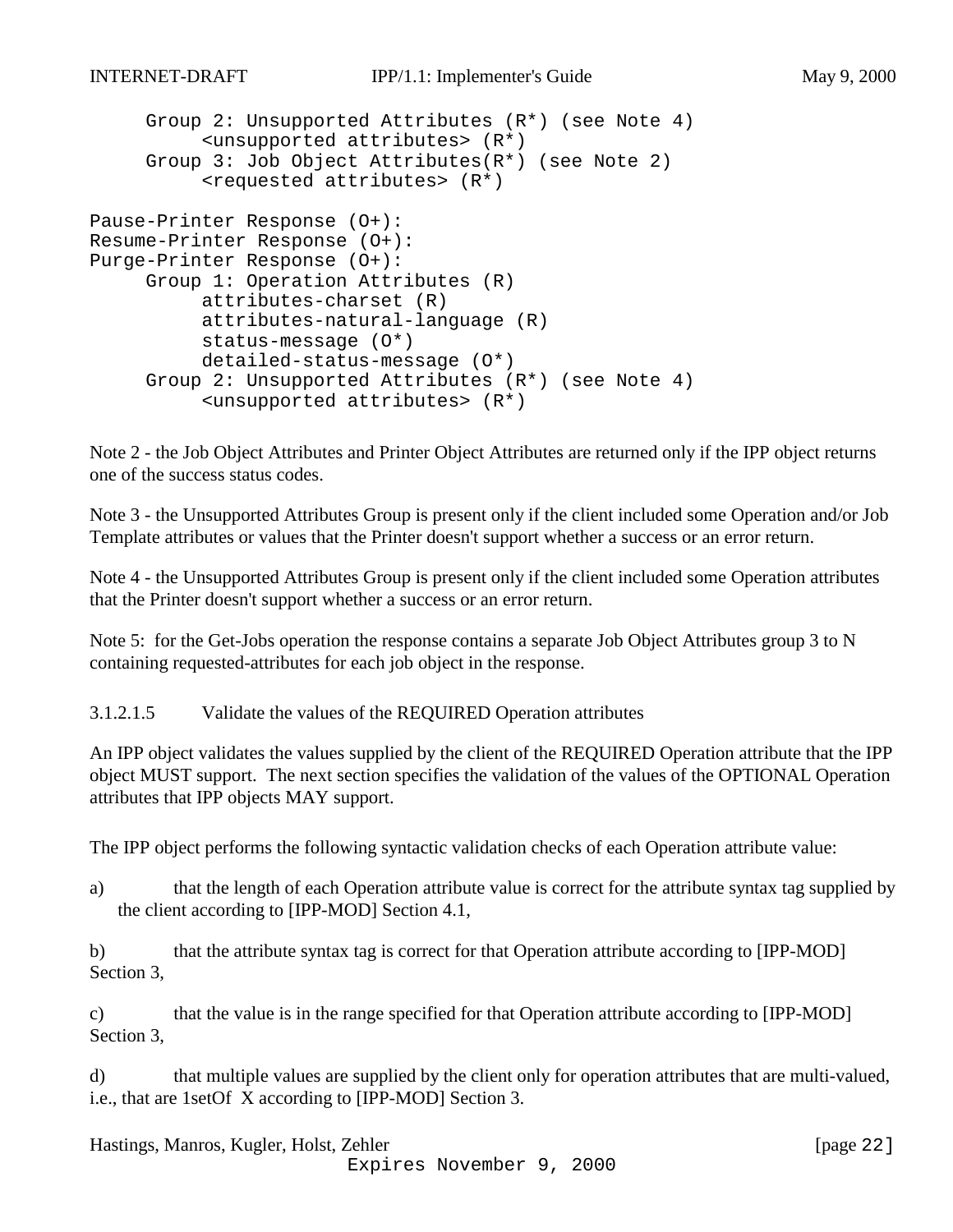```
     Group 2: Unsupported Attributes (R*) (see Note 4)
          <unsupported attributes> (R*)
     Group 3: Job Object Attributes(R*) (see Note 2)
          <requested attributes> (R*)

Pause-Printer Response (O+):
Resume-Printer Response (O+):
Purge-Printer Response (O+):
     Group 1: Operation Attributes (R)
          attributes-charset (R)
          attributes-natural-language (R)
          status-message (O*)
          detailed-status-message (O*)
     Group 2: Unsupported Attributes (R*) (see Note 4)
          <unsupported attributes> (R*)
```

Note 2 - the Job Object Attributes and Printer Object Attributes are returned only if the IPP object returns one of the success status codes.

Note 3 - the Unsupported Attributes Group is present only if the client included some Operation and/or Job Template attributes or values that the Printer doesn't support whether a success or an error return.

Note 4 - the Unsupported Attributes Group is present only if the client included some Operation attributes that the Printer doesn't support whether a success or an error return.

Note 5: for the Get-Jobs operation the response contains a separate Job Object Attributes group 3 to N containing requested-attributes for each job object in the response.

#### 3.1.2.1.5 Validate the values of the REQUIRED Operation attributes

An IPP object validates the values supplied by the client of the REQUIRED Operation attribute that the IPP object MUST support. The next section specifies the validation of the values of the OPTIONAL Operation attributes that IPP objects MAY support.

The IPP object performs the following syntactic validation checks of each Operation attribute value:

a) that the length of each Operation attribute value is correct for the attribute syntax tag supplied by the client according to [IPP-MOD] Section 4.1,

b) that the attribute syntax tag is correct for that Operation attribute according to [IPP-MOD] Section 3,

c) that the value is in the range specified for that Operation attribute according to [IPP-MOD] Section 3,

d) that multiple values are supplied by the client only for operation attributes that are multi-valued, i.e., that are 1setOf X according to [IPP-MOD] Section 3.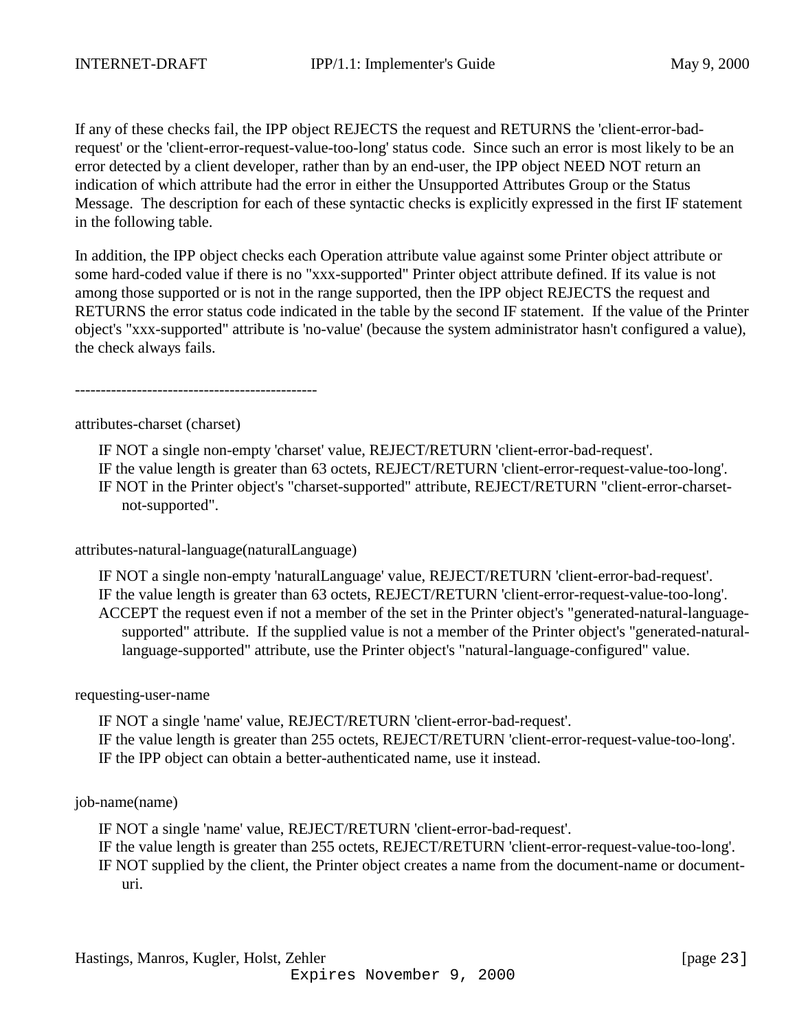If any of these checks fail, the IPP object REJECTS the request and RETURNS the 'client-error-bad-request' or the 'client-error-request-value-too-long' status code. Since such an error is most likely to be an error detected by a client developer, rather than by an end-user, the IPP object NEED NOT return an indication of which attribute had the error in either the Unsupported Attributes Group or the Status Message. The description for each of these syntactic checks is explicitly expressed in the first IF statement in the following table.

In addition, the IPP object checks each Operation attribute value against some Printer object attribute or some hard-coded value if there is no "xxx-supported" Printer object attribute defined. If its value is not among those supported or is not in the range supported, then the IPP object REJECTS the request and RETURNS the error status code indicated in the table by the second IF statement. If the value of the Printer object's "xxx-supported" attribute is 'no-value' (because the system administrator hasn't configured a value), the check always fails.

-----------------------------------------------

attributes-charset (charset)

IF NOT a single non-empty 'charset' value, REJECT/RETURN 'client-error-bad-request'.
IF the value length is greater than 63 octets, REJECT/RETURN 'client-error-request-value-too-long'.
IF NOT in the Printer object's "charset-supported" attribute, REJECT/RETURN "client-error-charset-not-supported".

attributes-natural-language(naturalLanguage)

IF NOT a single non-empty 'naturalLanguage' value, REJECT/RETURN 'client-error-bad-request'.
IF the value length is greater than 63 octets, REJECT/RETURN 'client-error-request-value-too-long'.
ACCEPT the request even if not a member of the set in the Printer object's "generated-natural-language-supported" attribute. If the supplied value is not a member of the Printer object's "generated-natural-language-supported" attribute, use the Printer object's "natural-language-configured" value.

requesting-user-name

IF NOT a single 'name' value, REJECT/RETURN 'client-error-bad-request'.
IF the value length is greater than 255 octets, REJECT/RETURN 'client-error-request-value-too-long'.
IF the IPP object can obtain a better-authenticated name, use it instead.

job-name(name)

IF NOT a single 'name' value, REJECT/RETURN 'client-error-bad-request'.
IF the value length is greater than 255 octets, REJECT/RETURN 'client-error-request-value-too-long'.
IF NOT supplied by the client, the Printer object creates a name from the document-name or document-uri.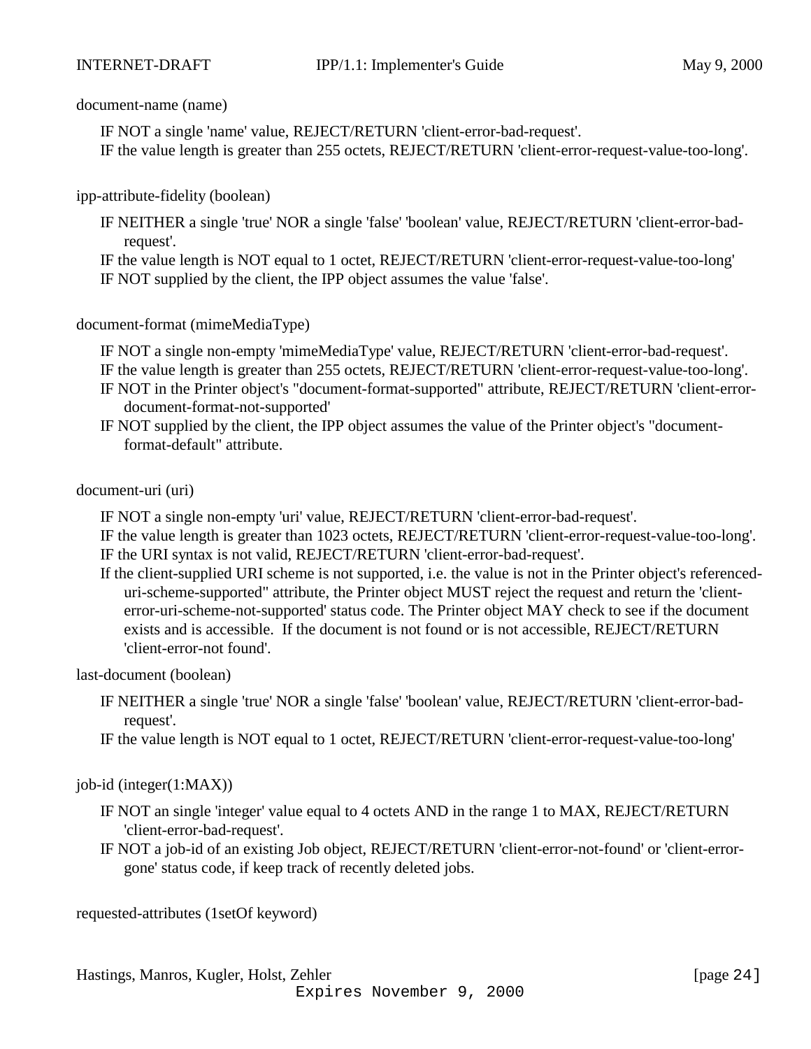document-name (name)

IF NOT a single 'name' value, REJECT/RETURN 'client-error-bad-request'.
IF the value length is greater than 255 octets, REJECT/RETURN 'client-error-request-value-too-long'.

ipp-attribute-fidelity (boolean)

IF NEITHER a single 'true' NOR a single 'false' 'boolean' value, REJECT/RETURN 'client-error-bad-request'.
IF the value length is NOT equal to 1 octet, REJECT/RETURN 'client-error-request-value-too-long'
IF NOT supplied by the client, the IPP object assumes the value 'false'.

document-format (mimeMediaType)

IF NOT a single non-empty 'mimeMediaType' value, REJECT/RETURN 'client-error-bad-request'.
IF the value length is greater than 255 octets, REJECT/RETURN 'client-error-request-value-too-long'.
IF NOT in the Printer object's "document-format-supported" attribute, REJECT/RETURN 'client-error-document-format-not-supported'
IF NOT supplied by the client, the IPP object assumes the value of the Printer object's "document-format-default" attribute.

document-uri (uri)

IF NOT a single non-empty 'uri' value, REJECT/RETURN 'client-error-bad-request'.
IF the value length is greater than 1023 octets, REJECT/RETURN 'client-error-request-value-too-long'.
IF the URI syntax is not valid, REJECT/RETURN 'client-error-bad-request'.
If the client-supplied URI scheme is not supported, i.e. the value is not in the Printer object's referenced-uri-scheme-supported" attribute, the Printer object MUST reject the request and return the 'client-error-uri-scheme-not-supported' status code. The Printer object MAY check to see if the document exists and is accessible. If the document is not found or is not accessible, REJECT/RETURN 'client-error-not found'.

last-document (boolean)

IF NEITHER a single 'true' NOR a single 'false' 'boolean' value, REJECT/RETURN 'client-error-bad-request'.
IF the value length is NOT equal to 1 octet, REJECT/RETURN 'client-error-request-value-too-long'

job-id (integer(1:MAX))

IF NOT an single 'integer' value equal to 4 octets AND in the range 1 to MAX, REJECT/RETURN 'client-error-bad-request'.
IF NOT a job-id of an existing Job object, REJECT/RETURN 'client-error-not-found' or 'client-error-gone' status code, if keep track of recently deleted jobs.

requested-attributes (1setOf keyword)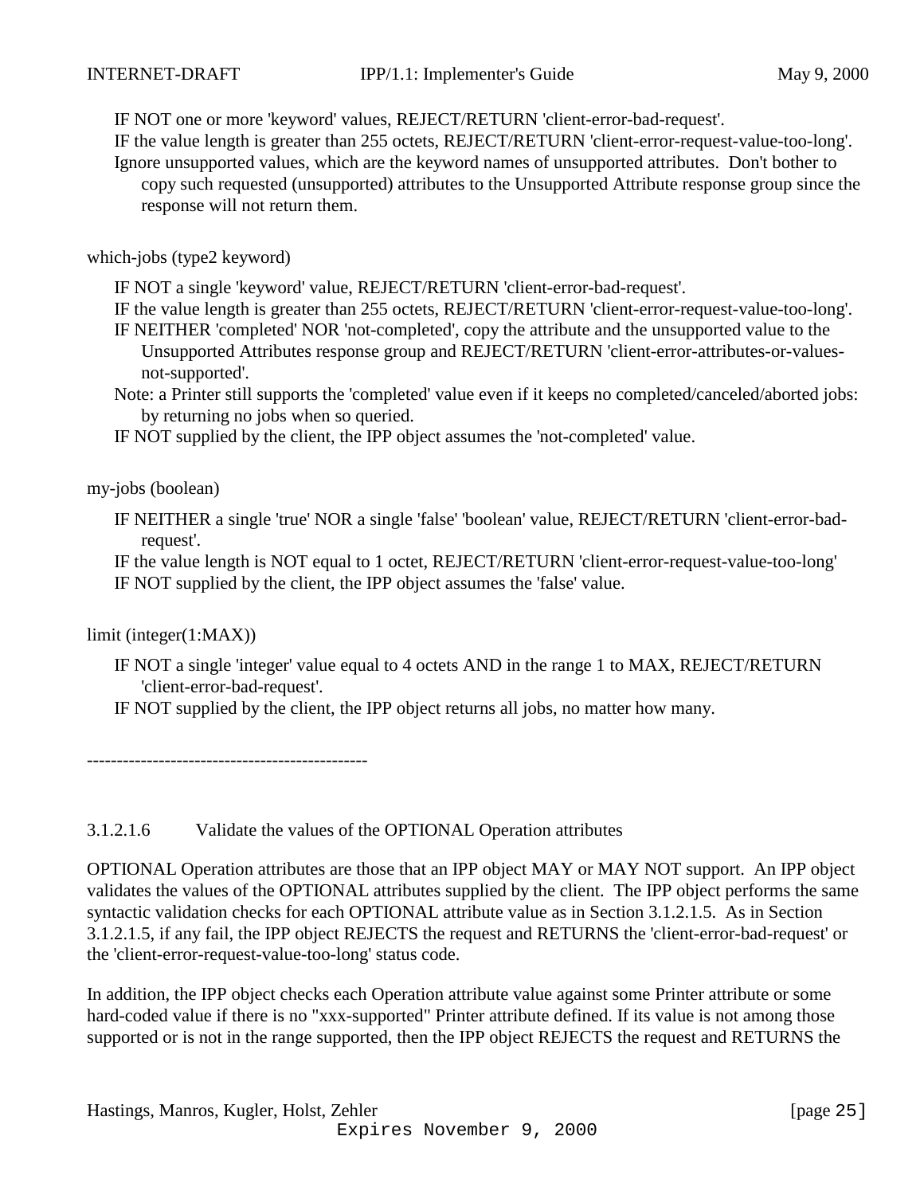IF NOT one or more 'keyword' values, REJECT/RETURN 'client-error-bad-request'.
IF the value length is greater than 255 octets, REJECT/RETURN 'client-error-request-value-too-long'.
Ignore unsupported values, which are the keyword names of unsupported attributes. Don't bother to copy such requested (unsupported) attributes to the Unsupported Attribute response group since the response will not return them.

which-jobs (type2 keyword)

IF NOT a single 'keyword' value, REJECT/RETURN 'client-error-bad-request'.
IF the value length is greater than 255 octets, REJECT/RETURN 'client-error-request-value-too-long'.
IF NEITHER 'completed' NOR 'not-completed', copy the attribute and the unsupported value to the Unsupported Attributes response group and REJECT/RETURN 'client-error-attributes-or-values-not-supported'.
Note: a Printer still supports the 'completed' value even if it keeps no completed/canceled/aborted jobs: by returning no jobs when so queried.
IF NOT supplied by the client, the IPP object assumes the 'not-completed' value.

my-jobs (boolean)

IF NEITHER a single 'true' NOR a single 'false' 'boolean' value, REJECT/RETURN 'client-error-bad-request'.
IF the value length is NOT equal to 1 octet, REJECT/RETURN 'client-error-request-value-too-long'
IF NOT supplied by the client, the IPP object assumes the 'false' value.

limit (integer(1:MAX))

IF NOT a single 'integer' value equal to 4 octets AND in the range 1 to MAX, REJECT/RETURN 'client-error-bad-request'.
IF NOT supplied by the client, the IPP object returns all jobs, no matter how many.

-----------------------------------------------

#### 3.1.2.1.6 Validate the values of the OPTIONAL Operation attributes

OPTIONAL Operation attributes are those that an IPP object MAY or MAY NOT support. An IPP object validates the values of the OPTIONAL attributes supplied by the client. The IPP object performs the same syntactic validation checks for each OPTIONAL attribute value as in Section 3.1.2.1.5. As in Section 3.1.2.1.5, if any fail, the IPP object REJECTS the request and RETURNS the 'client-error-bad-request' or the 'client-error-request-value-too-long' status code.

In addition, the IPP object checks each Operation attribute value against some Printer attribute or some hard-coded value if there is no "xxx-supported" Printer attribute defined. If its value is not among those supported or is not in the range supported, then the IPP object REJECTS the request and RETURNS the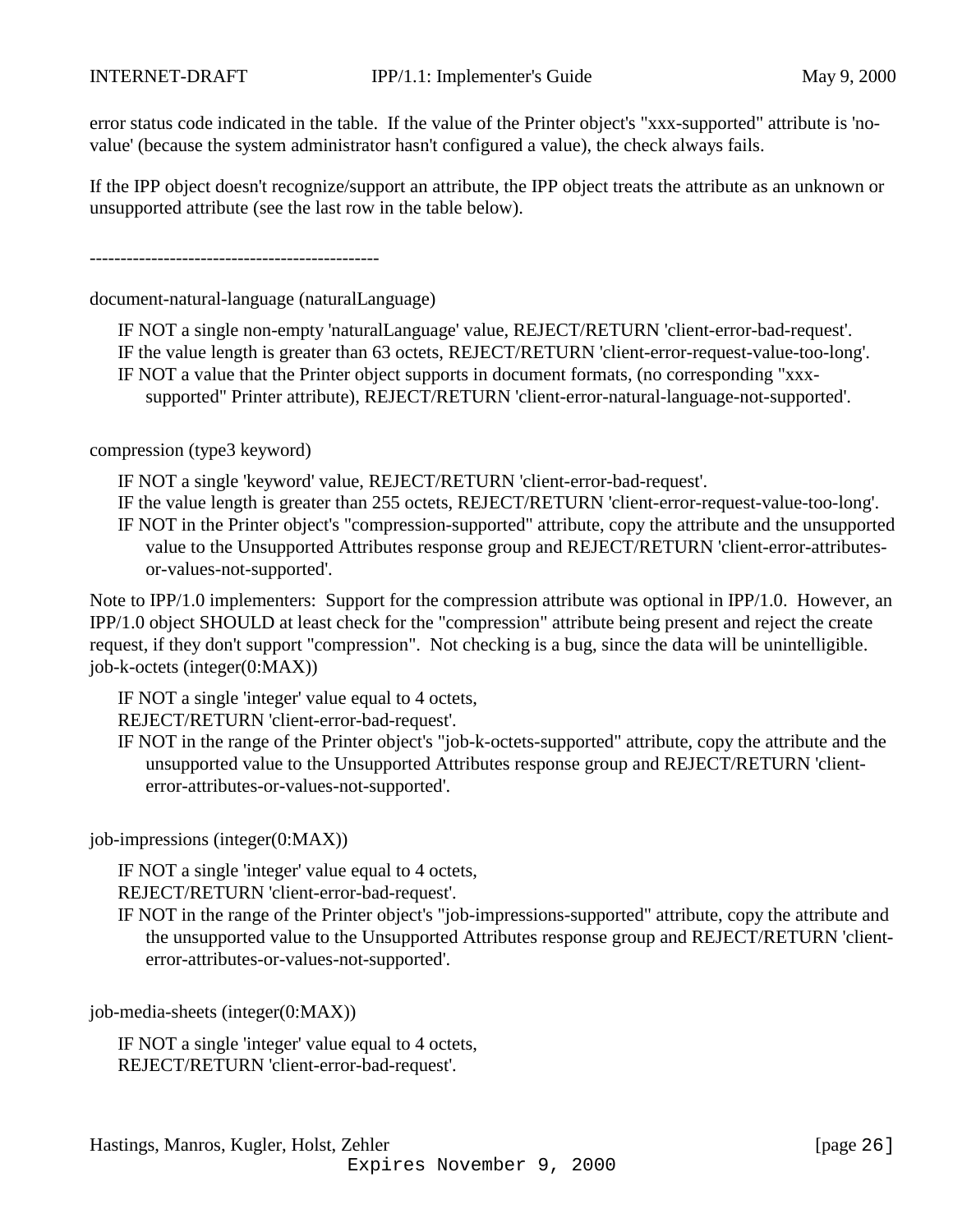error status code indicated in the table. If the value of the Printer object's "xxx-supported" attribute is 'no-value' (because the system administrator hasn't configured a value), the check always fails.

If the IPP object doesn't recognize/support an attribute, the IPP object treats the attribute as an unknown or unsupported attribute (see the last row in the table below).

-----------------------------------------------

document-natural-language (naturalLanguage)

> IF NOT a single non-empty 'naturalLanguage' value, REJECT/RETURN 'client-error-bad-request'.
> IF the value length is greater than 63 octets, REJECT/RETURN 'client-error-request-value-too-long'.
> IF NOT a value that the Printer object supports in document formats, (no corresponding "xxx-supported" Printer attribute), REJECT/RETURN 'client-error-natural-language-not-supported'.

compression (type3 keyword)

> IF NOT a single 'keyword' value, REJECT/RETURN 'client-error-bad-request'.
> IF the value length is greater than 255 octets, REJECT/RETURN 'client-error-request-value-too-long'.
> IF NOT in the Printer object's "compression-supported" attribute, copy the attribute and the unsupported value to the Unsupported Attributes response group and REJECT/RETURN 'client-error-attributes-or-values-not-supported'.

Note to IPP/1.0 implementers: Support for the compression attribute was optional in IPP/1.0. However, an IPP/1.0 object SHOULD at least check for the "compression" attribute being present and reject the create request, if they don't support "compression". Not checking is a bug, since the data will be unintelligible.
job-k-octets (integer(0:MAX))

> IF NOT a single 'integer' value equal to 4 octets,
> REJECT/RETURN 'client-error-bad-request'.
> IF NOT in the range of the Printer object's "job-k-octets-supported" attribute, copy the attribute and the unsupported value to the Unsupported Attributes response group and REJECT/RETURN 'client-error-attributes-or-values-not-supported'.

job-impressions (integer(0:MAX))

> IF NOT a single 'integer' value equal to 4 octets,
> REJECT/RETURN 'client-error-bad-request'.
> IF NOT in the range of the Printer object's "job-impressions-supported" attribute, copy the attribute and the unsupported value to the Unsupported Attributes response group and REJECT/RETURN 'client-error-attributes-or-values-not-supported'.

job-media-sheets (integer(0:MAX))

> IF NOT a single 'integer' value equal to 4 octets,
> REJECT/RETURN 'client-error-bad-request'.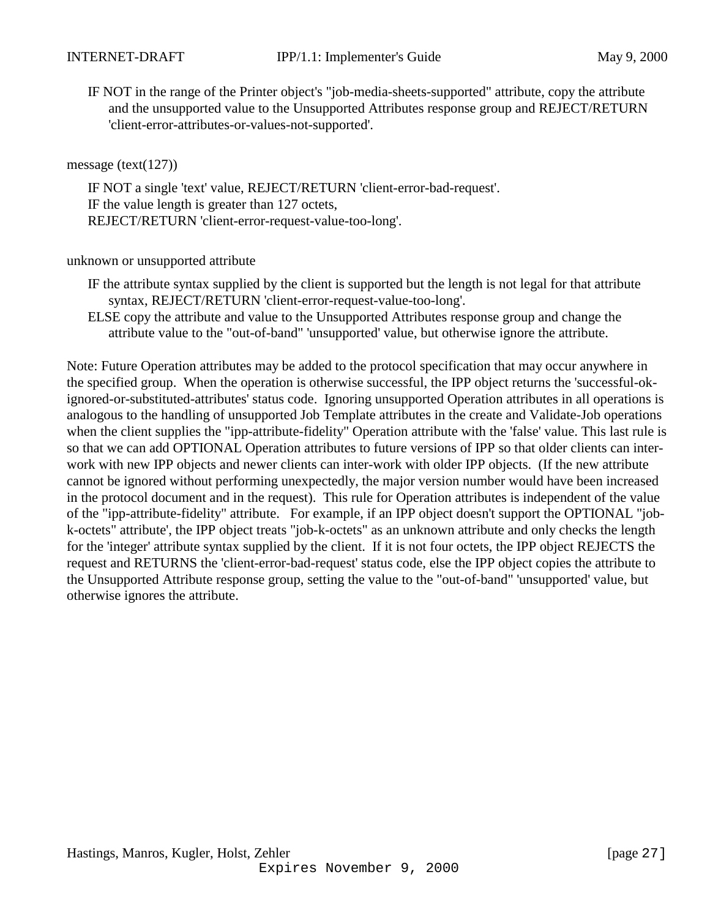IF NOT in the range of the Printer object's "job-media-sheets-supported" attribute, copy the attribute and the unsupported value to the Unsupported Attributes response group and REJECT/RETURN 'client-error-attributes-or-values-not-supported'.

message (text(127))

IF NOT a single 'text' value, REJECT/RETURN 'client-error-bad-request'.
IF the value length is greater than 127 octets,
REJECT/RETURN 'client-error-request-value-too-long'.

unknown or unsupported attribute

IF the attribute syntax supplied by the client is supported but the length is not legal for that attribute syntax, REJECT/RETURN 'client-error-request-value-too-long'.
ELSE copy the attribute and value to the Unsupported Attributes response group and change the attribute value to the "out-of-band" 'unsupported' value, but otherwise ignore the attribute.

Note: Future Operation attributes may be added to the protocol specification that may occur anywhere in the specified group. When the operation is otherwise successful, the IPP object returns the 'successful-ok-ignored-or-substituted-attributes' status code. Ignoring unsupported Operation attributes in all operations is analogous to the handling of unsupported Job Template attributes in the create and Validate-Job operations when the client supplies the "ipp-attribute-fidelity" Operation attribute with the 'false' value. This last rule is so that we can add OPTIONAL Operation attributes to future versions of IPP so that older clients can inter-work with new IPP objects and newer clients can inter-work with older IPP objects. (If the new attribute cannot be ignored without performing unexpectedly, the major version number would have been increased in the protocol document and in the request). This rule for Operation attributes is independent of the value of the "ipp-attribute-fidelity" attribute. For example, if an IPP object doesn't support the OPTIONAL "job-k-octets" attribute', the IPP object treats "job-k-octets" as an unknown attribute and only checks the length for the 'integer' attribute syntax supplied by the client. If it is not four octets, the IPP object REJECTS the request and RETURNS the 'client-error-bad-request' status code, else the IPP object copies the attribute to the Unsupported Attribute response group, setting the value to the "out-of-band" 'unsupported' value, but otherwise ignores the attribute.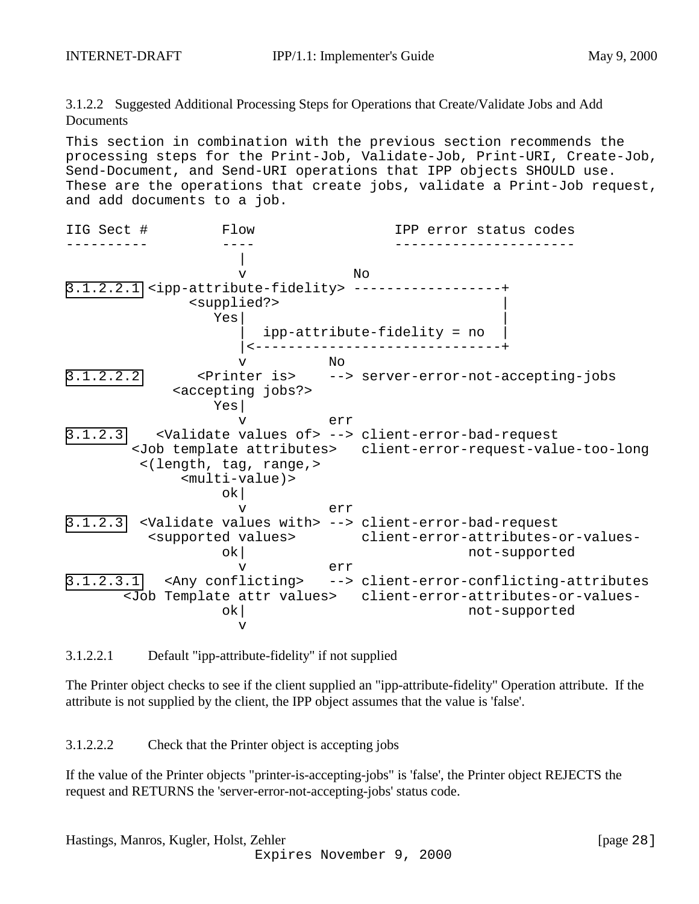#### 3.1.2.2 Suggested Additional Processing Steps for Operations that Create/Validate Jobs and Add Documents

This section in combination with the previous section recommends the processing steps for the Print-Job, Validate-Job, Print-URI, Create-Job, Send-Document, and Send-URI operations that IPP objects SHOULD use. These are the operations that create jobs, validate a Print-Job request, and add documents to a job.

```
IIG Sect #         Flow                 IPP error status codes
----------         ----                 ----------------------
                     |
                     v             No
3.1.2.2.1 <ipp-attribute-fidelity> ------------------+
               <supplied?>                           |
                  Yes|                               |
                     |  ipp-attribute-fidelity = no  |
                     |<------------------------------+
                     v          No
3.1.2.2.2        <Printer is>    --> server-error-not-accepting-jobs
             <accepting jobs?>
                  Yes|
                     v          err
3.1.2.3     <Validate values of> --> client-error-bad-request
        <Job template attributes>   client-error-request-value-too-long
         <(length, tag, range,>
              <multi-value)>
                   ok|
                     v          err
3.1.2.3   <Validate values with> --> client-error-bad-request
           <supported values>       client-error-attributes-or-values-
                   ok|                           not-supported
                     v          err
3.1.2.3.1     <Any conflicting>   --> client-error-conflicting-attributes
       <Job Template attr values>   client-error-attributes-or-values-
                   ok|                           not-supported
                     v
```

##### 3.1.2.2.1 Default "ipp-attribute-fidelity" if not supplied

The Printer object checks to see if the client supplied an "ipp-attribute-fidelity" Operation attribute. If the attribute is not supplied by the client, the IPP object assumes that the value is 'false'.

##### 3.1.2.2.2 Check that the Printer object is accepting jobs

If the value of the Printer objects "printer-is-accepting-jobs" is 'false', the Printer object REJECTS the request and RETURNS the 'server-error-not-accepting-jobs' status code.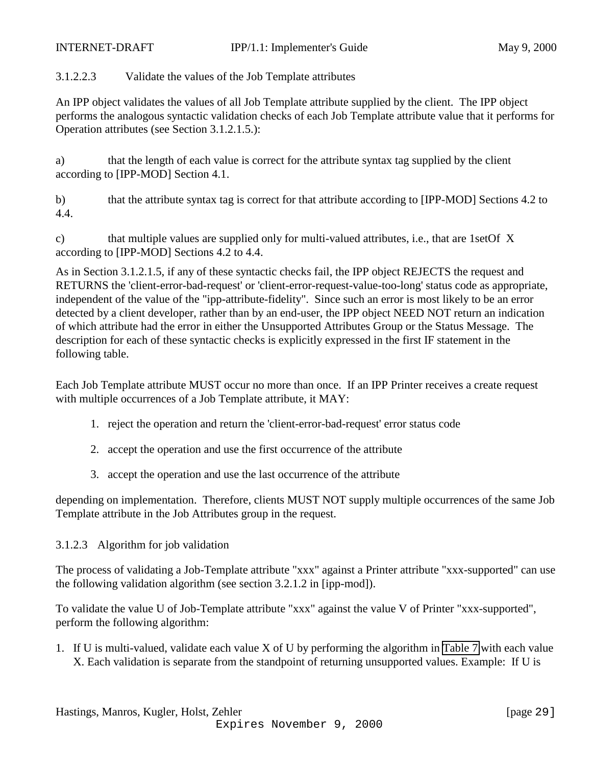#### 3.1.2.2.3 Validate the values of the Job Template attributes

An IPP object validates the values of all Job Template attribute supplied by the client. The IPP object performs the analogous syntactic validation checks of each Job Template attribute value that it performs for Operation attributes (see Section 3.1.2.1.5.):

a) that the length of each value is correct for the attribute syntax tag supplied by the client according to [IPP-MOD] Section 4.1.

b) that the attribute syntax tag is correct for that attribute according to [IPP-MOD] Sections 4.2 to 4.4.

c) that multiple values are supplied only for multi-valued attributes, i.e., that are 1setOf X according to [IPP-MOD] Sections 4.2 to 4.4.

As in Section 3.1.2.1.5, if any of these syntactic checks fail, the IPP object REJECTS the request and RETURNS the 'client-error-bad-request' or 'client-error-request-value-too-long' status code as appropriate, independent of the value of the "ipp-attribute-fidelity". Since such an error is most likely to be an error detected by a client developer, rather than by an end-user, the IPP object NEED NOT return an indication of which attribute had the error in either the Unsupported Attributes Group or the Status Message. The description for each of these syntactic checks is explicitly expressed in the first IF statement in the following table.

Each Job Template attribute MUST occur no more than once. If an IPP Printer receives a create request with multiple occurrences of a Job Template attribute, it MAY:

1. reject the operation and return the 'client-error-bad-request' error status code
2. accept the operation and use the first occurrence of the attribute
3. accept the operation and use the last occurrence of the attribute

depending on implementation. Therefore, clients MUST NOT supply multiple occurrences of the same Job Template attribute in the Job Attributes group in the request.

### 3.1.2.3 Algorithm for job validation

The process of validating a Job-Template attribute "xxx" against a Printer attribute "xxx-supported" can use the following validation algorithm (see section 3.2.1.2 in [ipp-mod]).

To validate the value U of Job-Template attribute "xxx" against the value V of Printer "xxx-supported", perform the following algorithm:

1. If U is multi-valued, validate each value X of U by performing the algorithm in Table 7 with each value X. Each validation is separate from the standpoint of returning unsupported values. Example: If U is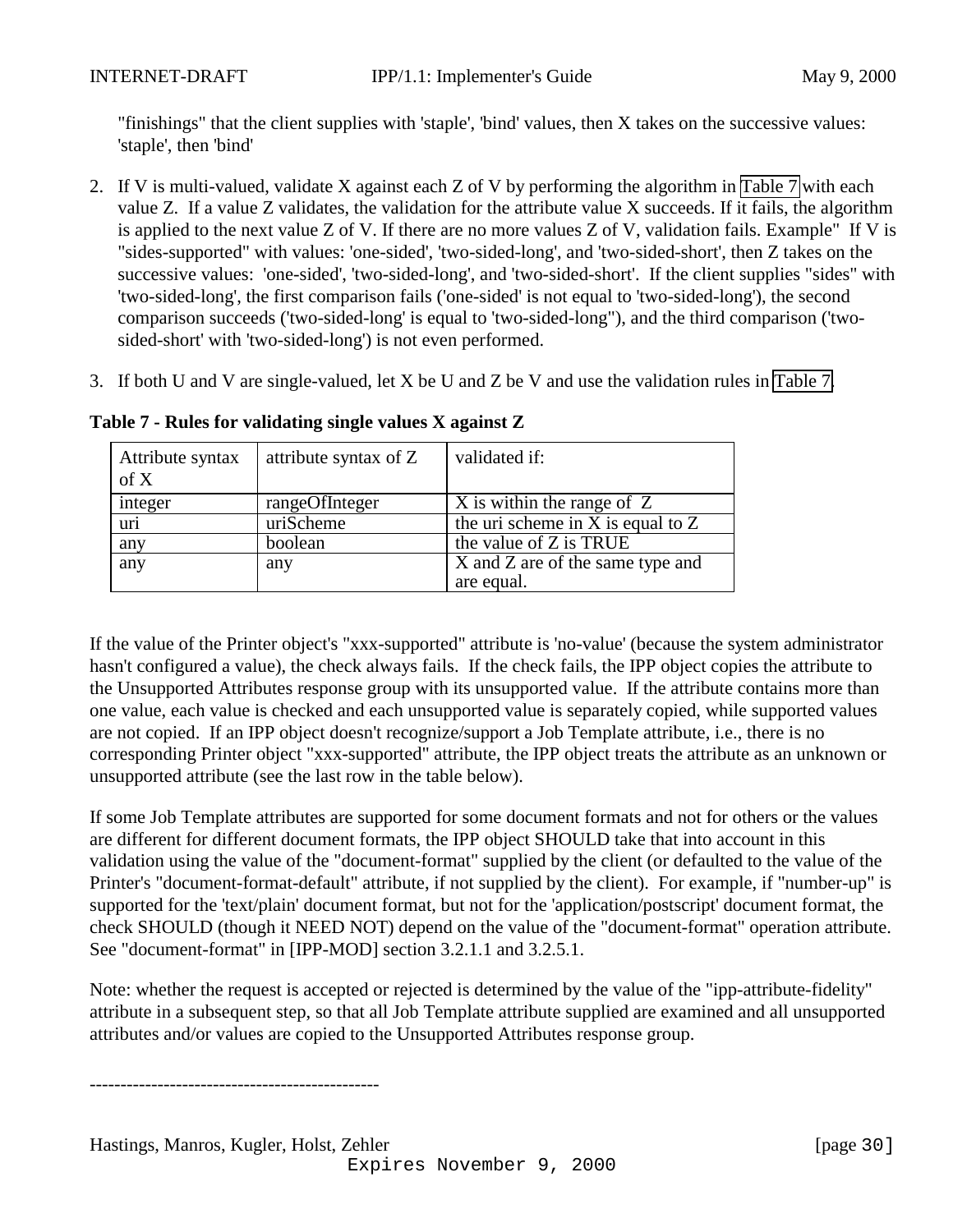"finishings" that the client supplies with 'staple', 'bind' values, then X takes on the successive values: 'staple', then 'bind'

2. If V is multi-valued, validate X against each Z of V by performing the algorithm in Table 7 with each value Z. If a value Z validates, the validation for the attribute value X succeeds. If it fails, the algorithm is applied to the next value Z of V. If there are no more values Z of V, validation fails. Example" If V is "sides-supported" with values: 'one-sided', 'two-sided-long', and 'two-sided-short', then Z takes on the successive values: 'one-sided', 'two-sided-long', and 'two-sided-short'. If the client supplies "sides" with 'two-sided-long', the first comparison fails ('one-sided' is not equal to 'two-sided-long'), the second comparison succeeds ('two-sided-long' is equal to 'two-sided-long"), and the third comparison ('two-sided-short' with 'two-sided-long') is not even performed.

3. If both U and V are single-valued, let X be U and Z be V and use the validation rules in Table 7.

**Table 7 - Rules for validating single values X against Z**

| Attribute syntax of X | attribute syntax of Z | validated if: |
|---|---|---|
| integer | rangeOfInteger | X is within the range of Z |
| uri | uriScheme | the uri scheme in X is equal to Z |
| any | boolean | the value of Z is TRUE |
| any | any | X and Z are of the same type and are equal. |

If the value of the Printer object's "xxx-supported" attribute is 'no-value' (because the system administrator hasn't configured a value), the check always fails. If the check fails, the IPP object copies the attribute to the Unsupported Attributes response group with its unsupported value. If the attribute contains more than one value, each value is checked and each unsupported value is separately copied, while supported values are not copied. If an IPP object doesn't recognize/support a Job Template attribute, i.e., there is no corresponding Printer object "xxx-supported" attribute, the IPP object treats the attribute as an unknown or unsupported attribute (see the last row in the table below).

If some Job Template attributes are supported for some document formats and not for others or the values are different for different document formats, the IPP object SHOULD take that into account in this validation using the value of the "document-format" supplied by the client (or defaulted to the value of the Printer's "document-format-default" attribute, if not supplied by the client). For example, if "number-up" is supported for the 'text/plain' document format, but not for the 'application/postscript' document format, the check SHOULD (though it NEED NOT) depend on the value of the "document-format" operation attribute. See "document-format" in [IPP-MOD] section 3.2.1.1 and 3.2.5.1.

Note: whether the request is accepted or rejected is determined by the value of the "ipp-attribute-fidelity" attribute in a subsequent step, so that all Job Template attribute supplied are examined and all unsupported attributes and/or values are copied to the Unsupported Attributes response group.

-----------------------------------------------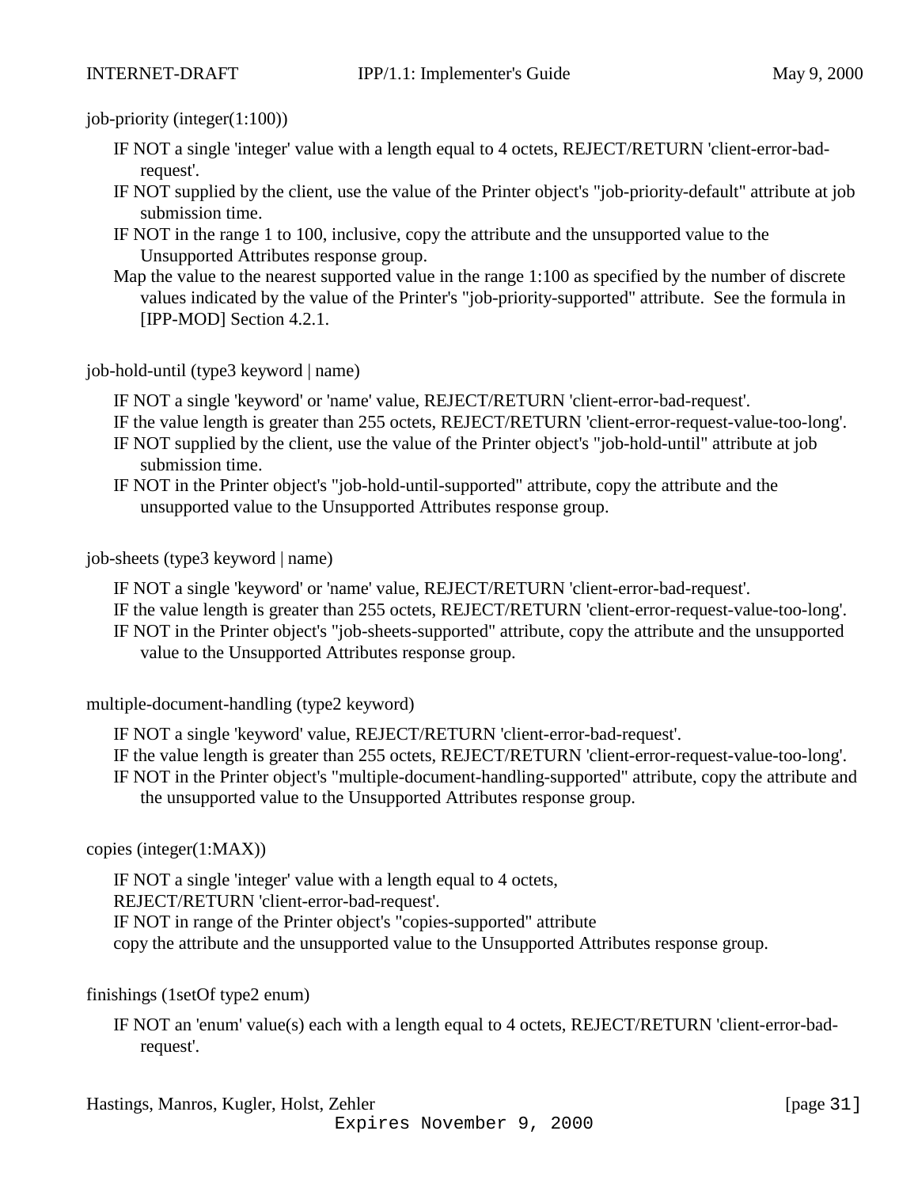job-priority (integer(1:100))

IF NOT a single 'integer' value with a length equal to 4 octets, REJECT/RETURN 'client-error-bad-request'.
IF NOT supplied by the client, use the value of the Printer object's "job-priority-default" attribute at job submission time.
IF NOT in the range 1 to 100, inclusive, copy the attribute and the unsupported value to the Unsupported Attributes response group.
Map the value to the nearest supported value in the range 1:100 as specified by the number of discrete values indicated by the value of the Printer's "job-priority-supported" attribute. See the formula in [IPP-MOD] Section 4.2.1.

job-hold-until (type3 keyword | name)

IF NOT a single 'keyword' or 'name' value, REJECT/RETURN 'client-error-bad-request'.
IF the value length is greater than 255 octets, REJECT/RETURN 'client-error-request-value-too-long'.
IF NOT supplied by the client, use the value of the Printer object's "job-hold-until" attribute at job submission time.
IF NOT in the Printer object's "job-hold-until-supported" attribute, copy the attribute and the unsupported value to the Unsupported Attributes response group.

job-sheets (type3 keyword | name)

IF NOT a single 'keyword' or 'name' value, REJECT/RETURN 'client-error-bad-request'.
IF the value length is greater than 255 octets, REJECT/RETURN 'client-error-request-value-too-long'.
IF NOT in the Printer object's "job-sheets-supported" attribute, copy the attribute and the unsupported value to the Unsupported Attributes response group.

multiple-document-handling (type2 keyword)

IF NOT a single 'keyword' value, REJECT/RETURN 'client-error-bad-request'.
IF the value length is greater than 255 octets, REJECT/RETURN 'client-error-request-value-too-long'.
IF NOT in the Printer object's "multiple-document-handling-supported" attribute, copy the attribute and the unsupported value to the Unsupported Attributes response group.

copies (integer(1:MAX))

IF NOT a single 'integer' value with a length equal to 4 octets,
REJECT/RETURN 'client-error-bad-request'.
IF NOT in range of the Printer object's "copies-supported" attribute
copy the attribute and the unsupported value to the Unsupported Attributes response group.

finishings (1setOf type2 enum)

IF NOT an 'enum' value(s) each with a length equal to 4 octets, REJECT/RETURN 'client-error-bad-request'.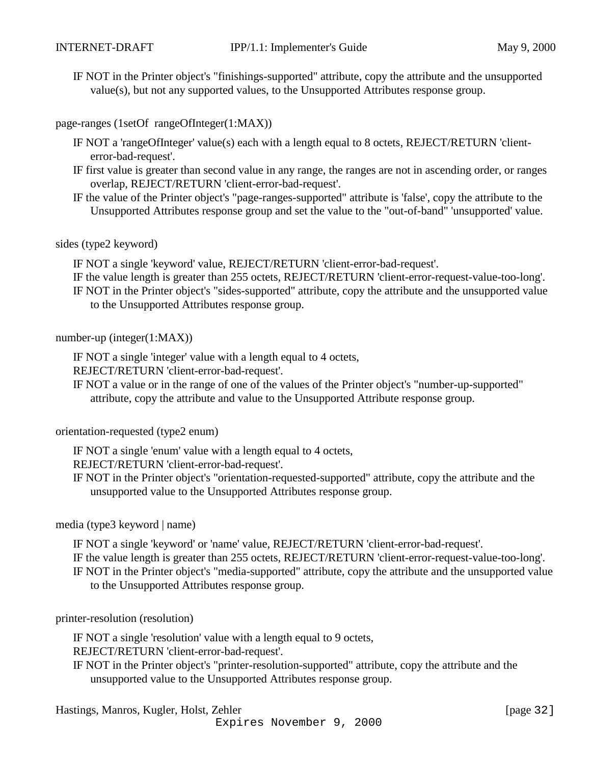IF NOT in the Printer object's "finishings-supported" attribute, copy the attribute and the unsupported value(s), but not any supported values, to the Unsupported Attributes response group.

page-ranges (1setOf rangeOfInteger(1:MAX))

IF NOT a 'rangeOfInteger' value(s) each with a length equal to 8 octets, REJECT/RETURN 'client-error-bad-request'.
IF first value is greater than second value in any range, the ranges are not in ascending order, or ranges overlap, REJECT/RETURN 'client-error-bad-request'.
IF the value of the Printer object's "page-ranges-supported" attribute is 'false', copy the attribute to the Unsupported Attributes response group and set the value to the "out-of-band" 'unsupported' value.

sides (type2 keyword)

IF NOT a single 'keyword' value, REJECT/RETURN 'client-error-bad-request'.
IF the value length is greater than 255 octets, REJECT/RETURN 'client-error-request-value-too-long'.
IF NOT in the Printer object's "sides-supported" attribute, copy the attribute and the unsupported value to the Unsupported Attributes response group.

number-up (integer(1:MAX))

IF NOT a single 'integer' value with a length equal to 4 octets,
REJECT/RETURN 'client-error-bad-request'.
IF NOT a value or in the range of one of the values of the Printer object's "number-up-supported" attribute, copy the attribute and value to the Unsupported Attribute response group.

orientation-requested (type2 enum)

IF NOT a single 'enum' value with a length equal to 4 octets,
REJECT/RETURN 'client-error-bad-request'.
IF NOT in the Printer object's "orientation-requested-supported" attribute, copy the attribute and the unsupported value to the Unsupported Attributes response group.

media (type3 keyword | name)

IF NOT a single 'keyword' or 'name' value, REJECT/RETURN 'client-error-bad-request'.
IF the value length is greater than 255 octets, REJECT/RETURN 'client-error-request-value-too-long'.
IF NOT in the Printer object's "media-supported" attribute, copy the attribute and the unsupported value to the Unsupported Attributes response group.

printer-resolution (resolution)

IF NOT a single 'resolution' value with a length equal to 9 octets,
REJECT/RETURN 'client-error-bad-request'.
IF NOT in the Printer object's "printer-resolution-supported" attribute, copy the attribute and the unsupported value to the Unsupported Attributes response group.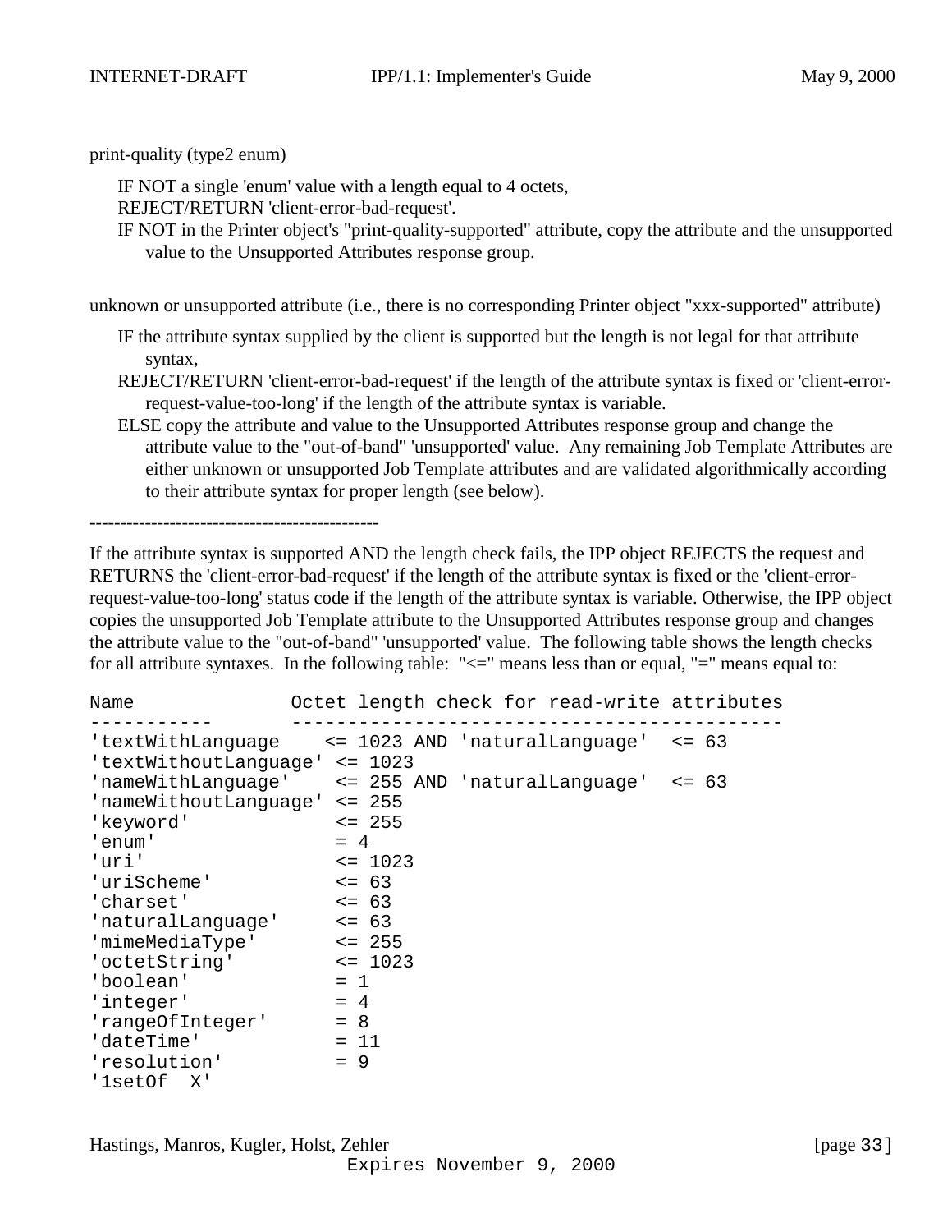print-quality (type2 enum)

IF NOT a single 'enum' value with a length equal to 4 octets,
REJECT/RETURN 'client-error-bad-request'.
IF NOT in the Printer object's "print-quality-supported" attribute, copy the attribute and the unsupported value to the Unsupported Attributes response group.

unknown or unsupported attribute (i.e., there is no corresponding Printer object "xxx-supported" attribute)

IF the attribute syntax supplied by the client is supported but the length is not legal for that attribute syntax,
REJECT/RETURN 'client-error-bad-request' if the length of the attribute syntax is fixed or 'client-error-request-value-too-long' if the length of the attribute syntax is variable.
ELSE copy the attribute and value to the Unsupported Attributes response group and change the attribute value to the "out-of-band" 'unsupported' value. Any remaining Job Template Attributes are either unknown or unsupported Job Template attributes and are validated algorithmically according to their attribute syntax for proper length (see below).

-----------------------------------------------

If the attribute syntax is supported AND the length check fails, the IPP object REJECTS the request and RETURNS the 'client-error-bad-request' if the length of the attribute syntax is fixed or the 'client-error-request-value-too-long' status code if the length of the attribute syntax is variable. Otherwise, the IPP object copies the unsupported Job Template attribute to the Unsupported Attributes response group and changes the attribute value to the "out-of-band" 'unsupported' value. The following table shows the length checks for all attribute syntaxes. In the following table: "<=" means less than or equal, "=" means equal to:

```
Name               Octet length check for read-write attributes
-----------        --------------------------------------------
'textWithLanguage    <= 1023 AND 'naturalLanguage'  <= 63
'textWithoutLanguage' <= 1023
'nameWithLanguage'    <= 255 AND 'naturalLanguage'  <= 63
'nameWithoutLanguage' <= 255
'keyword'             <= 255
'enum'                = 4
'uri'                 <= 1023
'uriScheme'           <= 63
'charset'             <= 63
'naturalLanguage'     <= 63
'mimeMediaType'       <= 255
'octetString'         <= 1023
'boolean'             = 1
'integer'             = 4
'rangeOfInteger'      = 8
'dateTime'            = 11
'resolution'          = 9
'1setOf  X'
```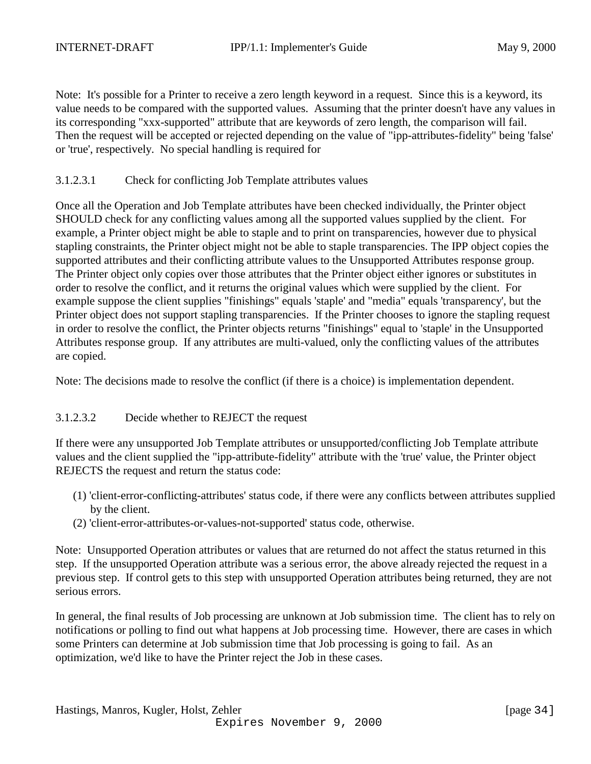Note: It's possible for a Printer to receive a zero length keyword in a request. Since this is a keyword, its value needs to be compared with the supported values. Assuming that the printer doesn't have any values in its corresponding "xxx-supported" attribute that are keywords of zero length, the comparison will fail. Then the request will be accepted or rejected depending on the value of "ipp-attributes-fidelity" being 'false' or 'true', respectively. No special handling is required for

#### 3.1.2.3.1 Check for conflicting Job Template attributes values

Once all the Operation and Job Template attributes have been checked individually, the Printer object SHOULD check for any conflicting values among all the supported values supplied by the client. For example, a Printer object might be able to staple and to print on transparencies, however due to physical stapling constraints, the Printer object might not be able to staple transparencies. The IPP object copies the supported attributes and their conflicting attribute values to the Unsupported Attributes response group. The Printer object only copies over those attributes that the Printer object either ignores or substitutes in order to resolve the conflict, and it returns the original values which were supplied by the client. For example suppose the client supplies "finishings" equals 'staple' and "media" equals 'transparency', but the Printer object does not support stapling transparencies. If the Printer chooses to ignore the stapling request in order to resolve the conflict, the Printer objects returns "finishings" equal to 'staple' in the Unsupported Attributes response group. If any attributes are multi-valued, only the conflicting values of the attributes are copied.

Note: The decisions made to resolve the conflict (if there is a choice) is implementation dependent.

#### 3.1.2.3.2 Decide whether to REJECT the request

If there were any unsupported Job Template attributes or unsupported/conflicting Job Template attribute values and the client supplied the "ipp-attribute-fidelity" attribute with the 'true' value, the Printer object REJECTS the request and return the status code:

(1) 'client-error-conflicting-attributes' status code, if there were any conflicts between attributes supplied by the client.
(2) 'client-error-attributes-or-values-not-supported' status code, otherwise.

Note: Unsupported Operation attributes or values that are returned do not affect the status returned in this step. If the unsupported Operation attribute was a serious error, the above already rejected the request in a previous step. If control gets to this step with unsupported Operation attributes being returned, they are not serious errors.

In general, the final results of Job processing are unknown at Job submission time. The client has to rely on notifications or polling to find out what happens at Job processing time. However, there are cases in which some Printers can determine at Job submission time that Job processing is going to fail. As an optimization, we'd like to have the Printer reject the Job in these cases.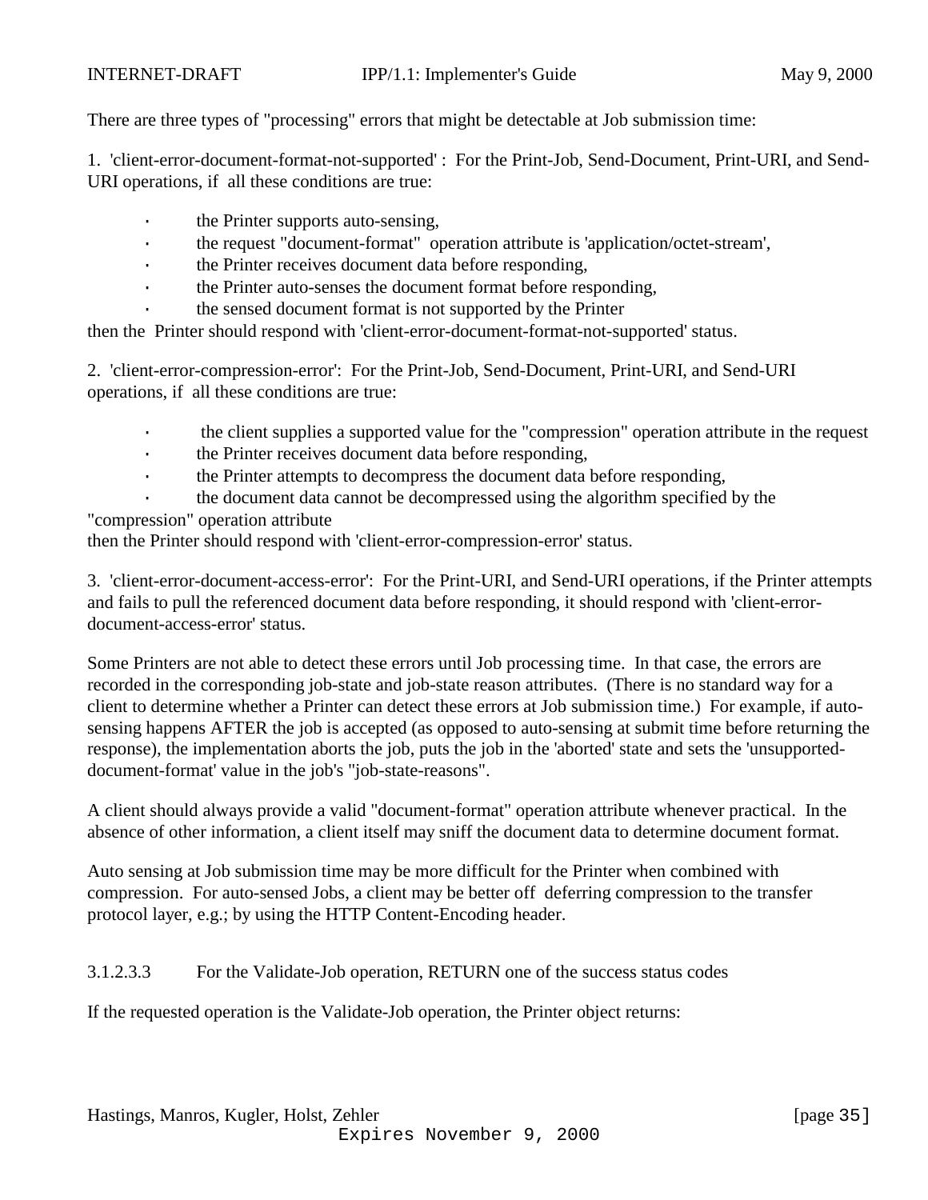There are three types of "processing" errors that might be detectable at Job submission time:

1. 'client-error-document-format-not-supported' : For the Print-Job, Send-Document, Print-URI, and Send-URI operations, if all these conditions are true:

   - the Printer supports auto-sensing,
   - the request "document-format" operation attribute is 'application/octet-stream',
   - the Printer receives document data before responding,
   - the Printer auto-senses the document format before responding,
   - the sensed document format is not supported by the Printer

then the Printer should respond with 'client-error-document-format-not-supported' status.

2. 'client-error-compression-error': For the Print-Job, Send-Document, Print-URI, and Send-URI operations, if all these conditions are true:

   - the client supplies a supported value for the "compression" operation attribute in the request
   - the Printer receives document data before responding,
   - the Printer attempts to decompress the document data before responding,
   - the document data cannot be decompressed using the algorithm specified by the "compression" operation attribute

then the Printer should respond with 'client-error-compression-error' status.

3. 'client-error-document-access-error': For the Print-URI, and Send-URI operations, if the Printer attempts and fails to pull the referenced document data before responding, it should respond with 'client-error-document-access-error' status.

Some Printers are not able to detect these errors until Job processing time. In that case, the errors are recorded in the corresponding job-state and job-state reason attributes. (There is no standard way for a client to determine whether a Printer can detect these errors at Job submission time.) For example, if auto-sensing happens AFTER the job is accepted (as opposed to auto-sensing at submit time before returning the response), the implementation aborts the job, puts the job in the 'aborted' state and sets the 'unsupported-document-format' value in the job's "job-state-reasons".

A client should always provide a valid "document-format" operation attribute whenever practical. In the absence of other information, a client itself may sniff the document data to determine document format.

Auto sensing at Job submission time may be more difficult for the Printer when combined with compression. For auto-sensed Jobs, a client may be better off deferring compression to the transfer protocol layer, e.g.; by using the HTTP Content-Encoding header.

#### 3.1.2.3.3 For the Validate-Job operation, RETURN one of the success status codes

If the requested operation is the Validate-Job operation, the Printer object returns: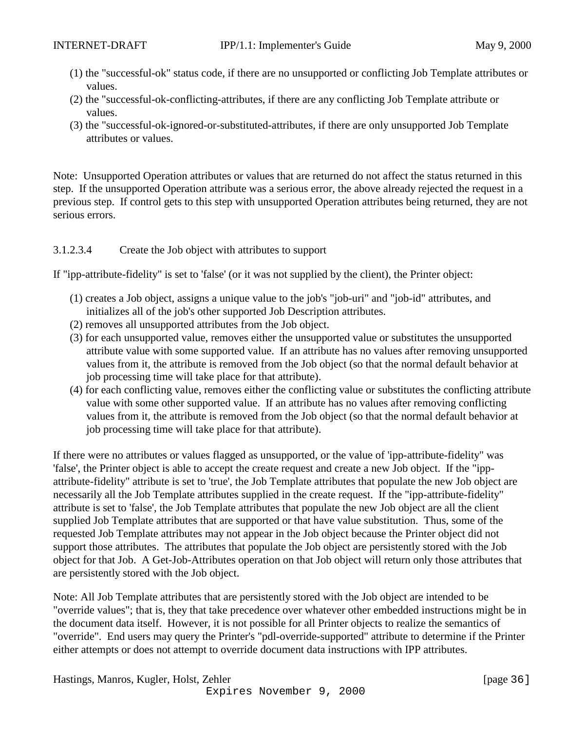(1) the "successful-ok" status code, if there are no unsupported or conflicting Job Template attributes or values.
(2) the "successful-ok-conflicting-attributes, if there are any conflicting Job Template attribute or values.
(3) the "successful-ok-ignored-or-substituted-attributes, if there are only unsupported Job Template attributes or values.

Note: Unsupported Operation attributes or values that are returned do not affect the status returned in this step. If the unsupported Operation attribute was a serious error, the above already rejected the request in a previous step. If control gets to this step with unsupported Operation attributes being returned, they are not serious errors.

#### 3.1.2.3.4 Create the Job object with attributes to support

If "ipp-attribute-fidelity" is set to 'false' (or it was not supplied by the client), the Printer object:

(1) creates a Job object, assigns a unique value to the job's "job-uri" and "job-id" attributes, and initializes all of the job's other supported Job Description attributes.
(2) removes all unsupported attributes from the Job object.
(3) for each unsupported value, removes either the unsupported value or substitutes the unsupported attribute value with some supported value. If an attribute has no values after removing unsupported values from it, the attribute is removed from the Job object (so that the normal default behavior at job processing time will take place for that attribute).
(4) for each conflicting value, removes either the conflicting value or substitutes the conflicting attribute value with some other supported value. If an attribute has no values after removing conflicting values from it, the attribute is removed from the Job object (so that the normal default behavior at job processing time will take place for that attribute).

If there were no attributes or values flagged as unsupported, or the value of 'ipp-attribute-fidelity" was 'false', the Printer object is able to accept the create request and create a new Job object. If the "ipp-attribute-fidelity" attribute is set to 'true', the Job Template attributes that populate the new Job object are necessarily all the Job Template attributes supplied in the create request. If the "ipp-attribute-fidelity" attribute is set to 'false', the Job Template attributes that populate the new Job object are all the client supplied Job Template attributes that are supported or that have value substitution. Thus, some of the requested Job Template attributes may not appear in the Job object because the Printer object did not support those attributes. The attributes that populate the Job object are persistently stored with the Job object for that Job. A Get-Job-Attributes operation on that Job object will return only those attributes that are persistently stored with the Job object.

Note: All Job Template attributes that are persistently stored with the Job object are intended to be "override values"; that is, they that take precedence over whatever other embedded instructions might be in the document data itself. However, it is not possible for all Printer objects to realize the semantics of "override". End users may query the Printer's "pdl-override-supported" attribute to determine if the Printer either attempts or does not attempt to override document data instructions with IPP attributes.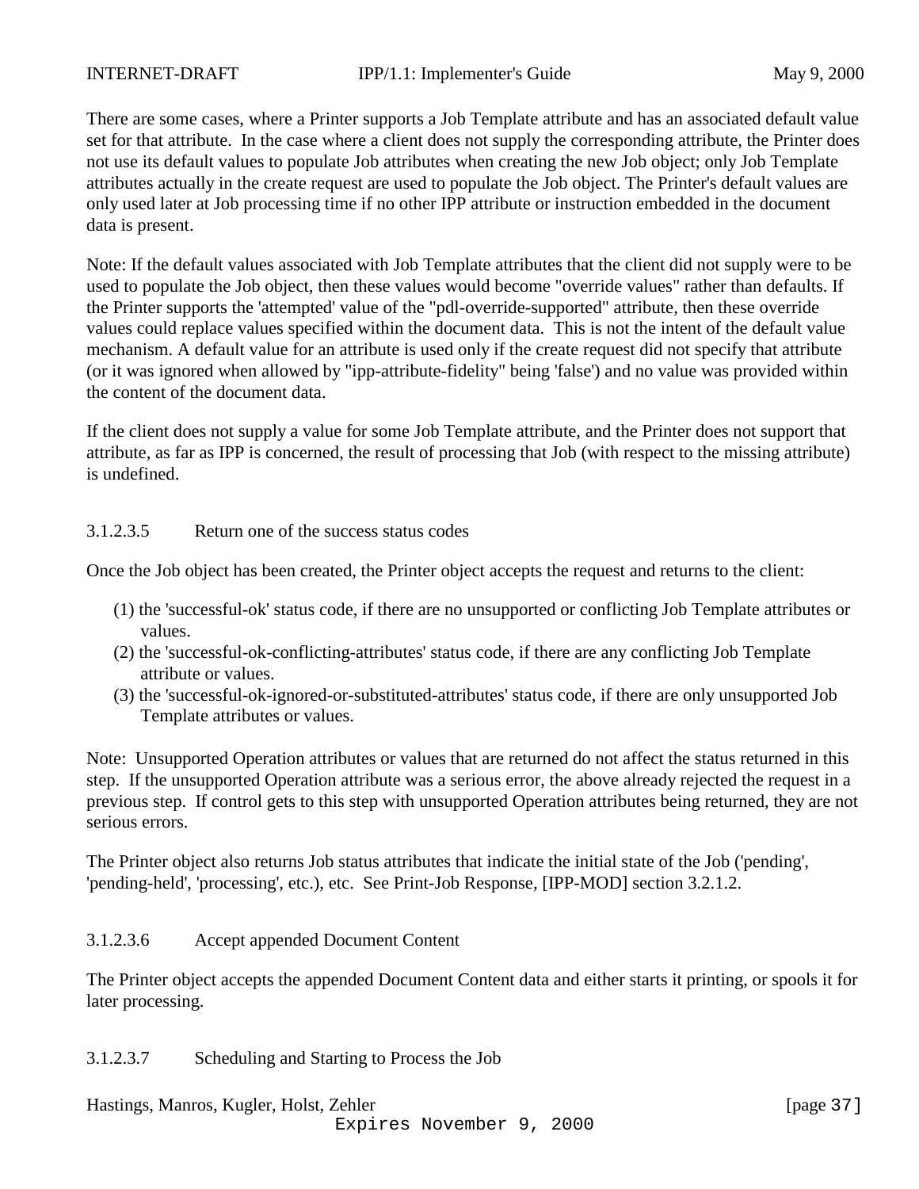There are some cases, where a Printer supports a Job Template attribute and has an associated default value set for that attribute. In the case where a client does not supply the corresponding attribute, the Printer does not use its default values to populate Job attributes when creating the new Job object; only Job Template attributes actually in the create request are used to populate the Job object. The Printer's default values are only used later at Job processing time if no other IPP attribute or instruction embedded in the document data is present.

Note: If the default values associated with Job Template attributes that the client did not supply were to be used to populate the Job object, then these values would become "override values" rather than defaults. If the Printer supports the 'attempted' value of the "pdl-override-supported" attribute, then these override values could replace values specified within the document data. This is not the intent of the default value mechanism. A default value for an attribute is used only if the create request did not specify that attribute (or it was ignored when allowed by "ipp-attribute-fidelity" being 'false') and no value was provided within the content of the document data.

If the client does not supply a value for some Job Template attribute, and the Printer does not support that attribute, as far as IPP is concerned, the result of processing that Job (with respect to the missing attribute) is undefined.

#### 3.1.2.3.5 Return one of the success status codes

Once the Job object has been created, the Printer object accepts the request and returns to the client:

(1) the 'successful-ok' status code, if there are no unsupported or conflicting Job Template attributes or values.
(2) the 'successful-ok-conflicting-attributes' status code, if there are any conflicting Job Template attribute or values.
(3) the 'successful-ok-ignored-or-substituted-attributes' status code, if there are only unsupported Job Template attributes or values.

Note: Unsupported Operation attributes or values that are returned do not affect the status returned in this step. If the unsupported Operation attribute was a serious error, the above already rejected the request in a previous step. If control gets to this step with unsupported Operation attributes being returned, they are not serious errors.

The Printer object also returns Job status attributes that indicate the initial state of the Job ('pending', 'pending-held', 'processing', etc.), etc. See Print-Job Response, [IPP-MOD] section 3.2.1.2.

#### 3.1.2.3.6 Accept appended Document Content

The Printer object accepts the appended Document Content data and either starts it printing, or spools it for later processing.

#### 3.1.2.3.7 Scheduling and Starting to Process the Job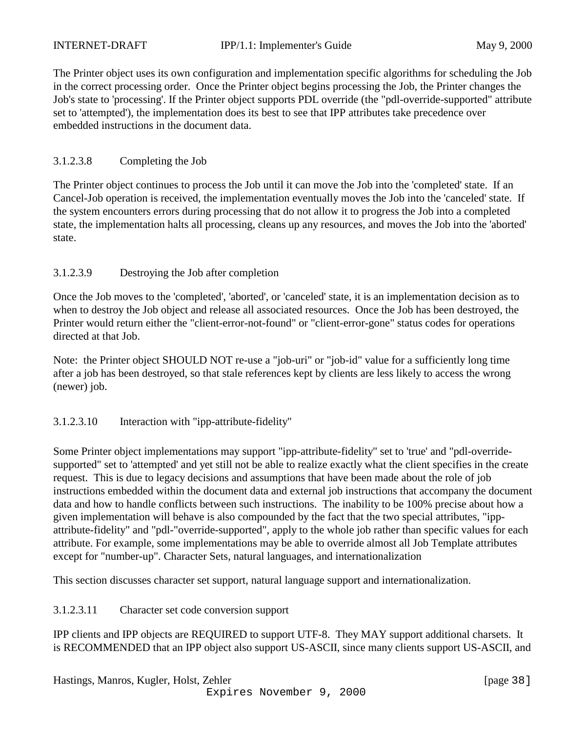The Printer object uses its own configuration and implementation specific algorithms for scheduling the Job in the correct processing order. Once the Printer object begins processing the Job, the Printer changes the Job's state to 'processing'. If the Printer object supports PDL override (the "pdl-override-supported" attribute set to 'attempted'), the implementation does its best to see that IPP attributes take precedence over embedded instructions in the document data.

#### 3.1.2.3.8 Completing the Job

The Printer object continues to process the Job until it can move the Job into the 'completed' state. If an Cancel-Job operation is received, the implementation eventually moves the Job into the 'canceled' state. If the system encounters errors during processing that do not allow it to progress the Job into a completed state, the implementation halts all processing, cleans up any resources, and moves the Job into the 'aborted' state.

#### 3.1.2.3.9 Destroying the Job after completion

Once the Job moves to the 'completed', 'aborted', or 'canceled' state, it is an implementation decision as to when to destroy the Job object and release all associated resources. Once the Job has been destroyed, the Printer would return either the "client-error-not-found" or "client-error-gone" status codes for operations directed at that Job.

Note: the Printer object SHOULD NOT re-use a "job-uri" or "job-id" value for a sufficiently long time after a job has been destroyed, so that stale references kept by clients are less likely to access the wrong (newer) job.

#### 3.1.2.3.10 Interaction with "ipp-attribute-fidelity"

Some Printer object implementations may support "ipp-attribute-fidelity" set to 'true' and "pdl-override-supported" set to 'attempted' and yet still not be able to realize exactly what the client specifies in the create request. This is due to legacy decisions and assumptions that have been made about the role of job instructions embedded within the document data and external job instructions that accompany the document data and how to handle conflicts between such instructions. The inability to be 100% precise about how a given implementation will behave is also compounded by the fact that the two special attributes, "ipp-attribute-fidelity" and "pdl-"override-supported", apply to the whole job rather than specific values for each attribute. For example, some implementations may be able to override almost all Job Template attributes except for "number-up". Character Sets, natural languages, and internationalization

This section discusses character set support, natural language support and internationalization.

#### 3.1.2.3.11 Character set code conversion support

IPP clients and IPP objects are REQUIRED to support UTF-8. They MAY support additional charsets. It is RECOMMENDED that an IPP object also support US-ASCII, since many clients support US-ASCII, and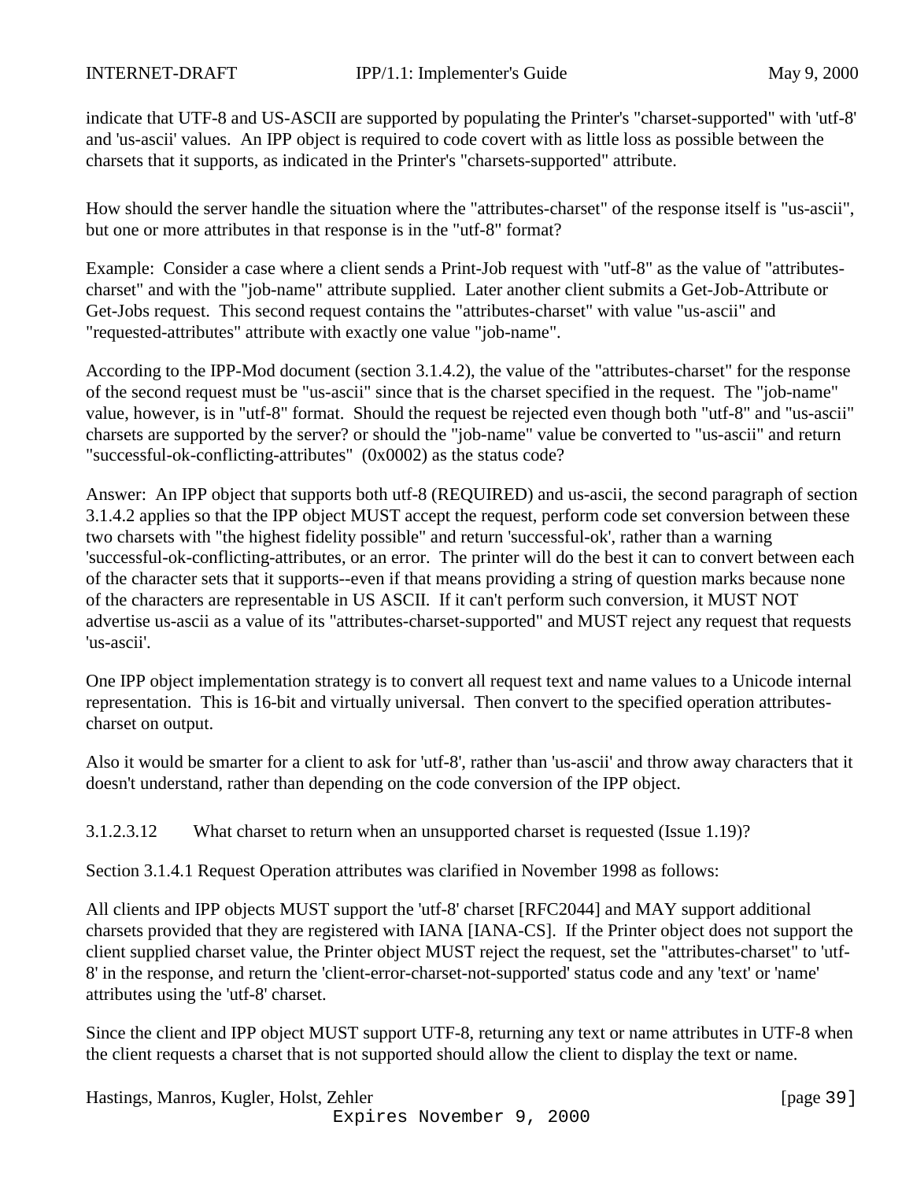indicate that UTF-8 and US-ASCII are supported by populating the Printer's "charset-supported" with 'utf-8' and 'us-ascii' values. An IPP object is required to code covert with as little loss as possible between the charsets that it supports, as indicated in the Printer's "charsets-supported" attribute.

How should the server handle the situation where the "attributes-charset" of the response itself is "us-ascii", but one or more attributes in that response is in the "utf-8" format?

Example: Consider a case where a client sends a Print-Job request with "utf-8" as the value of "attributes-charset" and with the "job-name" attribute supplied. Later another client submits a Get-Job-Attribute or Get-Jobs request. This second request contains the "attributes-charset" with value "us-ascii" and "requested-attributes" attribute with exactly one value "job-name".

According to the IPP-Mod document (section 3.1.4.2), the value of the "attributes-charset" for the response of the second request must be "us-ascii" since that is the charset specified in the request. The "job-name" value, however, is in "utf-8" format. Should the request be rejected even though both "utf-8" and "us-ascii" charsets are supported by the server? or should the "job-name" value be converted to "us-ascii" and return "successful-ok-conflicting-attributes" (0x0002) as the status code?

Answer: An IPP object that supports both utf-8 (REQUIRED) and us-ascii, the second paragraph of section 3.1.4.2 applies so that the IPP object MUST accept the request, perform code set conversion between these two charsets with "the highest fidelity possible" and return 'successful-ok', rather than a warning 'successful-ok-conflicting-attributes, or an error. The printer will do the best it can to convert between each of the character sets that it supports--even if that means providing a string of question marks because none of the characters are representable in US ASCII. If it can't perform such conversion, it MUST NOT advertise us-ascii as a value of its "attributes-charset-supported" and MUST reject any request that requests 'us-ascii'.

One IPP object implementation strategy is to convert all request text and name values to a Unicode internal representation. This is 16-bit and virtually universal. Then convert to the specified operation attributes-charset on output.

Also it would be smarter for a client to ask for 'utf-8', rather than 'us-ascii' and throw away characters that it doesn't understand, rather than depending on the code conversion of the IPP object.

#### 3.1.2.3.12 What charset to return when an unsupported charset is requested (Issue 1.19)?

Section 3.1.4.1 Request Operation attributes was clarified in November 1998 as follows:

All clients and IPP objects MUST support the 'utf-8' charset [RFC2044] and MAY support additional charsets provided that they are registered with IANA [IANA-CS]. If the Printer object does not support the client supplied charset value, the Printer object MUST reject the request, set the "attributes-charset" to 'utf-8' in the response, and return the 'client-error-charset-not-supported' status code and any 'text' or 'name' attributes using the 'utf-8' charset.

Since the client and IPP object MUST support UTF-8, returning any text or name attributes in UTF-8 when the client requests a charset that is not supported should allow the client to display the text or name.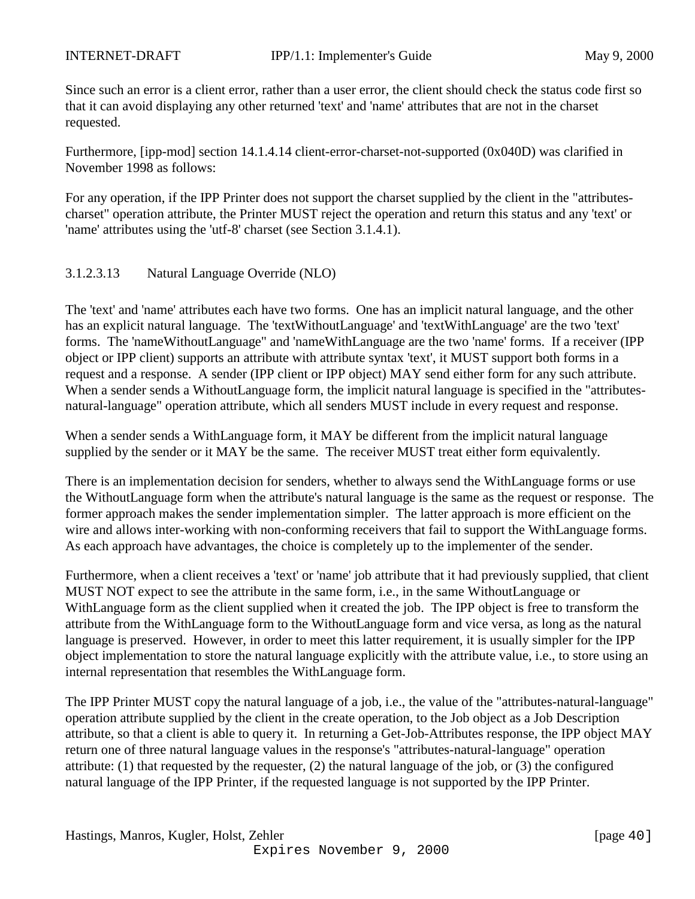Since such an error is a client error, rather than a user error, the client should check the status code first so that it can avoid displaying any other returned 'text' and 'name' attributes that are not in the charset requested.

Furthermore, [ipp-mod] section 14.1.4.14 client-error-charset-not-supported (0x040D) was clarified in November 1998 as follows:

For any operation, if the IPP Printer does not support the charset supplied by the client in the "attributes-charset" operation attribute, the Printer MUST reject the operation and return this status and any 'text' or 'name' attributes using the 'utf-8' charset (see Section 3.1.4.1).

#### 3.1.2.3.13 Natural Language Override (NLO)

The 'text' and 'name' attributes each have two forms. One has an implicit natural language, and the other has an explicit natural language. The 'textWithoutLanguage' and 'textWithLanguage' are the two 'text' forms. The 'nameWithoutLanguage" and 'nameWithLanguage are the two 'name' forms. If a receiver (IPP object or IPP client) supports an attribute with attribute syntax 'text', it MUST support both forms in a request and a response. A sender (IPP client or IPP object) MAY send either form for any such attribute. When a sender sends a WithoutLanguage form, the implicit natural language is specified in the "attributes-natural-language" operation attribute, which all senders MUST include in every request and response.

When a sender sends a WithLanguage form, it MAY be different from the implicit natural language supplied by the sender or it MAY be the same. The receiver MUST treat either form equivalently.

There is an implementation decision for senders, whether to always send the WithLanguage forms or use the WithoutLanguage form when the attribute's natural language is the same as the request or response. The former approach makes the sender implementation simpler. The latter approach is more efficient on the wire and allows inter-working with non-conforming receivers that fail to support the WithLanguage forms. As each approach have advantages, the choice is completely up to the implementer of the sender.

Furthermore, when a client receives a 'text' or 'name' job attribute that it had previously supplied, that client MUST NOT expect to see the attribute in the same form, i.e., in the same WithoutLanguage or WithLanguage form as the client supplied when it created the job. The IPP object is free to transform the attribute from the WithLanguage form to the WithoutLanguage form and vice versa, as long as the natural language is preserved. However, in order to meet this latter requirement, it is usually simpler for the IPP object implementation to store the natural language explicitly with the attribute value, i.e., to store using an internal representation that resembles the WithLanguage form.

The IPP Printer MUST copy the natural language of a job, i.e., the value of the "attributes-natural-language" operation attribute supplied by the client in the create operation, to the Job object as a Job Description attribute, so that a client is able to query it. In returning a Get-Job-Attributes response, the IPP object MAY return one of three natural language values in the response's "attributes-natural-language" operation attribute: (1) that requested by the requester, (2) the natural language of the job, or (3) the configured natural language of the IPP Printer, if the requested language is not supported by the IPP Printer.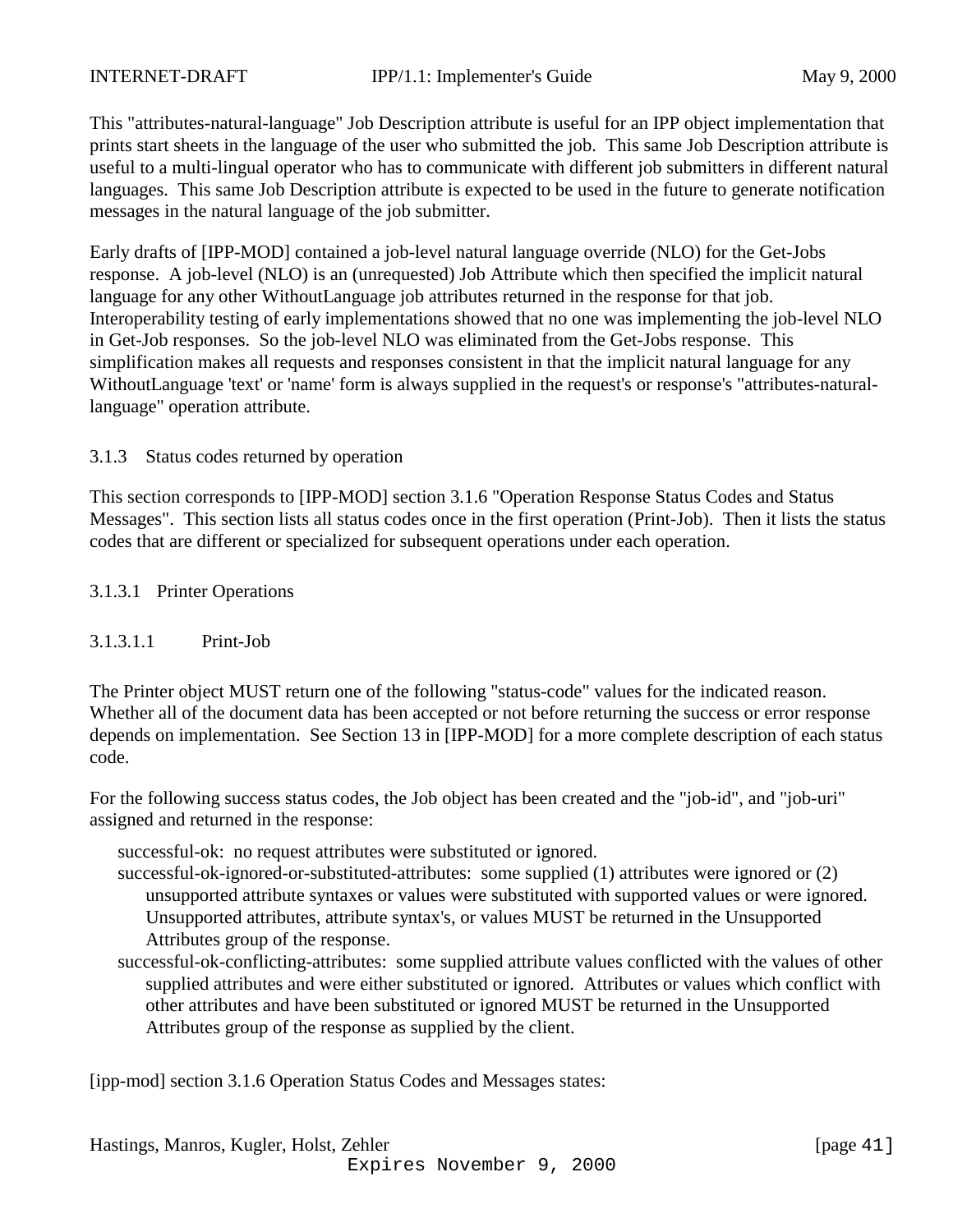This "attributes-natural-language" Job Description attribute is useful for an IPP object implementation that prints start sheets in the language of the user who submitted the job. This same Job Description attribute is useful to a multi-lingual operator who has to communicate with different job submitters in different natural languages. This same Job Description attribute is expected to be used in the future to generate notification messages in the natural language of the job submitter.

Early drafts of [IPP-MOD] contained a job-level natural language override (NLO) for the Get-Jobs response. A job-level (NLO) is an (unrequested) Job Attribute which then specified the implicit natural language for any other WithoutLanguage job attributes returned in the response for that job. Interoperability testing of early implementations showed that no one was implementing the job-level NLO in Get-Job responses. So the job-level NLO was eliminated from the Get-Jobs response. This simplification makes all requests and responses consistent in that the implicit natural language for any WithoutLanguage 'text' or 'name' form is always supplied in the request's or response's "attributes-natural-language" operation attribute.

### 3.1.3 Status codes returned by operation

This section corresponds to [IPP-MOD] section 3.1.6 "Operation Response Status Codes and Status Messages". This section lists all status codes once in the first operation (Print-Job). Then it lists the status codes that are different or specialized for subsequent operations under each operation.

#### 3.1.3.1 Printer Operations

##### 3.1.3.1.1 Print-Job

The Printer object MUST return one of the following "status-code" values for the indicated reason. Whether all of the document data has been accepted or not before returning the success or error response depends on implementation. See Section 13 in [IPP-MOD] for a more complete description of each status code.

For the following success status codes, the Job object has been created and the "job-id", and "job-uri" assigned and returned in the response:

- successful-ok: no request attributes were substituted or ignored.
- successful-ok-ignored-or-substituted-attributes: some supplied (1) attributes were ignored or (2) unsupported attribute syntaxes or values were substituted with supported values or were ignored. Unsupported attributes, attribute syntax's, or values MUST be returned in the Unsupported Attributes group of the response.
- successful-ok-conflicting-attributes: some supplied attribute values conflicted with the values of other supplied attributes and were either substituted or ignored. Attributes or values which conflict with other attributes and have been substituted or ignored MUST be returned in the Unsupported Attributes group of the response as supplied by the client.

[ipp-mod] section 3.1.6 Operation Status Codes and Messages states: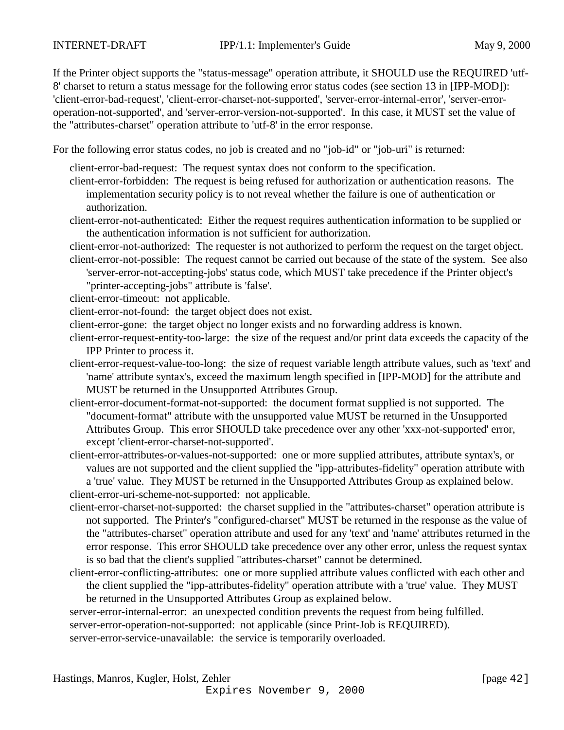If the Printer object supports the "status-message" operation attribute, it SHOULD use the REQUIRED 'utf-8' charset to return a status message for the following error status codes (see section 13 in [IPP-MOD]): 'client-error-bad-request', 'client-error-charset-not-supported', 'server-error-internal-error', 'server-error-operation-not-supported', and 'server-error-version-not-supported'. In this case, it MUST set the value of the "attributes-charset" operation attribute to 'utf-8' in the error response.

For the following error status codes, no job is created and no "job-id" or "job-uri" is returned:

client-error-bad-request: The request syntax does not conform to the specification.
client-error-forbidden: The request is being refused for authorization or authentication reasons. The implementation security policy is to not reveal whether the failure is one of authentication or authorization.
client-error-not-authenticated: Either the request requires authentication information to be supplied or the authentication information is not sufficient for authorization.
client-error-not-authorized: The requester is not authorized to perform the request on the target object.
client-error-not-possible: The request cannot be carried out because of the state of the system. See also 'server-error-not-accepting-jobs' status code, which MUST take precedence if the Printer object's "printer-accepting-jobs" attribute is 'false'.
client-error-timeout: not applicable.
client-error-not-found: the target object does not exist.
client-error-gone: the target object no longer exists and no forwarding address is known.
client-error-request-entity-too-large: the size of the request and/or print data exceeds the capacity of the IPP Printer to process it.
client-error-request-value-too-long: the size of request variable length attribute values, such as 'text' and 'name' attribute syntax's, exceed the maximum length specified in [IPP-MOD] for the attribute and MUST be returned in the Unsupported Attributes Group.
client-error-document-format-not-supported: the document format supplied is not supported. The "document-format" attribute with the unsupported value MUST be returned in the Unsupported Attributes Group. This error SHOULD take precedence over any other 'xxx-not-supported' error, except 'client-error-charset-not-supported'.
client-error-attributes-or-values-not-supported: one or more supplied attributes, attribute syntax's, or values are not supported and the client supplied the "ipp-attributes-fidelity" operation attribute with a 'true' value. They MUST be returned in the Unsupported Attributes Group as explained below.
client-error-uri-scheme-not-supported: not applicable.
client-error-charset-not-supported: the charset supplied in the "attributes-charset" operation attribute is not supported. The Printer's "configured-charset" MUST be returned in the response as the value of the "attributes-charset" operation attribute and used for any 'text' and 'name' attributes returned in the error response. This error SHOULD take precedence over any other error, unless the request syntax is so bad that the client's supplied "attributes-charset" cannot be determined.
client-error-conflicting-attributes: one or more supplied attribute values conflicted with each other and the client supplied the "ipp-attributes-fidelity" operation attribute with a 'true' value. They MUST be returned in the Unsupported Attributes Group as explained below.
server-error-internal-error: an unexpected condition prevents the request from being fulfilled.
server-error-operation-not-supported: not applicable (since Print-Job is REQUIRED).
server-error-service-unavailable: the service is temporarily overloaded.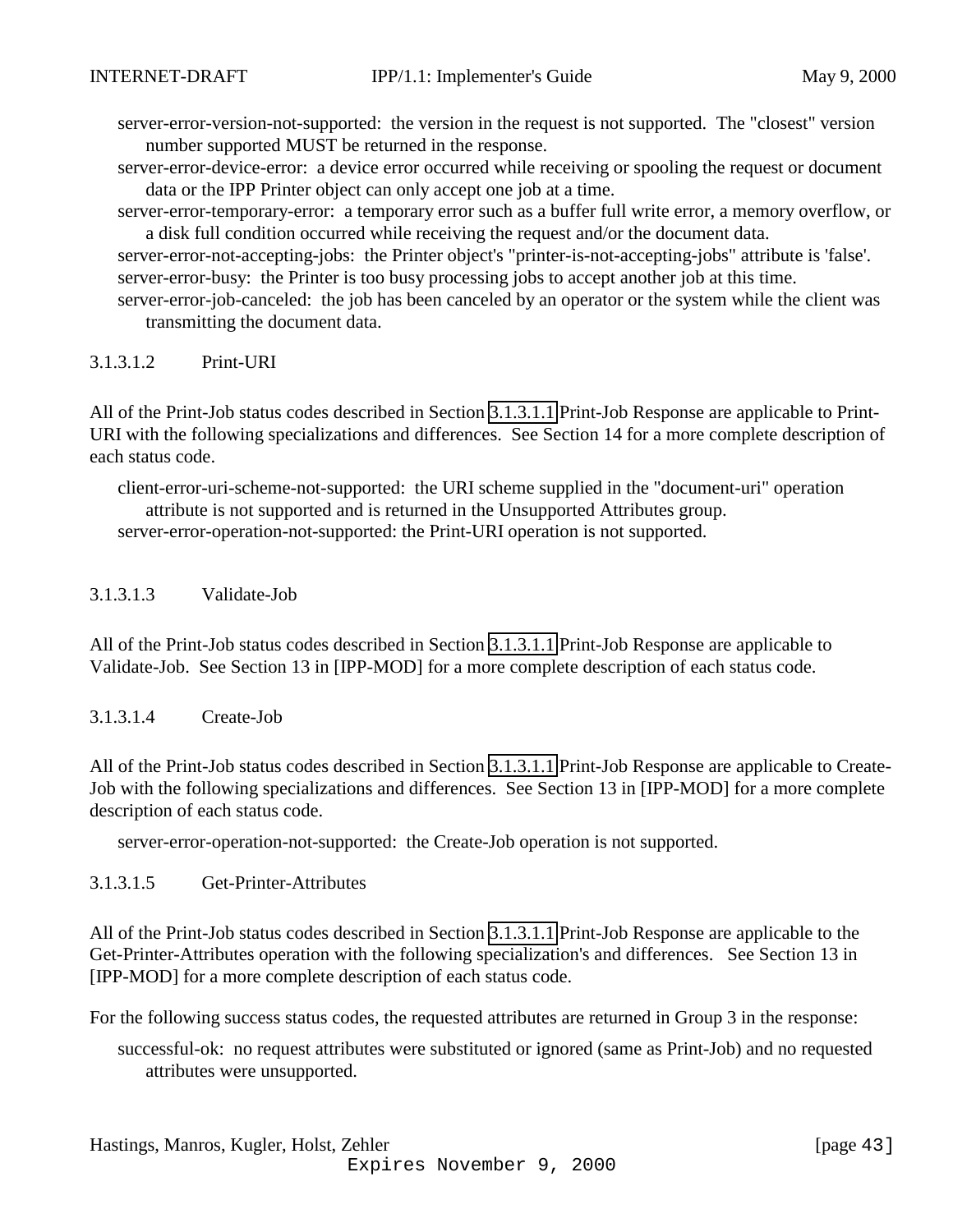server-error-version-not-supported: the version in the request is not supported. The "closest" version number supported MUST be returned in the response.

server-error-device-error: a device error occurred while receiving or spooling the request or document data or the IPP Printer object can only accept one job at a time.

server-error-temporary-error: a temporary error such as a buffer full write error, a memory overflow, or a disk full condition occurred while receiving the request and/or the document data.

server-error-not-accepting-jobs: the Printer object's "printer-is-not-accepting-jobs" attribute is 'false'.

server-error-busy: the Printer is too busy processing jobs to accept another job at this time.

server-error-job-canceled: the job has been canceled by an operator or the system while the client was transmitting the document data.

#### 3.1.3.1.2 Print-URI

All of the Print-Job status codes described in Section 3.1.3.1.1 Print-Job Response are applicable to Print-URI with the following specializations and differences. See Section 14 for a more complete description of each status code.

client-error-uri-scheme-not-supported: the URI scheme supplied in the "document-uri" operation attribute is not supported and is returned in the Unsupported Attributes group.

server-error-operation-not-supported: the Print-URI operation is not supported.

#### 3.1.3.1.3 Validate-Job

All of the Print-Job status codes described in Section 3.1.3.1.1 Print-Job Response are applicable to Validate-Job. See Section 13 in [IPP-MOD] for a more complete description of each status code.

#### 3.1.3.1.4 Create-Job

All of the Print-Job status codes described in Section 3.1.3.1.1 Print-Job Response are applicable to Create-Job with the following specializations and differences. See Section 13 in [IPP-MOD] for a more complete description of each status code.

server-error-operation-not-supported: the Create-Job operation is not supported.

#### 3.1.3.1.5 Get-Printer-Attributes

All of the Print-Job status codes described in Section 3.1.3.1.1 Print-Job Response are applicable to the Get-Printer-Attributes operation with the following specialization's and differences. See Section 13 in [IPP-MOD] for a more complete description of each status code.

For the following success status codes, the requested attributes are returned in Group 3 in the response:

successful-ok: no request attributes were substituted or ignored (same as Print-Job) and no requested attributes were unsupported.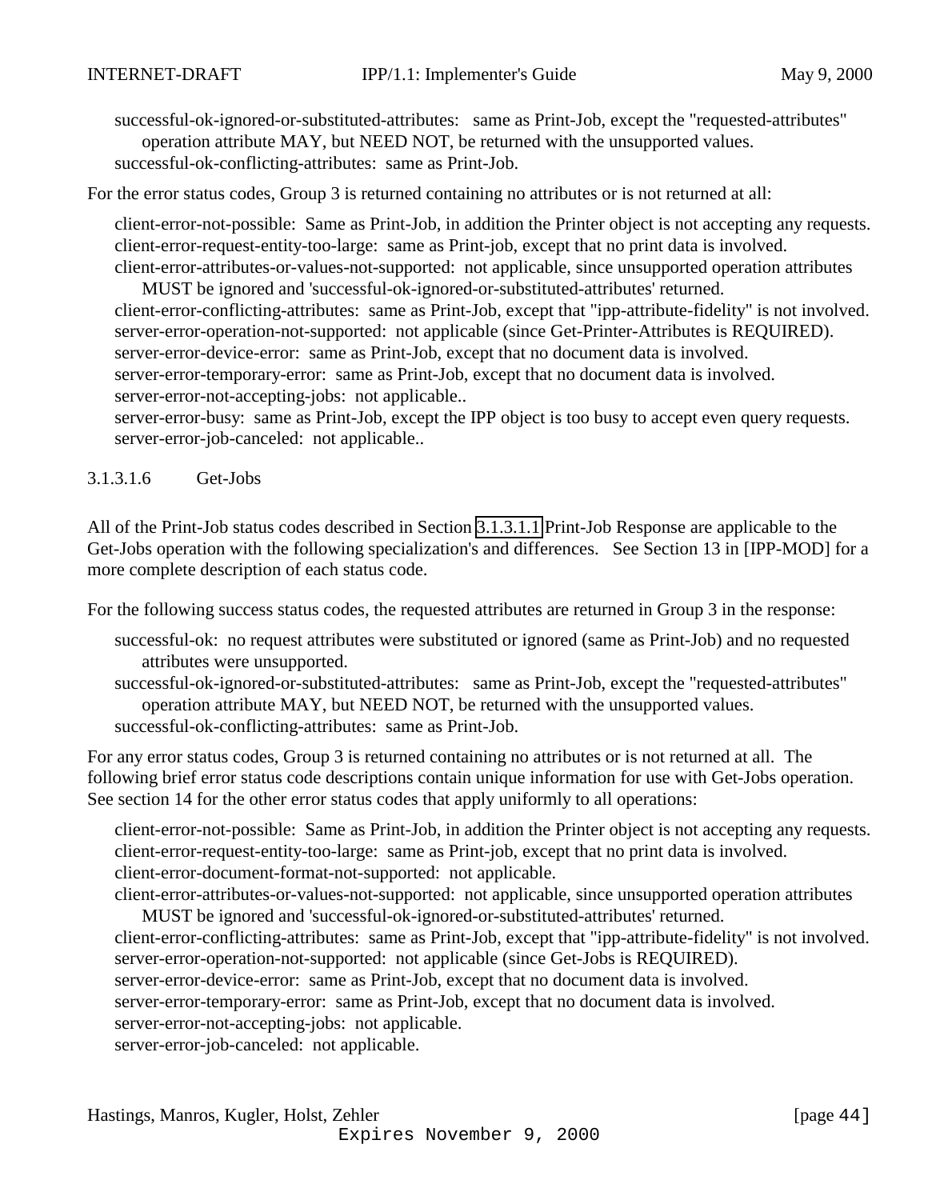successful-ok-ignored-or-substituted-attributes: same as Print-Job, except the "requested-attributes" operation attribute MAY, but NEED NOT, be returned with the unsupported values.
successful-ok-conflicting-attributes: same as Print-Job.

For the error status codes, Group 3 is returned containing no attributes or is not returned at all:

client-error-not-possible: Same as Print-Job, in addition the Printer object is not accepting any requests.
client-error-request-entity-too-large: same as Print-job, except that no print data is involved.
client-error-attributes-or-values-not-supported: not applicable, since unsupported operation attributes MUST be ignored and 'successful-ok-ignored-or-substituted-attributes' returned.
client-error-conflicting-attributes: same as Print-Job, except that "ipp-attribute-fidelity" is not involved.
server-error-operation-not-supported: not applicable (since Get-Printer-Attributes is REQUIRED).
server-error-device-error: same as Print-Job, except that no document data is involved.
server-error-temporary-error: same as Print-Job, except that no document data is involved.
server-error-not-accepting-jobs: not applicable..
server-error-busy: same as Print-Job, except the IPP object is too busy to accept even query requests.
server-error-job-canceled: not applicable..

#### 3.1.3.1.6 Get-Jobs

All of the Print-Job status codes described in Section 3.1.3.1.1 Print-Job Response are applicable to the Get-Jobs operation with the following specialization's and differences. See Section 13 in [IPP-MOD] for a more complete description of each status code.

For the following success status codes, the requested attributes are returned in Group 3 in the response:

successful-ok: no request attributes were substituted or ignored (same as Print-Job) and no requested attributes were unsupported.
successful-ok-ignored-or-substituted-attributes: same as Print-Job, except the "requested-attributes" operation attribute MAY, but NEED NOT, be returned with the unsupported values.
successful-ok-conflicting-attributes: same as Print-Job.

For any error status codes, Group 3 is returned containing no attributes or is not returned at all. The following brief error status code descriptions contain unique information for use with Get-Jobs operation. See section 14 for the other error status codes that apply uniformly to all operations:

client-error-not-possible: Same as Print-Job, in addition the Printer object is not accepting any requests.
client-error-request-entity-too-large: same as Print-job, except that no print data is involved.
client-error-document-format-not-supported: not applicable.
client-error-attributes-or-values-not-supported: not applicable, since unsupported operation attributes MUST be ignored and 'successful-ok-ignored-or-substituted-attributes' returned.
client-error-conflicting-attributes: same as Print-Job, except that "ipp-attribute-fidelity" is not involved.
server-error-operation-not-supported: not applicable (since Get-Jobs is REQUIRED).
server-error-device-error: same as Print-Job, except that no document data is involved.
server-error-temporary-error: same as Print-Job, except that no document data is involved.
server-error-not-accepting-jobs: not applicable.
server-error-job-canceled: not applicable.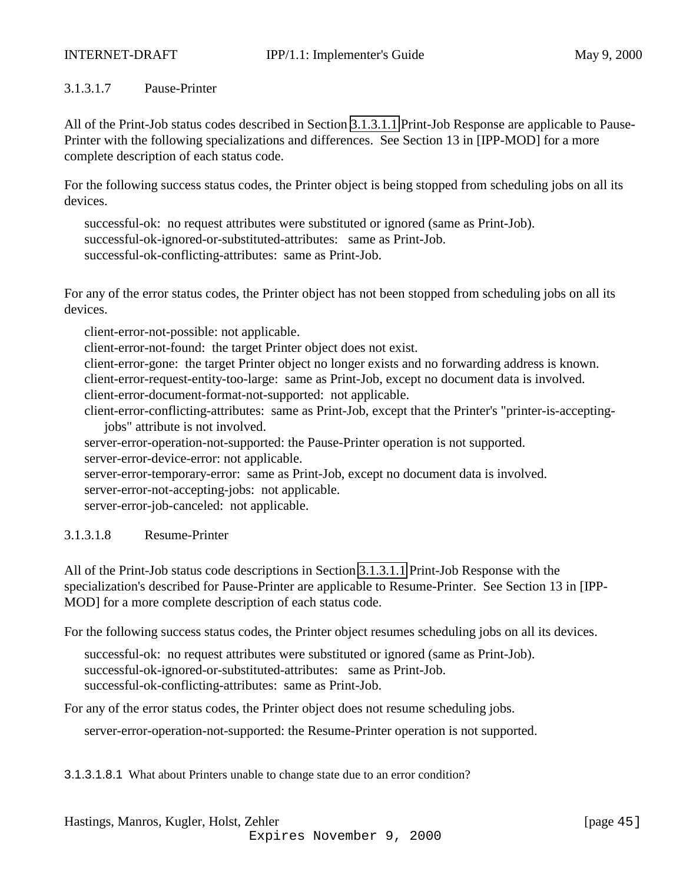#### 3.1.3.1.7 Pause-Printer

All of the Print-Job status codes described in Section 3.1.3.1.1 Print-Job Response are applicable to Pause-Printer with the following specializations and differences. See Section 13 in [IPP-MOD] for a more complete description of each status code.

For the following success status codes, the Printer object is being stopped from scheduling jobs on all its devices.

successful-ok: no request attributes were substituted or ignored (same as Print-Job).
successful-ok-ignored-or-substituted-attributes: same as Print-Job.
successful-ok-conflicting-attributes: same as Print-Job.

For any of the error status codes, the Printer object has not been stopped from scheduling jobs on all its devices.

client-error-not-possible: not applicable.
client-error-not-found: the target Printer object does not exist.
client-error-gone: the target Printer object no longer exists and no forwarding address is known.
client-error-request-entity-too-large: same as Print-Job, except no document data is involved.
client-error-document-format-not-supported: not applicable.
client-error-conflicting-attributes: same as Print-Job, except that the Printer's "printer-is-accepting-jobs" attribute is not involved.
server-error-operation-not-supported: the Pause-Printer operation is not supported.
server-error-device-error: not applicable.
server-error-temporary-error: same as Print-Job, except no document data is involved.
server-error-not-accepting-jobs: not applicable.
server-error-job-canceled: not applicable.

#### 3.1.3.1.8 Resume-Printer

All of the Print-Job status code descriptions in Section 3.1.3.1.1 Print-Job Response with the specialization's described for Pause-Printer are applicable to Resume-Printer. See Section 13 in [IPP-MOD] for a more complete description of each status code.

For the following success status codes, the Printer object resumes scheduling jobs on all its devices.

successful-ok: no request attributes were substituted or ignored (same as Print-Job).
successful-ok-ignored-or-substituted-attributes: same as Print-Job.
successful-ok-conflicting-attributes: same as Print-Job.

For any of the error status codes, the Printer object does not resume scheduling jobs.

server-error-operation-not-supported: the Resume-Printer operation is not supported.

##### 3.1.3.1.8.1 What about Printers unable to change state due to an error condition?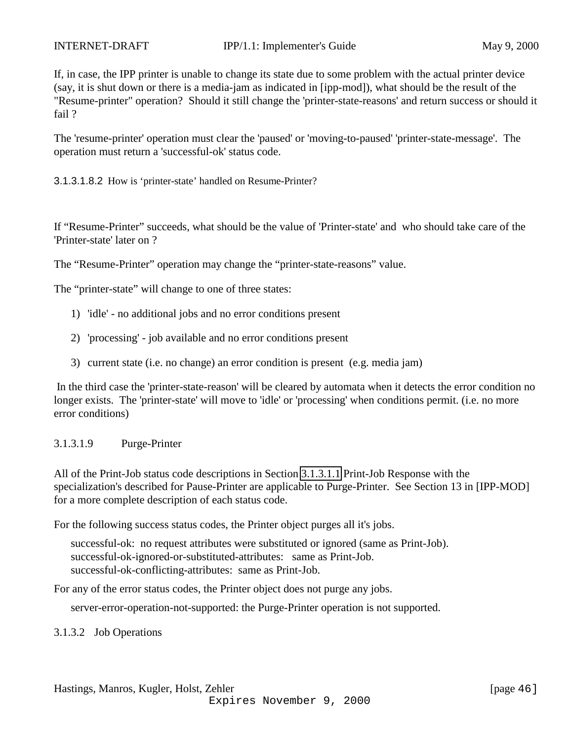If, in case, the IPP printer is unable to change its state due to some problem with the actual printer device (say, it is shut down or there is a media-jam as indicated in [ipp-mod]), what should be the result of the "Resume-printer" operation? Should it still change the 'printer-state-reasons' and return success or should it fail ?

The 'resume-printer' operation must clear the 'paused' or 'moving-to-paused' 'printer-state-message'. The operation must return a 'successful-ok' status code.

###### 3.1.3.1.8.2 How is ‘printer-state’ handled on Resume-Printer?

If “Resume-Printer” succeeds, what should be the value of 'Printer-state' and who should take care of the 'Printer-state' later on ?

The “Resume-Printer” operation may change the “printer-state-reasons” value.

The “printer-state” will change to one of three states:

1) 'idle' - no additional jobs and no error conditions present

2) 'processing' - job available and no error conditions present

3) current state (i.e. no change) an error condition is present (e.g. media jam)

In the third case the 'printer-state-reason' will be cleared by automata when it detects the error condition no longer exists. The 'printer-state' will move to 'idle' or 'processing' when conditions permit. (i.e. no more error conditions)

##### 3.1.3.1.9 Purge-Printer

All of the Print-Job status code descriptions in Section 3.1.3.1.1 Print-Job Response with the specialization's described for Pause-Printer are applicable to Purge-Printer. See Section 13 in [IPP-MOD] for a more complete description of each status code.

For the following success status codes, the Printer object purges all it's jobs.

successful-ok: no request attributes were substituted or ignored (same as Print-Job).
successful-ok-ignored-or-substituted-attributes: same as Print-Job.
successful-ok-conflicting-attributes: same as Print-Job.

For any of the error status codes, the Printer object does not purge any jobs.

server-error-operation-not-supported: the Purge-Printer operation is not supported.

#### 3.1.3.2 Job Operations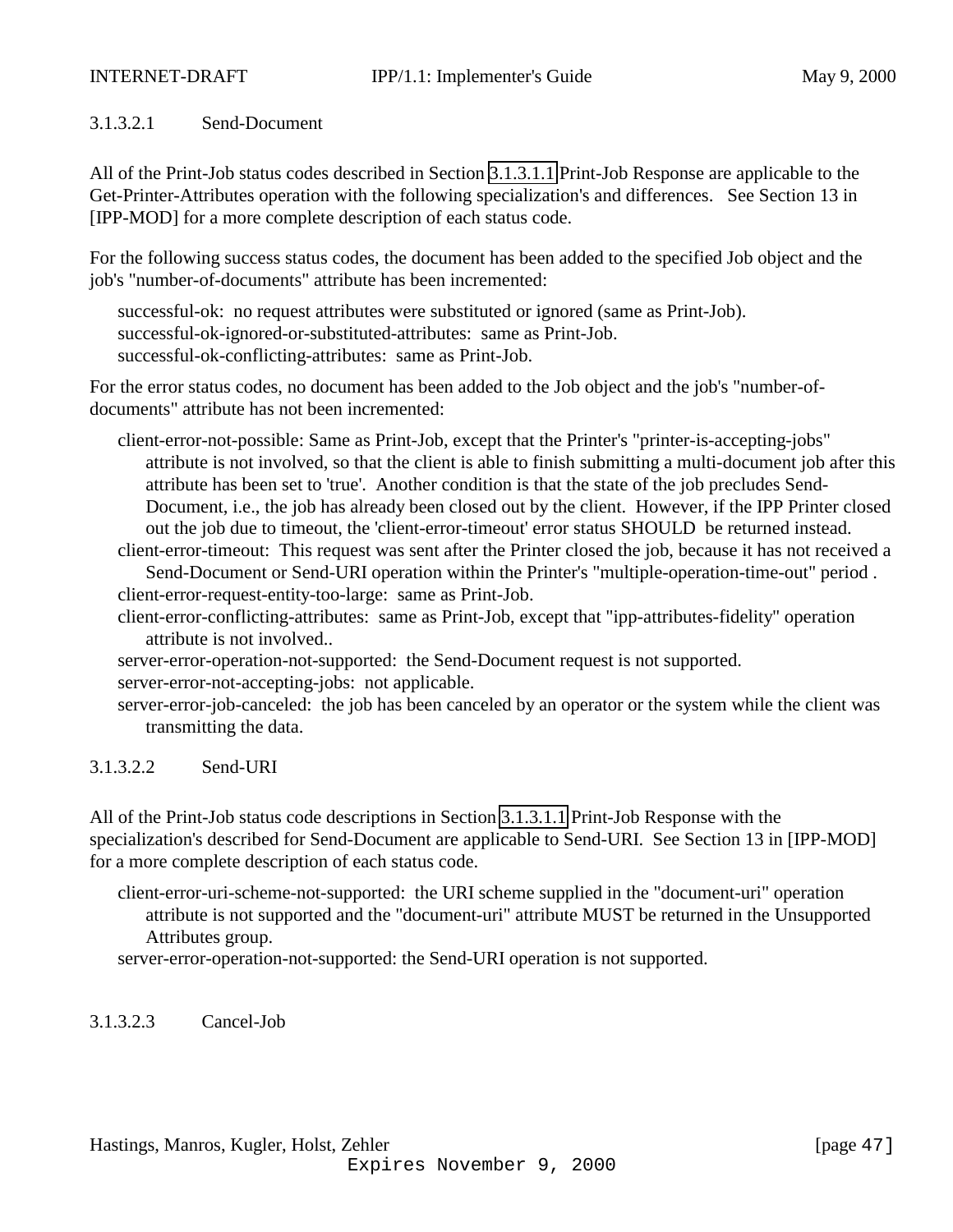#### 3.1.3.2.1 Send-Document

All of the Print-Job status codes described in Section 3.1.3.1.1 Print-Job Response are applicable to the Get-Printer-Attributes operation with the following specialization's and differences. See Section 13 in [IPP-MOD] for a more complete description of each status code.

For the following success status codes, the document has been added to the specified Job object and the job's "number-of-documents" attribute has been incremented:

successful-ok: no request attributes were substituted or ignored (same as Print-Job).
successful-ok-ignored-or-substituted-attributes: same as Print-Job.
successful-ok-conflicting-attributes: same as Print-Job.

For the error status codes, no document has been added to the Job object and the job's "number-of-documents" attribute has not been incremented:

- client-error-not-possible: Same as Print-Job, except that the Printer's "printer-is-accepting-jobs" attribute is not involved, so that the client is able to finish submitting a multi-document job after this attribute has been set to 'true'. Another condition is that the state of the job precludes Send-Document, i.e., the job has already been closed out by the client. However, if the IPP Printer closed out the job due to timeout, the 'client-error-timeout' error status SHOULD be returned instead.
- client-error-timeout: This request was sent after the Printer closed the job, because it has not received a Send-Document or Send-URI operation within the Printer's "multiple-operation-time-out" period .
- client-error-request-entity-too-large: same as Print-Job.
- client-error-conflicting-attributes: same as Print-Job, except that "ipp-attributes-fidelity" operation attribute is not involved..
- server-error-operation-not-supported: the Send-Document request is not supported.
- server-error-not-accepting-jobs: not applicable.
- server-error-job-canceled: the job has been canceled by an operator or the system while the client was transmitting the data.

#### 3.1.3.2.2 Send-URI

All of the Print-Job status code descriptions in Section 3.1.3.1.1 Print-Job Response with the specialization's described for Send-Document are applicable to Send-URI. See Section 13 in [IPP-MOD] for a more complete description of each status code.

- client-error-uri-scheme-not-supported: the URI scheme supplied in the "document-uri" operation attribute is not supported and the "document-uri" attribute MUST be returned in the Unsupported Attributes group.
- server-error-operation-not-supported: the Send-URI operation is not supported.

#### 3.1.3.2.3 Cancel-Job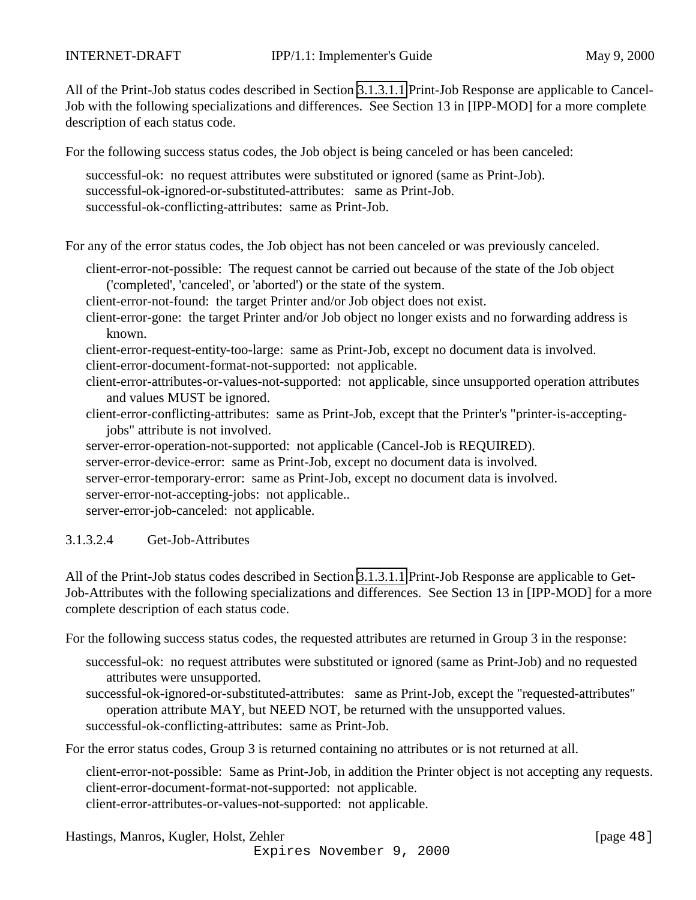All of the Print-Job status codes described in Section 3.1.3.1.1 Print-Job Response are applicable to Cancel-Job with the following specializations and differences. See Section 13 in [IPP-MOD] for a more complete description of each status code.

For the following success status codes, the Job object is being canceled or has been canceled:

successful-ok: no request attributes were substituted or ignored (same as Print-Job).
successful-ok-ignored-or-substituted-attributes: same as Print-Job.
successful-ok-conflicting-attributes: same as Print-Job.

For any of the error status codes, the Job object has not been canceled or was previously canceled.

client-error-not-possible: The request cannot be carried out because of the state of the Job object ('completed', 'canceled', or 'aborted') or the state of the system.
client-error-not-found: the target Printer and/or Job object does not exist.
client-error-gone: the target Printer and/or Job object no longer exists and no forwarding address is known.
client-error-request-entity-too-large: same as Print-Job, except no document data is involved.
client-error-document-format-not-supported: not applicable.
client-error-attributes-or-values-not-supported: not applicable, since unsupported operation attributes and values MUST be ignored.
client-error-conflicting-attributes: same as Print-Job, except that the Printer's "printer-is-accepting-jobs" attribute is not involved.
server-error-operation-not-supported: not applicable (Cancel-Job is REQUIRED).
server-error-device-error: same as Print-Job, except no document data is involved.
server-error-temporary-error: same as Print-Job, except no document data is involved.
server-error-not-accepting-jobs: not applicable..
server-error-job-canceled: not applicable.

#### 3.1.3.2.4 Get-Job-Attributes

All of the Print-Job status codes described in Section 3.1.3.1.1 Print-Job Response are applicable to Get-Job-Attributes with the following specializations and differences. See Section 13 in [IPP-MOD] for a more complete description of each status code.

For the following success status codes, the requested attributes are returned in Group 3 in the response:

successful-ok: no request attributes were substituted or ignored (same as Print-Job) and no requested attributes were unsupported.
successful-ok-ignored-or-substituted-attributes: same as Print-Job, except the "requested-attributes" operation attribute MAY, but NEED NOT, be returned with the unsupported values.
successful-ok-conflicting-attributes: same as Print-Job.

For the error status codes, Group 3 is returned containing no attributes or is not returned at all.

client-error-not-possible: Same as Print-Job, in addition the Printer object is not accepting any requests.
client-error-document-format-not-supported: not applicable.
client-error-attributes-or-values-not-supported: not applicable.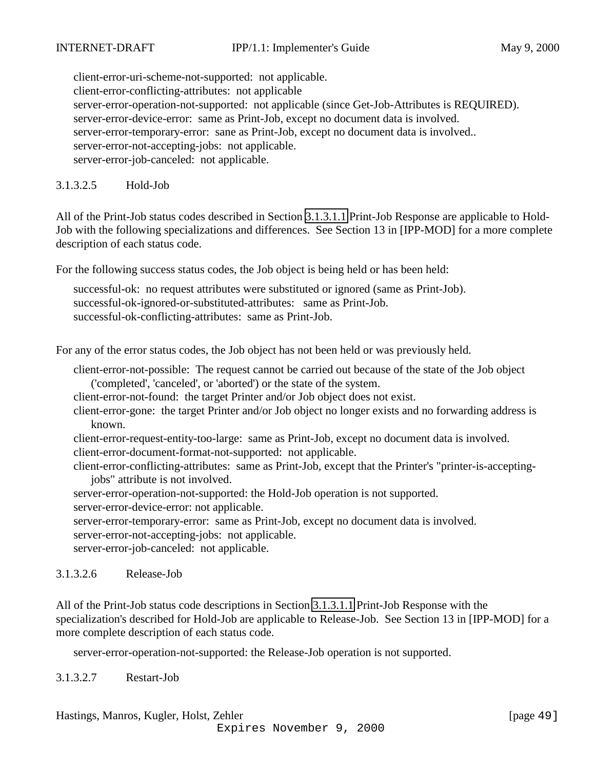client-error-uri-scheme-not-supported:  not applicable.
client-error-conflicting-attributes:  not applicable
server-error-operation-not-supported:  not applicable (since Get-Job-Attributes is REQUIRED).
server-error-device-error:  same as Print-Job, except no document data is involved.
server-error-temporary-error:  sane as Print-Job, except no document data is involved..
server-error-not-accepting-jobs:  not applicable.
server-error-job-canceled:  not applicable.

#### 3.1.3.2.5 Hold-Job

All of the Print-Job status codes described in Section 3.1.3.1.1 Print-Job Response are applicable to Hold-Job with the following specializations and differences.  See Section 13 in [IPP-MOD] for a more complete description of each status code.

For the following success status codes, the Job object is being held or has been held:

successful-ok:  no request attributes were substituted or ignored (same as Print-Job).
successful-ok-ignored-or-substituted-attributes:   same as Print-Job.
successful-ok-conflicting-attributes:  same as Print-Job.

For any of the error status codes, the Job object has not been held or was previously held.

client-error-not-possible:  The request cannot be carried out because of the state of the Job object ('completed', 'canceled', or 'aborted') or the state of the system.
client-error-not-found:  the target Printer and/or Job object does not exist.
client-error-gone:  the target Printer and/or Job object no longer exists and no forwarding address is known.
client-error-request-entity-too-large:  same as Print-Job, except no document data is involved.
client-error-document-format-not-supported:  not applicable.
client-error-conflicting-attributes:  same as Print-Job, except that the Printer's "printer-is-accepting-jobs" attribute is not involved.
server-error-operation-not-supported: the Hold-Job operation is not supported.
server-error-device-error: not applicable.
server-error-temporary-error:  same as Print-Job, except no document data is involved.
server-error-not-accepting-jobs:  not applicable.
server-error-job-canceled:  not applicable.

#### 3.1.3.2.6 Release-Job

All of the Print-Job status code descriptions in Section 3.1.3.1.1 Print-Job Response with the specialization's described for Hold-Job are applicable to Release-Job.  See Section 13 in [IPP-MOD] for a more complete description of each status code.

server-error-operation-not-supported: the Release-Job operation is not supported.

#### 3.1.3.2.7 Restart-Job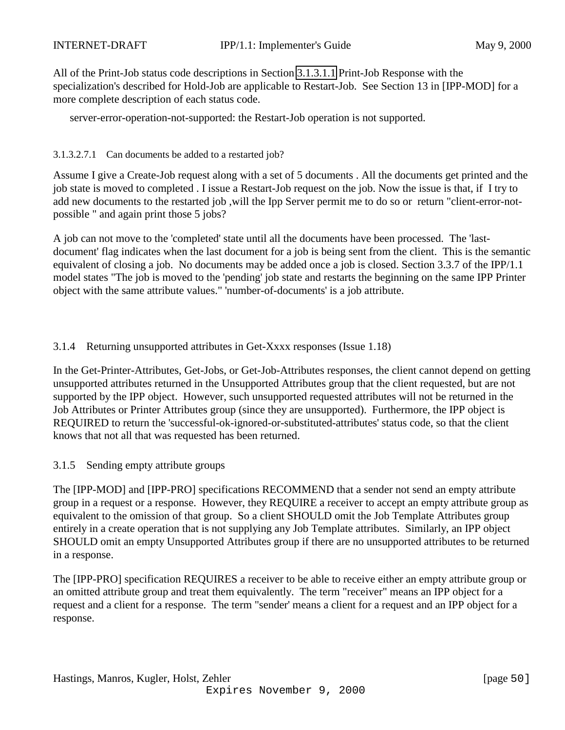All of the Print-Job status code descriptions in Section 3.1.3.1.1 Print-Job Response with the specialization's described for Hold-Job are applicable to Restart-Job. See Section 13 in [IPP-MOD] for a more complete description of each status code.

server-error-operation-not-supported: the Restart-Job operation is not supported.

##### 3.1.3.2.7.1 Can documents be added to a restarted job?

Assume I give a Create-Job request along with a set of 5 documents . All the documents get printed and the job state is moved to completed . I issue a Restart-Job request on the job. Now the issue is that, if I try to add new documents to the restarted job ,will the Ipp Server permit me to do so or return "client-error-not-possible " and again print those 5 jobs?

A job can not move to the 'completed' state until all the documents have been processed. The 'last-document' flag indicates when the last document for a job is being sent from the client. This is the semantic equivalent of closing a job. No documents may be added once a job is closed. Section 3.3.7 of the IPP/1.1 model states "The job is moved to the 'pending' job state and restarts the beginning on the same IPP Printer object with the same attribute values." 'number-of-documents' is a job attribute.

### 3.1.4 Returning unsupported attributes in Get-Xxxx responses (Issue 1.18)

In the Get-Printer-Attributes, Get-Jobs, or Get-Job-Attributes responses, the client cannot depend on getting unsupported attributes returned in the Unsupported Attributes group that the client requested, but are not supported by the IPP object. However, such unsupported requested attributes will not be returned in the Job Attributes or Printer Attributes group (since they are unsupported). Furthermore, the IPP object is REQUIRED to return the 'successful-ok-ignored-or-substituted-attributes' status code, so that the client knows that not all that was requested has been returned.

### 3.1.5 Sending empty attribute groups

The [IPP-MOD] and [IPP-PRO] specifications RECOMMEND that a sender not send an empty attribute group in a request or a response. However, they REQUIRE a receiver to accept an empty attribute group as equivalent to the omission of that group. So a client SHOULD omit the Job Template Attributes group entirely in a create operation that is not supplying any Job Template attributes. Similarly, an IPP object SHOULD omit an empty Unsupported Attributes group if there are no unsupported attributes to be returned in a response.

The [IPP-PRO] specification REQUIRES a receiver to be able to receive either an empty attribute group or an omitted attribute group and treat them equivalently. The term "receiver" means an IPP object for a request and a client for a response. The term "sender' means a client for a request and an IPP object for a response.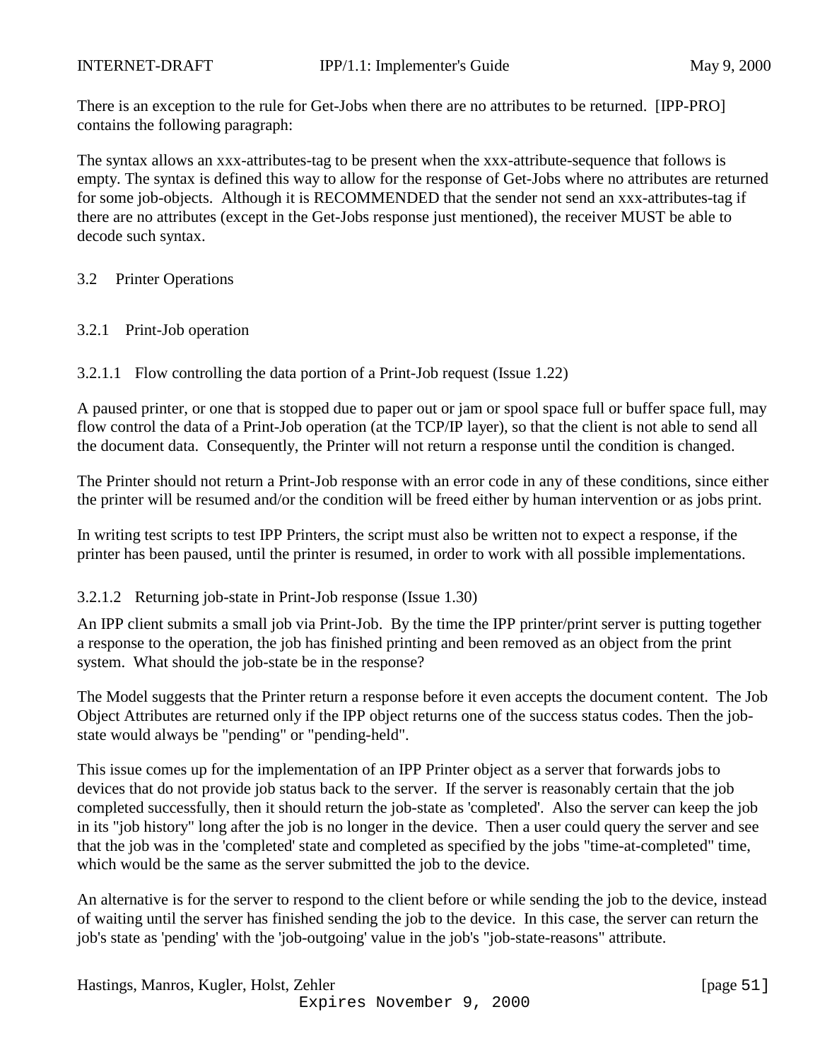There is an exception to the rule for Get-Jobs when there are no attributes to be returned. [IPP-PRO] contains the following paragraph:

The syntax allows an xxx-attributes-tag to be present when the xxx-attribute-sequence that follows is empty. The syntax is defined this way to allow for the response of Get-Jobs where no attributes are returned for some job-objects. Although it is RECOMMENDED that the sender not send an xxx-attributes-tag if there are no attributes (except in the Get-Jobs response just mentioned), the receiver MUST be able to decode such syntax.

## 3.2 Printer Operations

### 3.2.1 Print-Job operation

#### 3.2.1.1 Flow controlling the data portion of a Print-Job request (Issue 1.22)

A paused printer, or one that is stopped due to paper out or jam or spool space full or buffer space full, may flow control the data of a Print-Job operation (at the TCP/IP layer), so that the client is not able to send all the document data. Consequently, the Printer will not return a response until the condition is changed.

The Printer should not return a Print-Job response with an error code in any of these conditions, since either the printer will be resumed and/or the condition will be freed either by human intervention or as jobs print.

In writing test scripts to test IPP Printers, the script must also be written not to expect a response, if the printer has been paused, until the printer is resumed, in order to work with all possible implementations.

#### 3.2.1.2 Returning job-state in Print-Job response (Issue 1.30)

An IPP client submits a small job via Print-Job. By the time the IPP printer/print server is putting together a response to the operation, the job has finished printing and been removed as an object from the print system. What should the job-state be in the response?

The Model suggests that the Printer return a response before it even accepts the document content. The Job Object Attributes are returned only if the IPP object returns one of the success status codes. Then the job-state would always be "pending" or "pending-held".

This issue comes up for the implementation of an IPP Printer object as a server that forwards jobs to devices that do not provide job status back to the server. If the server is reasonably certain that the job completed successfully, then it should return the job-state as 'completed'. Also the server can keep the job in its "job history" long after the job is no longer in the device. Then a user could query the server and see that the job was in the 'completed' state and completed as specified by the jobs "time-at-completed" time, which would be the same as the server submitted the job to the device.

An alternative is for the server to respond to the client before or while sending the job to the device, instead of waiting until the server has finished sending the job to the device. In this case, the server can return the job's state as 'pending' with the 'job-outgoing' value in the job's "job-state-reasons" attribute.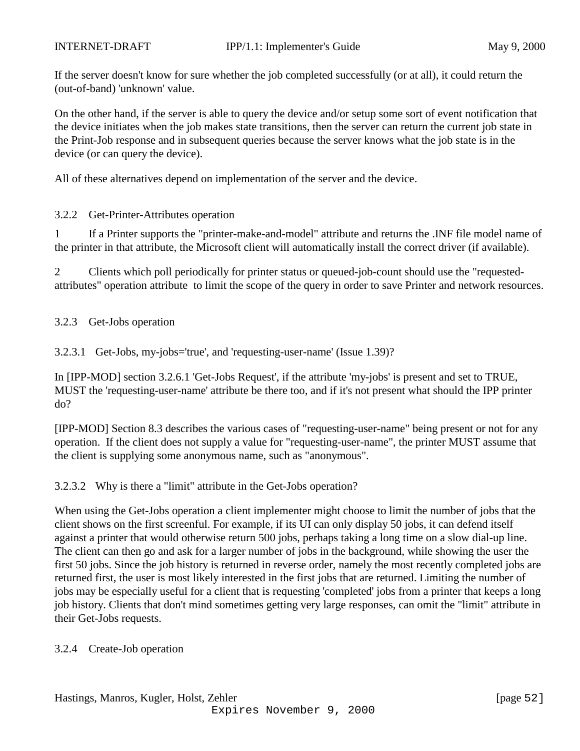If the server doesn't know for sure whether the job completed successfully (or at all), it could return the (out-of-band) 'unknown' value.

On the other hand, if the server is able to query the device and/or setup some sort of event notification that the device initiates when the job makes state transitions, then the server can return the current job state in the Print-Job response and in subsequent queries because the server knows what the job state is in the device (or can query the device).

All of these alternatives depend on implementation of the server and the device.

### 3.2.2 Get-Printer-Attributes operation

1 If a Printer supports the "printer-make-and-model" attribute and returns the .INF file model name of the printer in that attribute, the Microsoft client will automatically install the correct driver (if available).

2 Clients which poll periodically for printer status or queued-job-count should use the "requested-attributes" operation attribute to limit the scope of the query in order to save Printer and network resources.

### 3.2.3 Get-Jobs operation

#### 3.2.3.1 Get-Jobs, my-jobs='true', and 'requesting-user-name' (Issue 1.39)?

In [IPP-MOD] section 3.2.6.1 'Get-Jobs Request', if the attribute 'my-jobs' is present and set to TRUE, MUST the 'requesting-user-name' attribute be there too, and if it's not present what should the IPP printer do?

[IPP-MOD] Section 8.3 describes the various cases of "requesting-user-name" being present or not for any operation. If the client does not supply a value for "requesting-user-name", the printer MUST assume that the client is supplying some anonymous name, such as "anonymous".

#### 3.2.3.2 Why is there a "limit" attribute in the Get-Jobs operation?

When using the Get-Jobs operation a client implementer might choose to limit the number of jobs that the client shows on the first screenful. For example, if its UI can only display 50 jobs, it can defend itself against a printer that would otherwise return 500 jobs, perhaps taking a long time on a slow dial-up line. The client can then go and ask for a larger number of jobs in the background, while showing the user the first 50 jobs. Since the job history is returned in reverse order, namely the most recently completed jobs are returned first, the user is most likely interested in the first jobs that are returned. Limiting the number of jobs may be especially useful for a client that is requesting 'completed' jobs from a printer that keeps a long job history. Clients that don't mind sometimes getting very large responses, can omit the "limit" attribute in their Get-Jobs requests.

### 3.2.4 Create-Job operation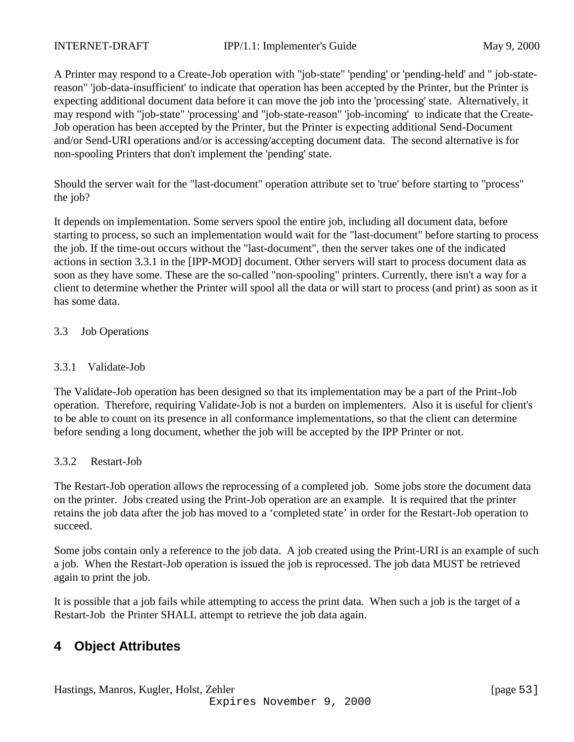A Printer may respond to a Create-Job operation with "job-state" 'pending' or 'pending-held' and " job-state-reason" 'job-data-insufficient' to indicate that operation has been accepted by the Printer, but the Printer is expecting additional document data before it can move the job into the 'processing' state. Alternatively, it may respond with "job-state" 'processing' and "job-state-reason" 'job-incoming' to indicate that the Create-Job operation has been accepted by the Printer, but the Printer is expecting additional Send-Document and/or Send-URI operations and/or is accessing/accepting document data. The second alternative is for non-spooling Printers that don't implement the 'pending' state.

Should the server wait for the "last-document" operation attribute set to 'true' before starting to "process" the job?

It depends on implementation. Some servers spool the entire job, including all document data, before starting to process, so such an implementation would wait for the "last-document" before starting to process the job. If the time-out occurs without the "last-document", then the server takes one of the indicated actions in section 3.3.1 in the [IPP-MOD] document. Other servers will start to process document data as soon as they have some. These are the so-called "non-spooling" printers. Currently, there isn't a way for a client to determine whether the Printer will spool all the data or will start to process (and print) as soon as it has some data.

### 3.3 Job Operations

#### 3.3.1 Validate-Job

The Validate-Job operation has been designed so that its implementation may be a part of the Print-Job operation. Therefore, requiring Validate-Job is not a burden on implementers. Also it is useful for client's to be able to count on its presence in all conformance implementations, so that the client can determine before sending a long document, whether the job will be accepted by the IPP Printer or not.

#### 3.3.2 Restart-Job

The Restart-Job operation allows the reprocessing of a completed job. Some jobs store the document data on the printer. Jobs created using the Print-Job operation are an example. It is required that the printer retains the job data after the job has moved to a ‘completed state’ in order for the Restart-Job operation to succeed.

Some jobs contain only a reference to the job data. A job created using the Print-URI is an example of such a job. When the Restart-Job operation is issued the job is reprocessed. The job data MUST be retrieved again to print the job.

It is possible that a job fails while attempting to access the print data. When such a job is the target of a Restart-Job the Printer SHALL attempt to retrieve the job data again.

# 4 Object Attributes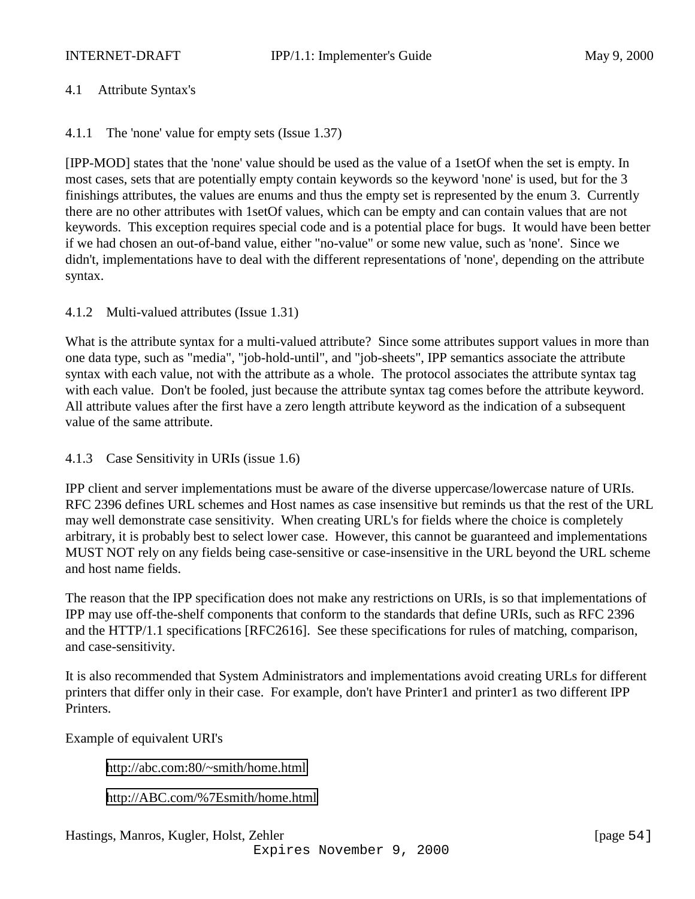## 4.1 Attribute Syntax's

### 4.1.1 The 'none' value for empty sets (Issue 1.37)

[IPP-MOD] states that the 'none' value should be used as the value of a 1setOf when the set is empty. In most cases, sets that are potentially empty contain keywords so the keyword 'none' is used, but for the 3 finishings attributes, the values are enums and thus the empty set is represented by the enum 3. Currently there are no other attributes with 1setOf values, which can be empty and can contain values that are not keywords. This exception requires special code and is a potential place for bugs. It would have been better if we had chosen an out-of-band value, either "no-value" or some new value, such as 'none'. Since we didn't, implementations have to deal with the different representations of 'none', depending on the attribute syntax.

### 4.1.2 Multi-valued attributes (Issue 1.31)

What is the attribute syntax for a multi-valued attribute? Since some attributes support values in more than one data type, such as "media", "job-hold-until", and "job-sheets", IPP semantics associate the attribute syntax with each value, not with the attribute as a whole. The protocol associates the attribute syntax tag with each value. Don't be fooled, just because the attribute syntax tag comes before the attribute keyword. All attribute values after the first have a zero length attribute keyword as the indication of a subsequent value of the same attribute.

### 4.1.3 Case Sensitivity in URIs (issue 1.6)

IPP client and server implementations must be aware of the diverse uppercase/lowercase nature of URIs. RFC 2396 defines URL schemes and Host names as case insensitive but reminds us that the rest of the URL may well demonstrate case sensitivity. When creating URL's for fields where the choice is completely arbitrary, it is probably best to select lower case. However, this cannot be guaranteed and implementations MUST NOT rely on any fields being case-sensitive or case-insensitive in the URL beyond the URL scheme and host name fields.

The reason that the IPP specification does not make any restrictions on URIs, is so that implementations of IPP may use off-the-shelf components that conform to the standards that define URIs, such as RFC 2396 and the HTTP/1.1 specifications [RFC2616]. See these specifications for rules of matching, comparison, and case-sensitivity.

It is also recommended that System Administrators and implementations avoid creating URLs for different printers that differ only in their case. For example, don't have Printer1 and printer1 as two different IPP Printers.

Example of equivalent URI's

http://abc.com:80/~smith/home.html

http://ABC.com/%7Esmith/home.html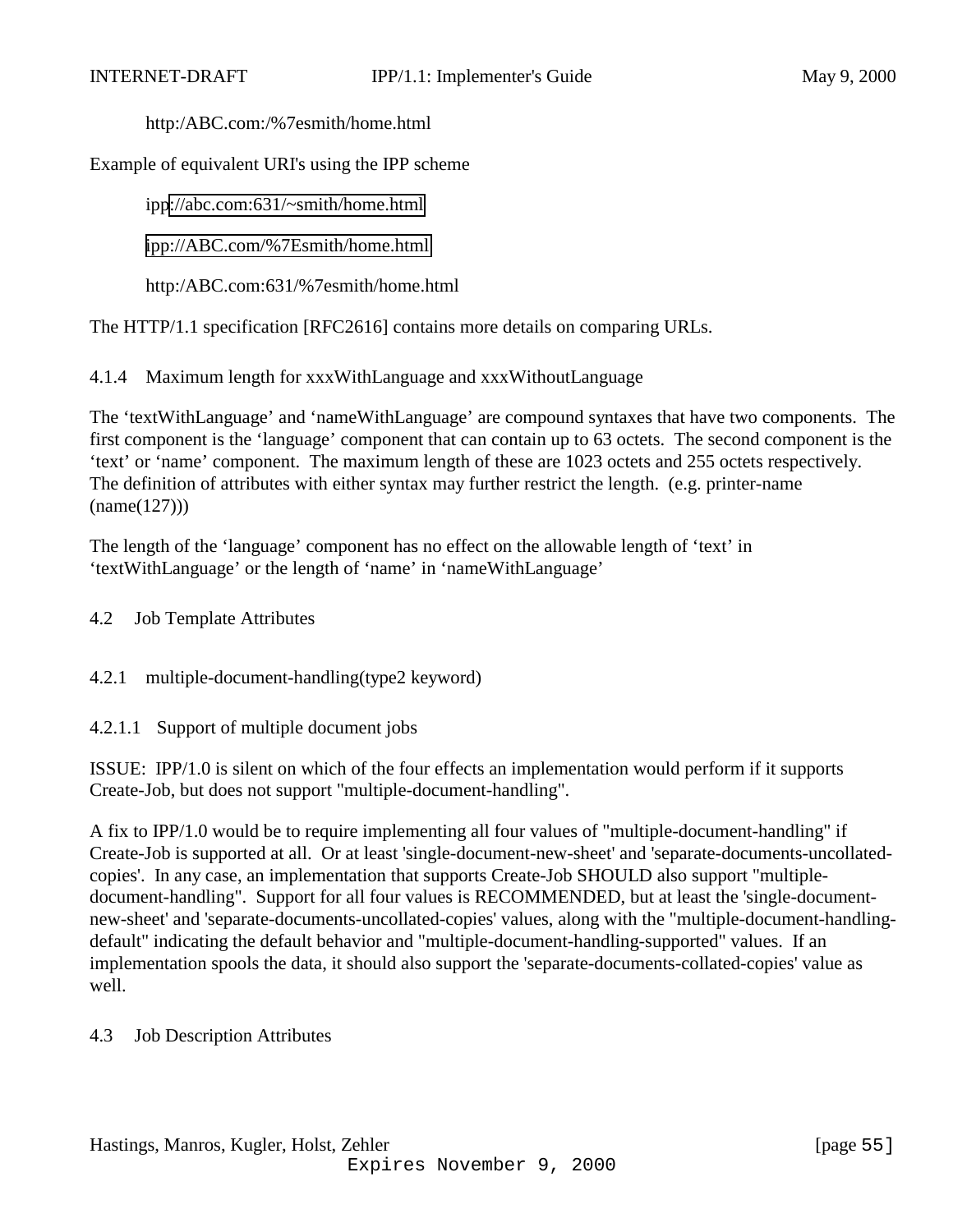http:/ABC.com:/%7esmith/home.html

Example of equivalent URI's using the IPP scheme

ipp://abc.com:631/~smith/home.html

ipp://ABC.com/%7Esmith/home.html

http:/ABC.com:631/%7esmith/home.html

The HTTP/1.1 specification [RFC2616] contains more details on comparing URLs.

#### 4.1.4 Maximum length for xxxWithLanguage and xxxWithoutLanguage

The 'textWithLanguage' and 'nameWithLanguage' are compound syntaxes that have two components. The first component is the 'language' component that can contain up to 63 octets. The second component is the 'text' or 'name' component. The maximum length of these are 1023 octets and 255 octets respectively. The definition of attributes with either syntax may further restrict the length. (e.g. printer-name (name(127)))

The length of the 'language' component has no effect on the allowable length of 'text' in 'textWithLanguage' or the length of 'name' in 'nameWithLanguage'

### 4.2 Job Template Attributes

#### 4.2.1 multiple-document-handling(type2 keyword)

##### 4.2.1.1 Support of multiple document jobs

ISSUE: IPP/1.0 is silent on which of the four effects an implementation would perform if it supports Create-Job, but does not support "multiple-document-handling".

A fix to IPP/1.0 would be to require implementing all four values of "multiple-document-handling" if Create-Job is supported at all. Or at least 'single-document-new-sheet' and 'separate-documents-uncollated-copies'. In any case, an implementation that supports Create-Job SHOULD also support "multiple-document-handling". Support for all four values is RECOMMENDED, but at least the 'single-document-new-sheet' and 'separate-documents-uncollated-copies' values, along with the "multiple-document-handling-default" indicating the default behavior and "multiple-document-handling-supported" values. If an implementation spools the data, it should also support the 'separate-documents-collated-copies' value as well.

### 4.3 Job Description Attributes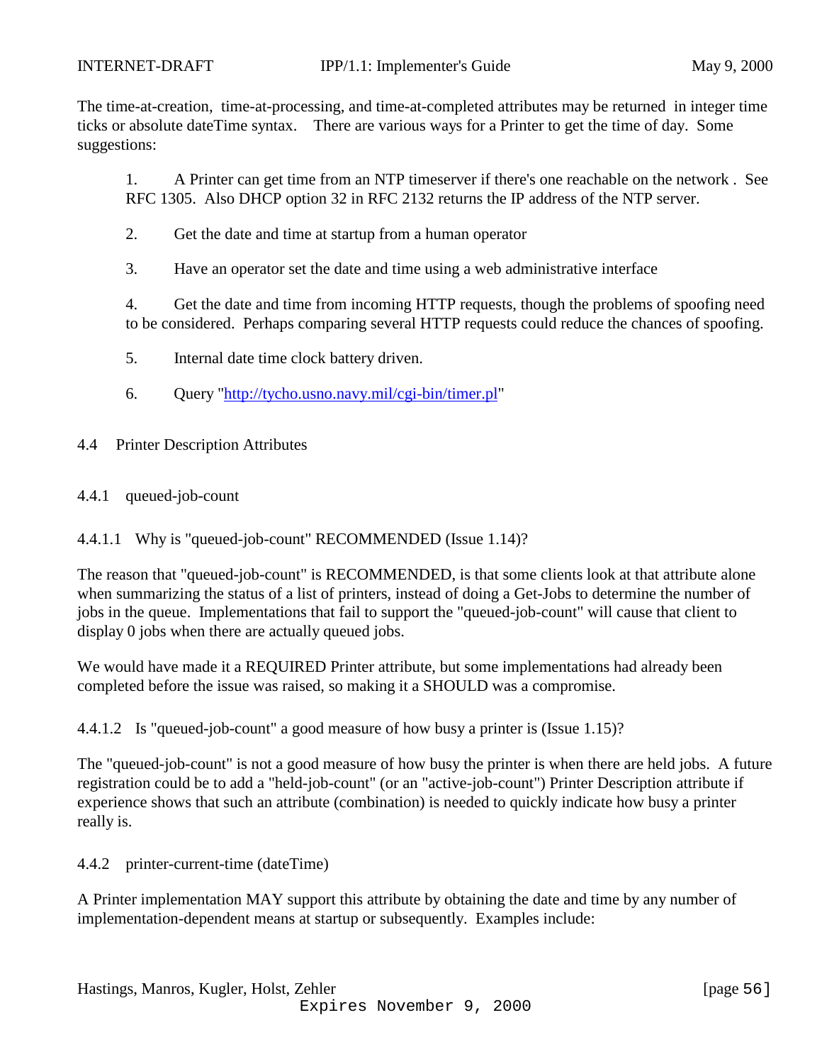The time-at-creation, time-at-processing, and time-at-completed attributes may be returned in integer time ticks or absolute dateTime syntax. There are various ways for a Printer to get the time of day. Some suggestions:

1. A Printer can get time from an NTP timeserver if there's one reachable on the network . See RFC 1305. Also DHCP option 32 in RFC 2132 returns the IP address of the NTP server.

2. Get the date and time at startup from a human operator

3. Have an operator set the date and time using a web administrative interface

4. Get the date and time from incoming HTTP requests, though the problems of spoofing need to be considered. Perhaps comparing several HTTP requests could reduce the chances of spoofing.

5. Internal date time clock battery driven.

6. Query "http://tycho.usno.navy.mil/cgi-bin/timer.pl"

## 4.4 Printer Description Attributes

### 4.4.1 queued-job-count

#### 4.4.1.1 Why is "queued-job-count" RECOMMENDED (Issue 1.14)?

The reason that "queued-job-count" is RECOMMENDED, is that some clients look at that attribute alone when summarizing the status of a list of printers, instead of doing a Get-Jobs to determine the number of jobs in the queue. Implementations that fail to support the "queued-job-count" will cause that client to display 0 jobs when there are actually queued jobs.

We would have made it a REQUIRED Printer attribute, but some implementations had already been completed before the issue was raised, so making it a SHOULD was a compromise.

#### 4.4.1.2 Is "queued-job-count" a good measure of how busy a printer is (Issue 1.15)?

The "queued-job-count" is not a good measure of how busy the printer is when there are held jobs. A future registration could be to add a "held-job-count" (or an "active-job-count") Printer Description attribute if experience shows that such an attribute (combination) is needed to quickly indicate how busy a printer really is.

### 4.4.2 printer-current-time (dateTime)

A Printer implementation MAY support this attribute by obtaining the date and time by any number of implementation-dependent means at startup or subsequently. Examples include: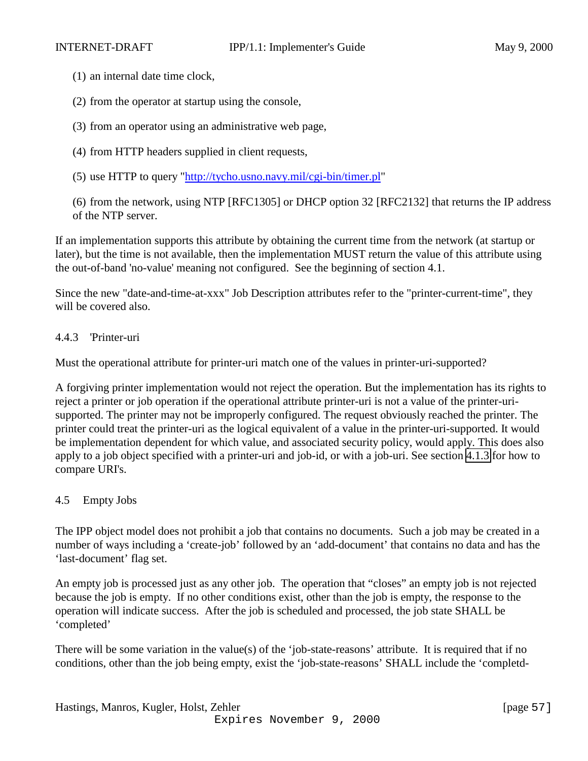(1) an internal date time clock,

(2) from the operator at startup using the console,

(3) from an operator using an administrative web page,

(4) from HTTP headers supplied in client requests,

(5) use HTTP to query "http://tycho.usno.navy.mil/cgi-bin/timer.pl"

(6) from the network, using NTP [RFC1305] or DHCP option 32 [RFC2132] that returns the IP address of the NTP server.

If an implementation supports this attribute by obtaining the current time from the network (at startup or later), but the time is not available, then the implementation MUST return the value of this attribute using the out-of-band 'no-value' meaning not configured. See the beginning of section 4.1.

Since the new "date-and-time-at-xxx" Job Description attributes refer to the "printer-current-time", they will be covered also.

### 4.4.3 'Printer-uri

Must the operational attribute for printer-uri match one of the values in printer-uri-supported?

A forgiving printer implementation would not reject the operation. But the implementation has its rights to reject a printer or job operation if the operational attribute printer-uri is not a value of the printer-uri-supported. The printer may not be improperly configured. The request obviously reached the printer. The printer could treat the printer-uri as the logical equivalent of a value in the printer-uri-supported. It would be implementation dependent for which value, and associated security policy, would apply. This does also apply to a job object specified with a printer-uri and job-id, or with a job-uri. See section 4.1.3 for how to compare URI's.

## 4.5 Empty Jobs

The IPP object model does not prohibit a job that contains no documents. Such a job may be created in a number of ways including a 'create-job' followed by an 'add-document' that contains no data and has the 'last-document' flag set.

An empty job is processed just as any other job. The operation that "closes" an empty job is not rejected because the job is empty. If no other conditions exist, other than the job is empty, the response to the operation will indicate success. After the job is scheduled and processed, the job state SHALL be 'completed'

There will be some variation in the value(s) of the 'job-state-reasons' attribute. It is required that if no conditions, other than the job being empty, exist the 'job-state-reasons' SHALL include the 'completd-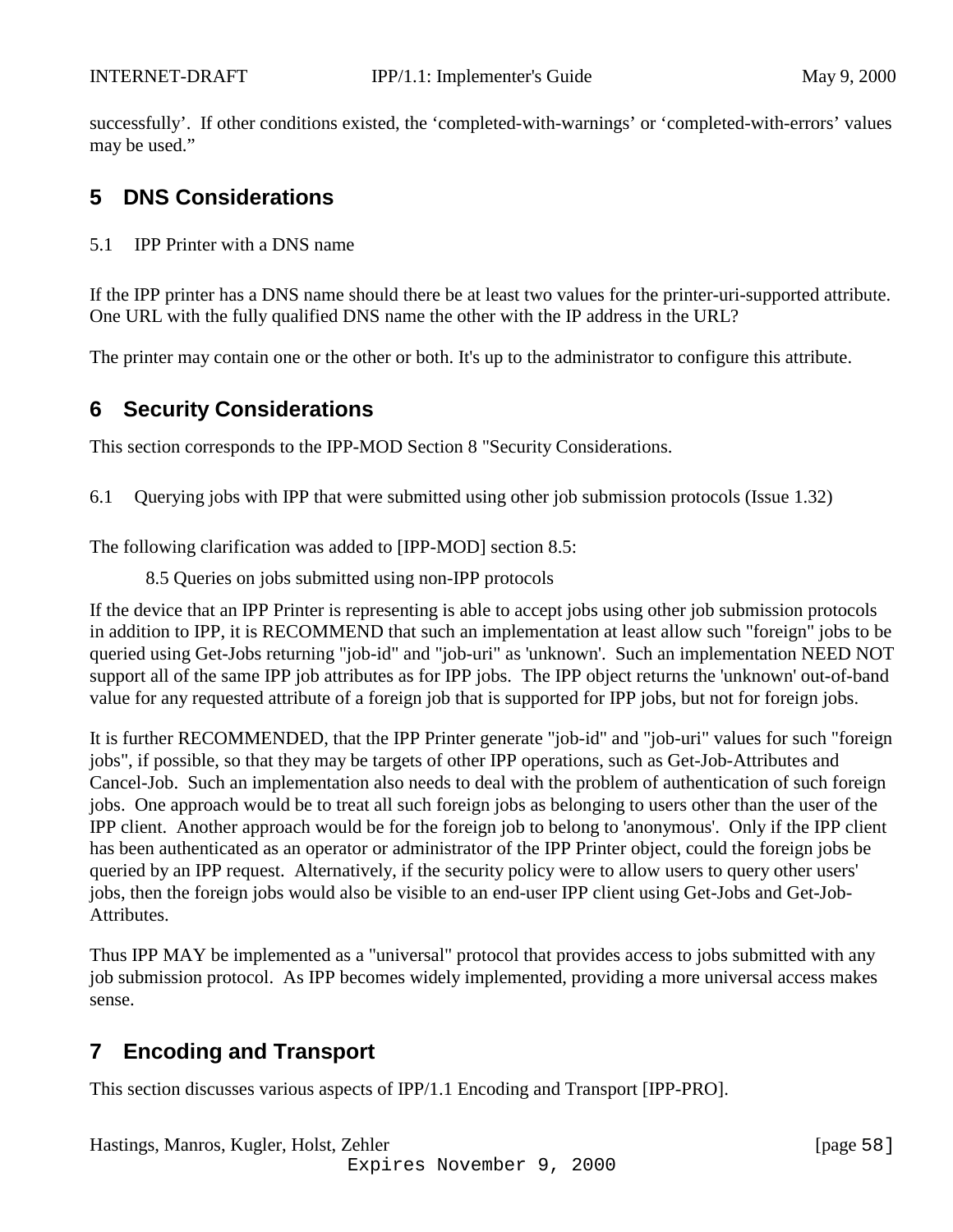successfully'. If other conditions existed, the 'completed-with-warnings' or 'completed-with-errors' values may be used."

# 5 DNS Considerations

## 5.1 IPP Printer with a DNS name

If the IPP printer has a DNS name should there be at least two values for the printer-uri-supported attribute. One URL with the fully qualified DNS name the other with the IP address in the URL?

The printer may contain one or the other or both. It's up to the administrator to configure this attribute.

# 6 Security Considerations

This section corresponds to the IPP-MOD Section 8 "Security Considerations.

## 6.1 Querying jobs with IPP that were submitted using other job submission protocols (Issue 1.32)

The following clarification was added to [IPP-MOD] section 8.5:

> 8.5 Queries on jobs submitted using non-IPP protocols

If the device that an IPP Printer is representing is able to accept jobs using other job submission protocols in addition to IPP, it is RECOMMEND that such an implementation at least allow such "foreign" jobs to be queried using Get-Jobs returning "job-id" and "job-uri" as 'unknown'. Such an implementation NEED NOT support all of the same IPP job attributes as for IPP jobs. The IPP object returns the 'unknown' out-of-band value for any requested attribute of a foreign job that is supported for IPP jobs, but not for foreign jobs.

It is further RECOMMENDED, that the IPP Printer generate "job-id" and "job-uri" values for such "foreign jobs", if possible, so that they may be targets of other IPP operations, such as Get-Job-Attributes and Cancel-Job. Such an implementation also needs to deal with the problem of authentication of such foreign jobs. One approach would be to treat all such foreign jobs as belonging to users other than the user of the IPP client. Another approach would be for the foreign job to belong to 'anonymous'. Only if the IPP client has been authenticated as an operator or administrator of the IPP Printer object, could the foreign jobs be queried by an IPP request. Alternatively, if the security policy were to allow users to query other users' jobs, then the foreign jobs would also be visible to an end-user IPP client using Get-Jobs and Get-Job-Attributes.

Thus IPP MAY be implemented as a "universal" protocol that provides access to jobs submitted with any job submission protocol. As IPP becomes widely implemented, providing a more universal access makes sense.

# 7 Encoding and Transport

This section discusses various aspects of IPP/1.1 Encoding and Transport [IPP-PRO].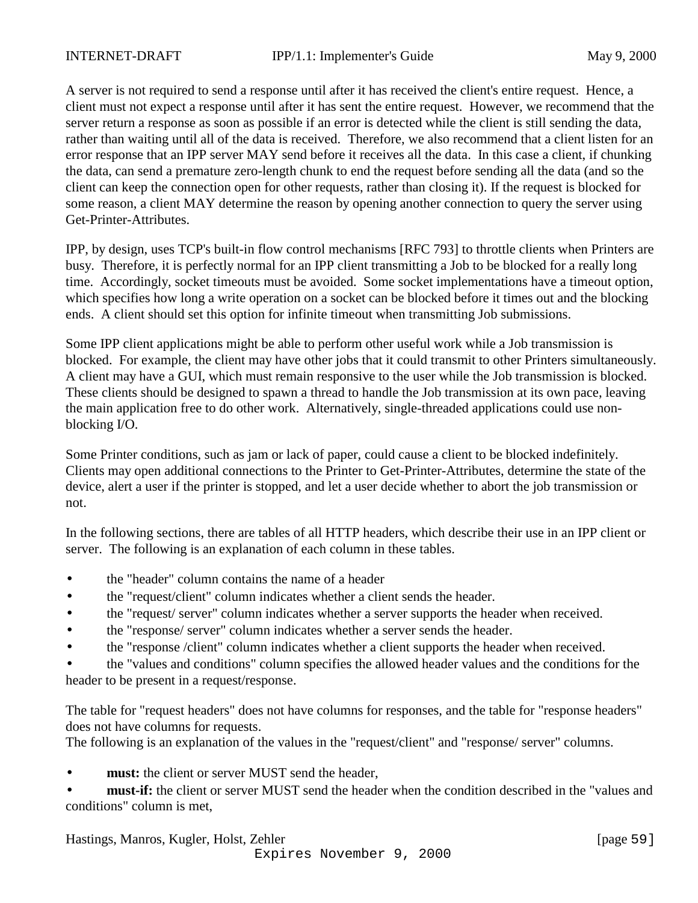A server is not required to send a response until after it has received the client's entire request. Hence, a client must not expect a response until after it has sent the entire request. However, we recommend that the server return a response as soon as possible if an error is detected while the client is still sending the data, rather than waiting until all of the data is received. Therefore, we also recommend that a client listen for an error response that an IPP server MAY send before it receives all the data. In this case a client, if chunking the data, can send a premature zero-length chunk to end the request before sending all the data (and so the client can keep the connection open for other requests, rather than closing it). If the request is blocked for some reason, a client MAY determine the reason by opening another connection to query the server using Get-Printer-Attributes.

IPP, by design, uses TCP's built-in flow control mechanisms [RFC 793] to throttle clients when Printers are busy. Therefore, it is perfectly normal for an IPP client transmitting a Job to be blocked for a really long time. Accordingly, socket timeouts must be avoided. Some socket implementations have a timeout option, which specifies how long a write operation on a socket can be blocked before it times out and the blocking ends. A client should set this option for infinite timeout when transmitting Job submissions.

Some IPP client applications might be able to perform other useful work while a Job transmission is blocked. For example, the client may have other jobs that it could transmit to other Printers simultaneously. A client may have a GUI, which must remain responsive to the user while the Job transmission is blocked. These clients should be designed to spawn a thread to handle the Job transmission at its own pace, leaving the main application free to do other work. Alternatively, single-threaded applications could use non-blocking I/O.

Some Printer conditions, such as jam or lack of paper, could cause a client to be blocked indefinitely. Clients may open additional connections to the Printer to Get-Printer-Attributes, determine the state of the device, alert a user if the printer is stopped, and let a user decide whether to abort the job transmission or not.

In the following sections, there are tables of all HTTP headers, which describe their use in an IPP client or server. The following is an explanation of each column in these tables.

- the "header" column contains the name of a header
- the "request/client" column indicates whether a client sends the header.
- the "request/ server" column indicates whether a server supports the header when received.
- the "response/ server" column indicates whether a server sends the header.
- the "response /client" column indicates whether a client supports the header when received.
- the "values and conditions" column specifies the allowed header values and the conditions for the header to be present in a request/response.

The table for "request headers" does not have columns for responses, and the table for "response headers" does not have columns for requests.
The following is an explanation of the values in the "request/client" and "response/ server" columns.

- **must:** the client or server MUST send the header,
- **must-if:** the client or server MUST send the header when the condition described in the "values and conditions" column is met,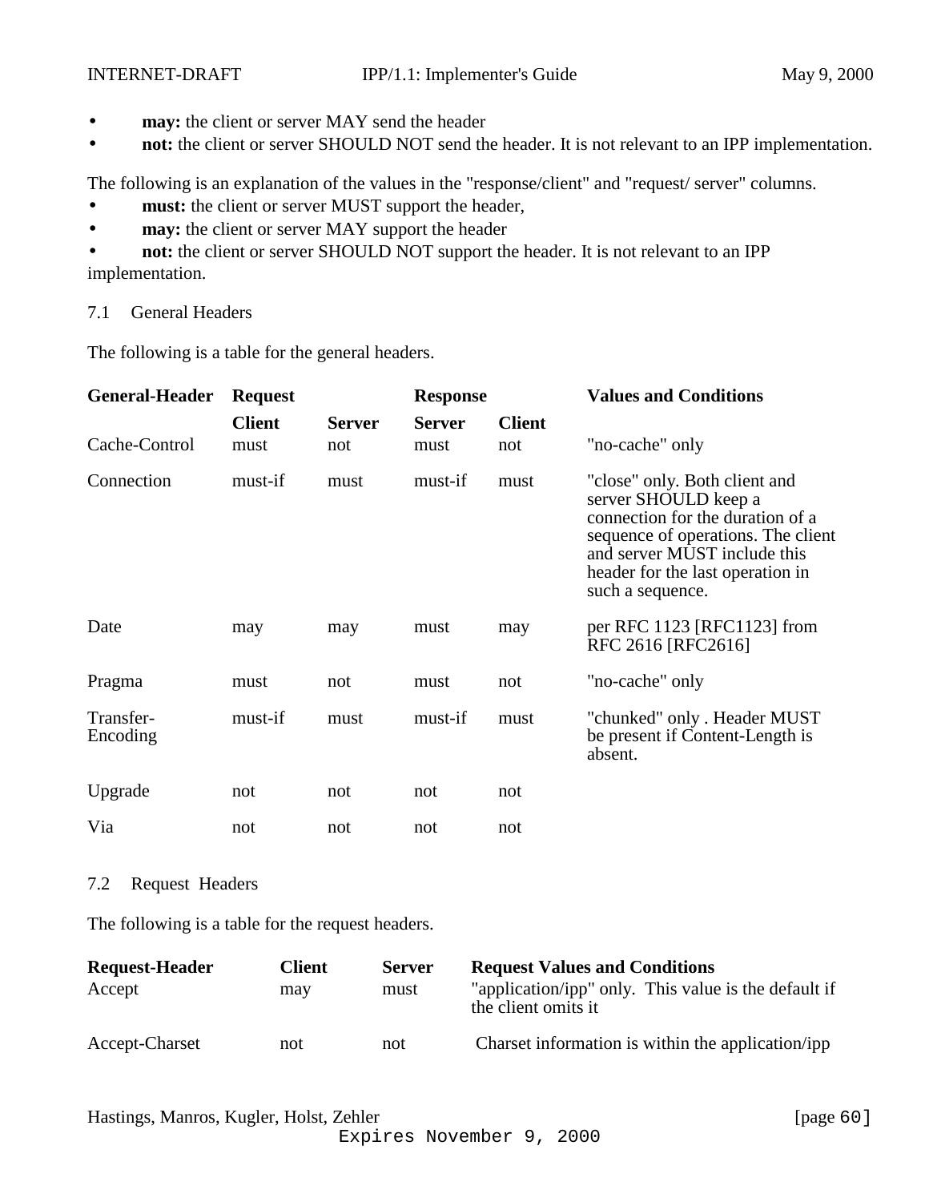- **may:** the client or server MAY send the header
- **not:** the client or server SHOULD NOT send the header. It is not relevant to an IPP implementation.

The following is an explanation of the values in the "response/client" and "request/ server" columns.

- **must:** the client or server MUST support the header,
- **may:** the client or server MAY support the header
- **not:** the client or server SHOULD NOT support the header. It is not relevant to an IPP implementation.

## 7.1 General Headers

The following is a table for the general headers.

| General-Header | Request | | Response | | Values and Conditions |
|---|---|---|---|---|---|
| | Client | Server | Server | Client | |
| Cache-Control | must | not | must | not | "no-cache" only |
| Connection | must-if | must | must-if | must | "close" only. Both client and server SHOULD keep a connection for the duration of a sequence of operations. The client and server MUST include this header for the last operation in such a sequence. |
| Date | may | may | must | may | per RFC 1123 [RFC1123] from RFC 2616 [RFC2616] |
| Pragma | must | not | must | not | "no-cache" only |
| Transfer-Encoding | must-if | must | must-if | must | "chunked" only . Header MUST be present if Content-Length is absent. |
| Upgrade | not | not | not | not | |
| Via | not | not | not | not | |

## 7.2 Request Headers

The following is a table for the request headers.

| Request-Header | Client | Server | Request Values and Conditions |
|---|---|---|---|
| Accept | may | must | "application/ipp" only. This value is the default if the client omits it |
| Accept-Charset | not | not | Charset information is within the application/ipp |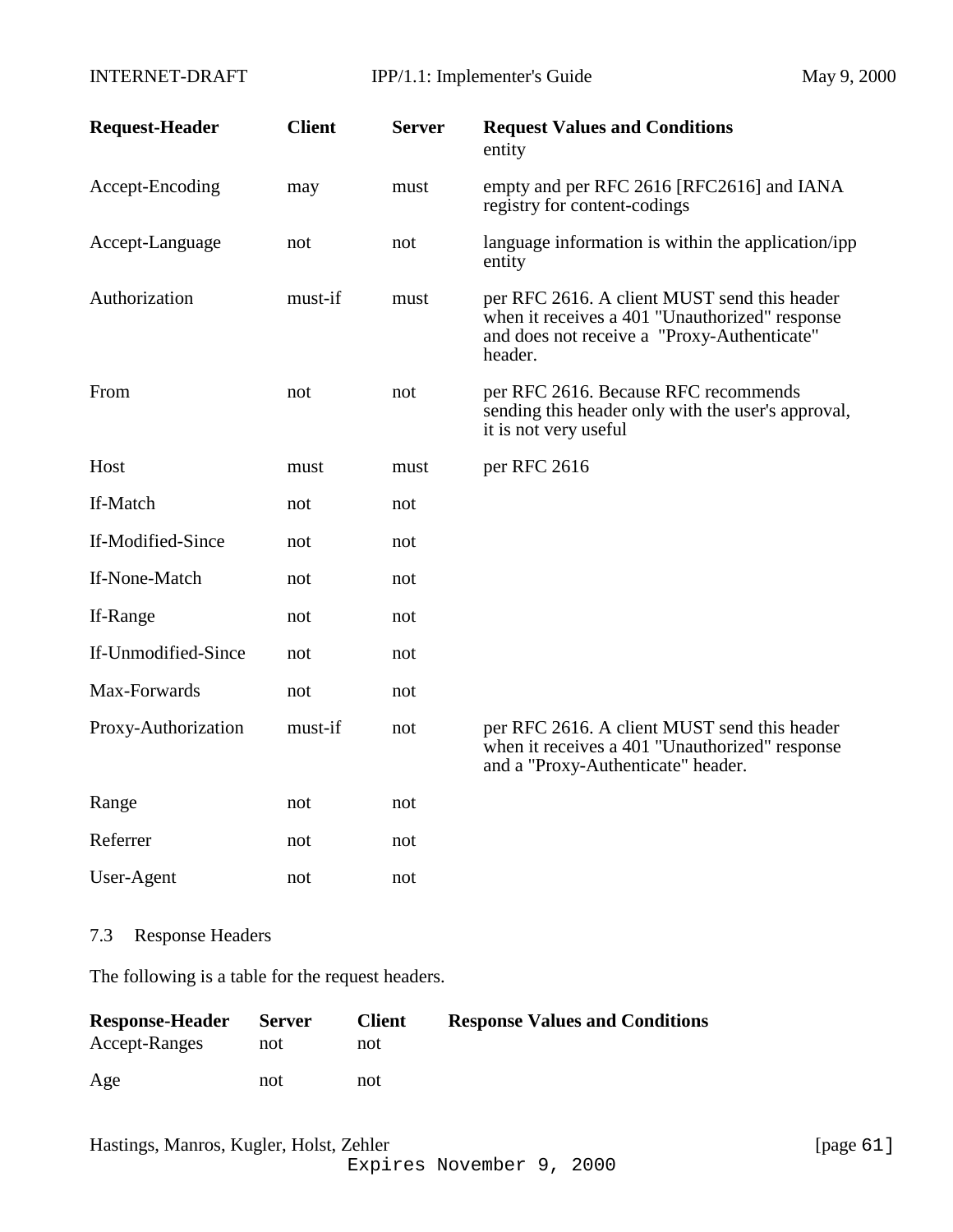| Request-Header | Client | Server | Request Values and Conditions |
|---|---|---|---|
| | | | entity |
| Accept-Encoding | may | must | empty and per RFC 2616 [RFC2616] and IANA registry for content-codings |
| Accept-Language | not | not | language information is within the application/ipp entity |
| Authorization | must-if | must | per RFC 2616. A client MUST send this header when it receives a 401 "Unauthorized" response and does not receive a "Proxy-Authenticate" header. |
| From | not | not | per RFC 2616. Because RFC recommends sending this header only with the user's approval, it is not very useful |
| Host | must | must | per RFC 2616 |
| If-Match | not | not | |
| If-Modified-Since | not | not | |
| If-None-Match | not | not | |
| If-Range | not | not | |
| If-Unmodified-Since | not | not | |
| Max-Forwards | not | not | |
| Proxy-Authorization | must-if | not | per RFC 2616. A client MUST send this header when it receives a 401 "Unauthorized" response and a "Proxy-Authenticate" header. |
| Range | not | not | |
| Referrer | not | not | |
| User-Agent | not | not | |

## 7.3 Response Headers

The following is a table for the request headers.

| Response-Header | Server | Client | Response Values and Conditions |
|---|---|---|---|
| Accept-Ranges | not | not | |
| Age | not | not | |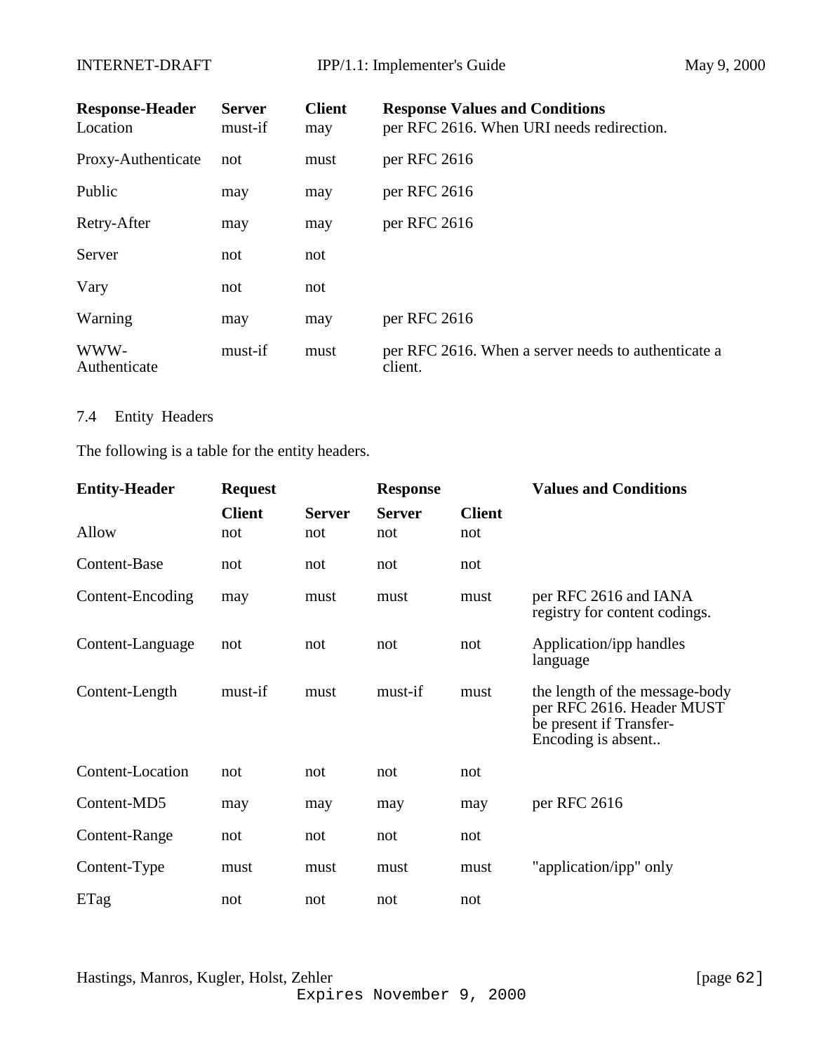| Response-Header | Server | Client | Response Values and Conditions |
|---|---|---|---|
| Location | must-if | may | per RFC 2616. When URI needs redirection. |
| Proxy-Authenticate | not | must | per RFC 2616 |
| Public | may | may | per RFC 2616 |
| Retry-After | may | may | per RFC 2616 |
| Server | not | not | |
| Vary | not | not | |
| Warning | may | may | per RFC 2616 |
| WWW-Authenticate | must-if | must | per RFC 2616. When a server needs to authenticate a client. |

7.4 Entity Headers

The following is a table for the entity headers.

| Entity-Header | Request | | Response | | Values and Conditions |
|---|---|---|---|---|---|
| | Client | Server | Server | Client | |
| Allow | not | not | not | not | |
| Content-Base | not | not | not | not | |
| Content-Encoding | may | must | must | must | per RFC 2616 and IANA registry for content codings. |
| Content-Language | not | not | not | not | Application/ipp handles language |
| Content-Length | must-if | must | must-if | must | the length of the message-body per RFC 2616. Header MUST be present if Transfer-Encoding is absent.. |
| Content-Location | not | not | not | not | |
| Content-MD5 | may | may | may | may | per RFC 2616 |
| Content-Range | not | not | not | not | |
| Content-Type | must | must | must | must | "application/ipp" only |
| ETag | not | not | not | not | |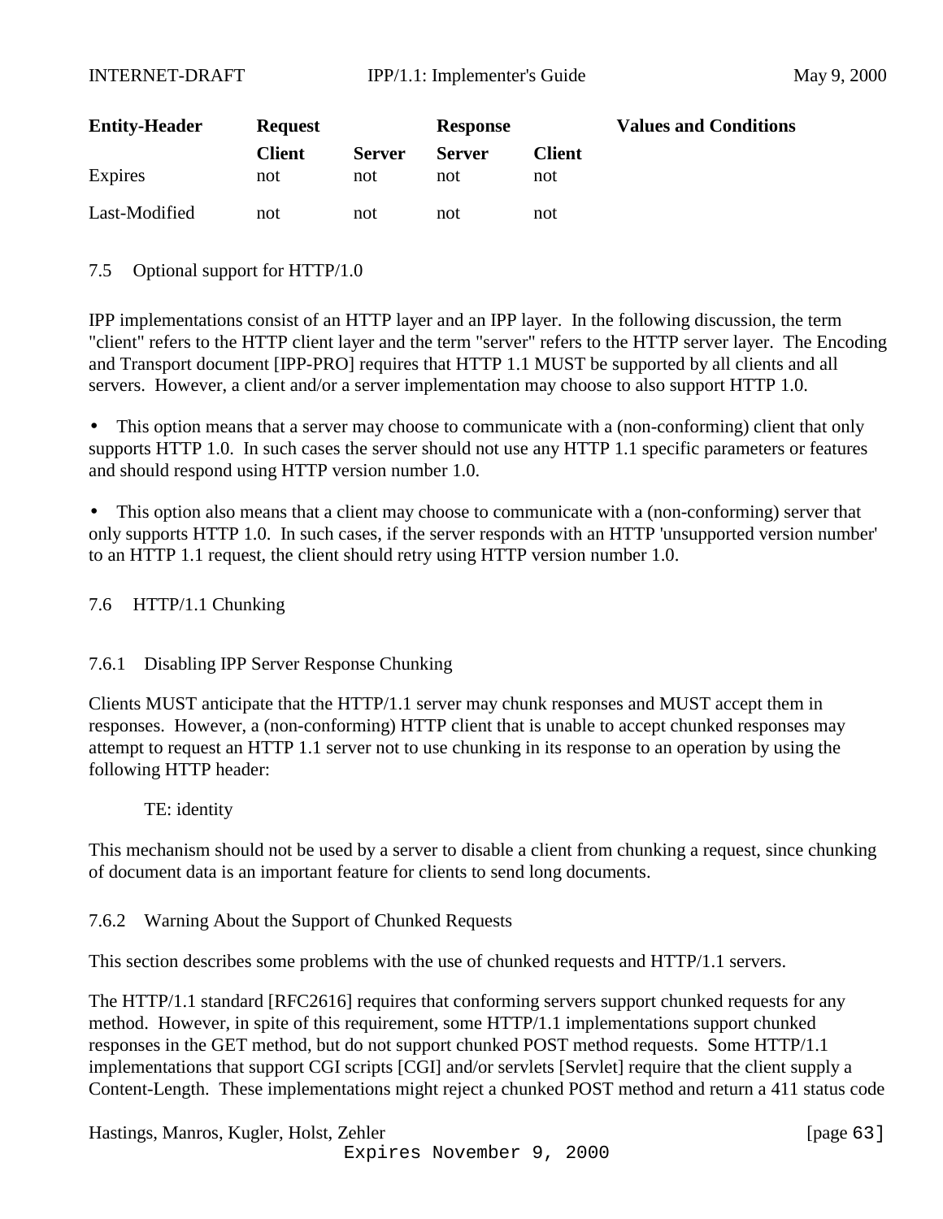| Entity-Header | Request | | Response | | Values and Conditions |
|---|---|---|---|---|---|
| | Client | Server | Server | Client | |
| Expires | not | not | not | not | |
| Last-Modified | not | not | not | not | |

## 7.5 Optional support for HTTP/1.0

IPP implementations consist of an HTTP layer and an IPP layer. In the following discussion, the term "client" refers to the HTTP client layer and the term "server" refers to the HTTP server layer. The Encoding and Transport document [IPP-PRO] requires that HTTP 1.1 MUST be supported by all clients and all servers. However, a client and/or a server implementation may choose to also support HTTP 1.0.

- This option means that a server may choose to communicate with a (non-conforming) client that only supports HTTP 1.0. In such cases the server should not use any HTTP 1.1 specific parameters or features and should respond using HTTP version number 1.0.

- This option also means that a client may choose to communicate with a (non-conforming) server that only supports HTTP 1.0. In such cases, if the server responds with an HTTP 'unsupported version number' to an HTTP 1.1 request, the client should retry using HTTP version number 1.0.

## 7.6 HTTP/1.1 Chunking

### 7.6.1 Disabling IPP Server Response Chunking

Clients MUST anticipate that the HTTP/1.1 server may chunk responses and MUST accept them in responses. However, a (non-conforming) HTTP client that is unable to accept chunked responses may attempt to request an HTTP 1.1 server not to use chunking in its response to an operation by using the following HTTP header:

```
TE: identity
```

This mechanism should not be used by a server to disable a client from chunking a request, since chunking of document data is an important feature for clients to send long documents.

### 7.6.2 Warning About the Support of Chunked Requests

This section describes some problems with the use of chunked requests and HTTP/1.1 servers.

The HTTP/1.1 standard [RFC2616] requires that conforming servers support chunked requests for any method. However, in spite of this requirement, some HTTP/1.1 implementations support chunked responses in the GET method, but do not support chunked POST method requests. Some HTTP/1.1 implementations that support CGI scripts [CGI] and/or servlets [Servlet] require that the client supply a Content-Length. These implementations might reject a chunked POST method and return a 411 status code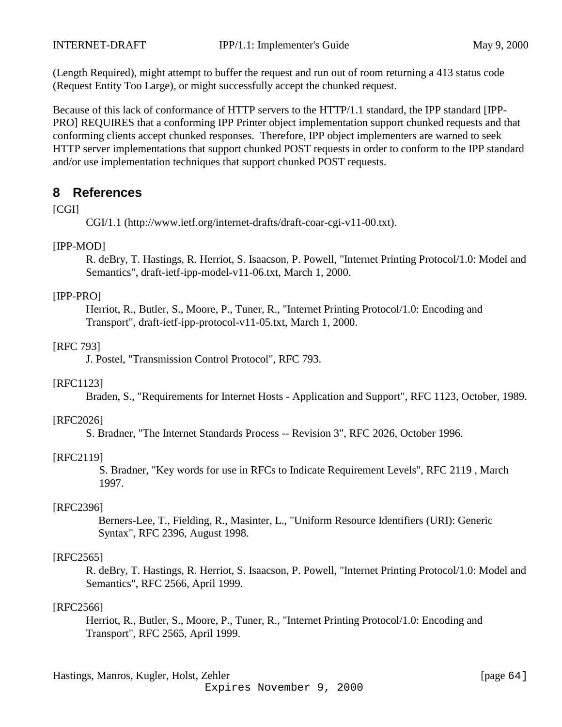(Length Required), might attempt to buffer the request and run out of room returning a 413 status code (Request Entity Too Large), or might successfully accept the chunked request.

Because of this lack of conformance of HTTP servers to the HTTP/1.1 standard, the IPP standard [IPP-PRO] REQUIRES that a conforming IPP Printer object implementation support chunked requests and that conforming clients accept chunked responses. Therefore, IPP object implementers are warned to seek HTTP server implementations that support chunked POST requests in order to conform to the IPP standard and/or use implementation techniques that support chunked POST requests.

## 8 References

[CGI]
CGI/1.1 (http://www.ietf.org/internet-drafts/draft-coar-cgi-v11-00.txt).

[IPP-MOD]
R. deBry, T. Hastings, R. Herriot, S. Isaacson, P. Powell, "Internet Printing Protocol/1.0: Model and Semantics", draft-ietf-ipp-model-v11-06.txt, March 1, 2000.

[IPP-PRO]
Herriot, R., Butler, S., Moore, P., Tuner, R., "Internet Printing Protocol/1.0: Encoding and Transport", draft-ietf-ipp-protocol-v11-05.txt, March 1, 2000.

[RFC 793]
J. Postel, "Transmission Control Protocol", RFC 793.

[RFC1123]
Braden, S., "Requirements for Internet Hosts - Application and Support", RFC 1123, October, 1989.

[RFC2026]
S. Bradner, "The Internet Standards Process -- Revision 3", RFC 2026, October 1996.

[RFC2119]
S. Bradner, "Key words for use in RFCs to Indicate Requirement Levels", RFC 2119 , March 1997.

[RFC2396]
Berners-Lee, T., Fielding, R., Masinter, L., "Uniform Resource Identifiers (URI): Generic Syntax", RFC 2396, August 1998.

[RFC2565]
R. deBry, T. Hastings, R. Herriot, S. Isaacson, P. Powell, "Internet Printing Protocol/1.0: Model and Semantics", RFC 2566, April 1999.

[RFC2566]
Herriot, R., Butler, S., Moore, P., Tuner, R., "Internet Printing Protocol/1.0: Encoding and Transport", RFC 2565, April 1999.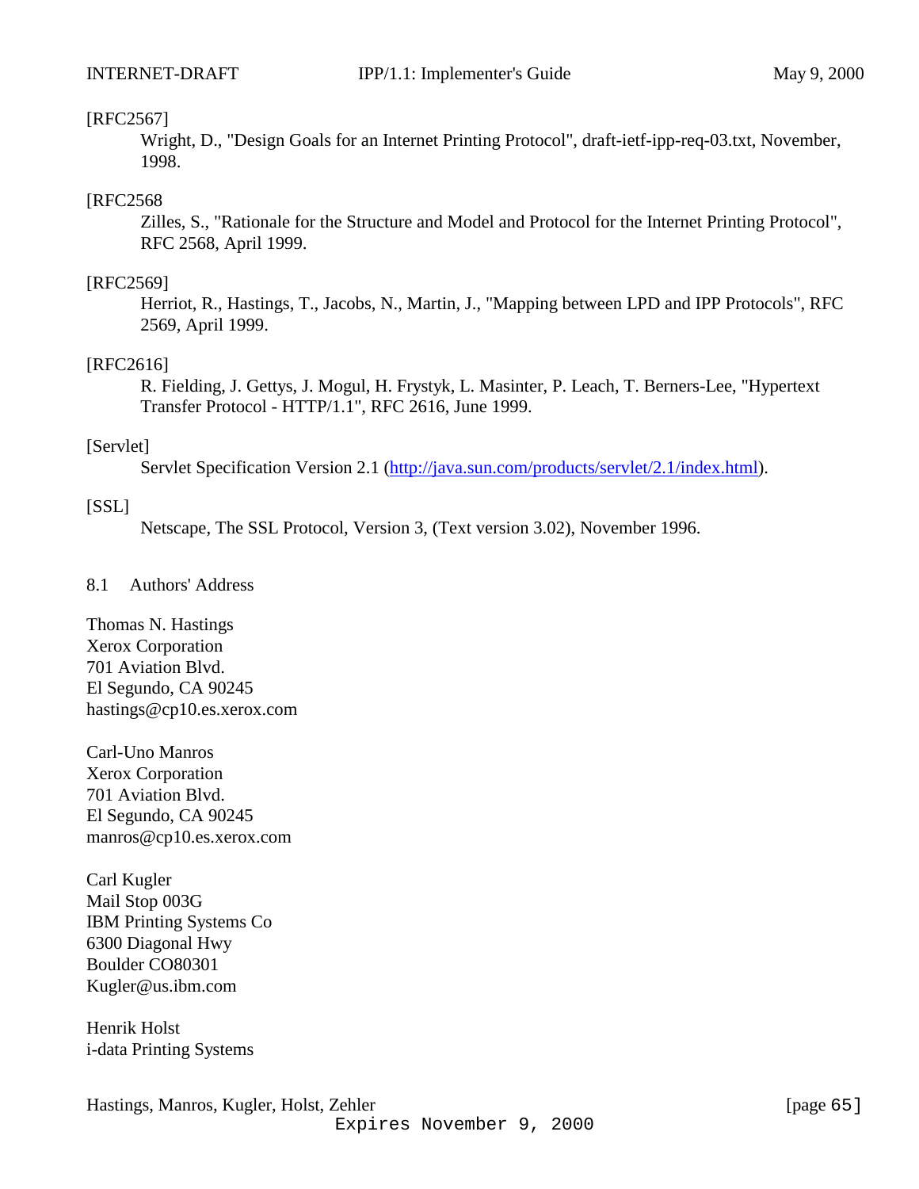[RFC2567]

Wright, D., "Design Goals for an Internet Printing Protocol", draft-ietf-ipp-req-03.txt, November, 1998.

[RFC2568

Zilles, S., "Rationale for the Structure and Model and Protocol for the Internet Printing Protocol", RFC 2568, April 1999.

[RFC2569]

Herriot, R., Hastings, T., Jacobs, N., Martin, J., "Mapping between LPD and IPP Protocols", RFC 2569, April 1999.

[RFC2616]

R. Fielding, J. Gettys, J. Mogul, H. Frystyk, L. Masinter, P. Leach, T. Berners-Lee, "Hypertext Transfer Protocol - HTTP/1.1", RFC 2616, June 1999.

[Servlet]

Servlet Specification Version 2.1 (http://java.sun.com/products/servlet/2.1/index.html).

[SSL]

Netscape, The SSL Protocol, Version 3, (Text version 3.02), November 1996.

## 8.1 Authors' Address

Thomas N. Hastings
Xerox Corporation
701 Aviation Blvd.
El Segundo, CA 90245
hastings@cp10.es.xerox.com

Carl-Uno Manros
Xerox Corporation
701 Aviation Blvd.
El Segundo, CA 90245
manros@cp10.es.xerox.com

Carl Kugler
Mail Stop 003G
IBM Printing Systems Co
6300 Diagonal Hwy
Boulder CO80301
Kugler@us.ibm.com

Henrik Holst
i-data Printing Systems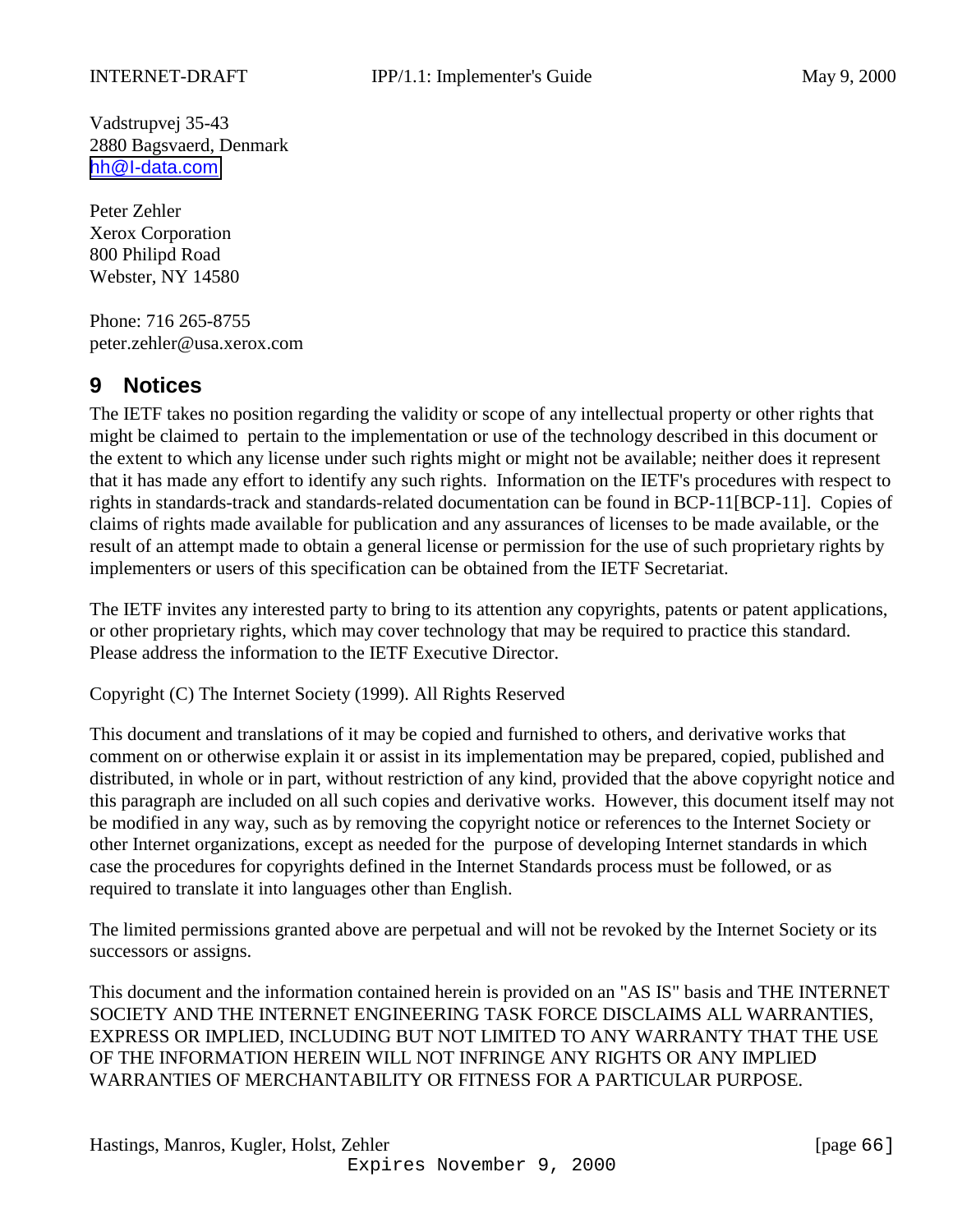Vadstrupvej 35-43
2880 Bagsvaerd, Denmark
hh@I-data.com

Peter Zehler
Xerox Corporation
800 Philipd Road
Webster, NY 14580

Phone: 716 265-8755
peter.zehler@usa.xerox.com

## 9 Notices

The IETF takes no position regarding the validity or scope of any intellectual property or other rights that might be claimed to pertain to the implementation or use of the technology described in this document or the extent to which any license under such rights might or might not be available; neither does it represent that it has made any effort to identify any such rights. Information on the IETF's procedures with respect to rights in standards-track and standards-related documentation can be found in BCP-11[BCP-11]. Copies of claims of rights made available for publication and any assurances of licenses to be made available, or the result of an attempt made to obtain a general license or permission for the use of such proprietary rights by implementers or users of this specification can be obtained from the IETF Secretariat.

The IETF invites any interested party to bring to its attention any copyrights, patents or patent applications, or other proprietary rights, which may cover technology that may be required to practice this standard. Please address the information to the IETF Executive Director.

Copyright (C) The Internet Society (1999). All Rights Reserved

This document and translations of it may be copied and furnished to others, and derivative works that comment on or otherwise explain it or assist in its implementation may be prepared, copied, published and distributed, in whole or in part, without restriction of any kind, provided that the above copyright notice and this paragraph are included on all such copies and derivative works. However, this document itself may not be modified in any way, such as by removing the copyright notice or references to the Internet Society or other Internet organizations, except as needed for the purpose of developing Internet standards in which case the procedures for copyrights defined in the Internet Standards process must be followed, or as required to translate it into languages other than English.

The limited permissions granted above are perpetual and will not be revoked by the Internet Society or its successors or assigns.

This document and the information contained herein is provided on an "AS IS" basis and THE INTERNET SOCIETY AND THE INTERNET ENGINEERING TASK FORCE DISCLAIMS ALL WARRANTIES, EXPRESS OR IMPLIED, INCLUDING BUT NOT LIMITED TO ANY WARRANTY THAT THE USE OF THE INFORMATION HEREIN WILL NOT INFRINGE ANY RIGHTS OR ANY IMPLIED WARRANTIES OF MERCHANTABILITY OR FITNESS FOR A PARTICULAR PURPOSE.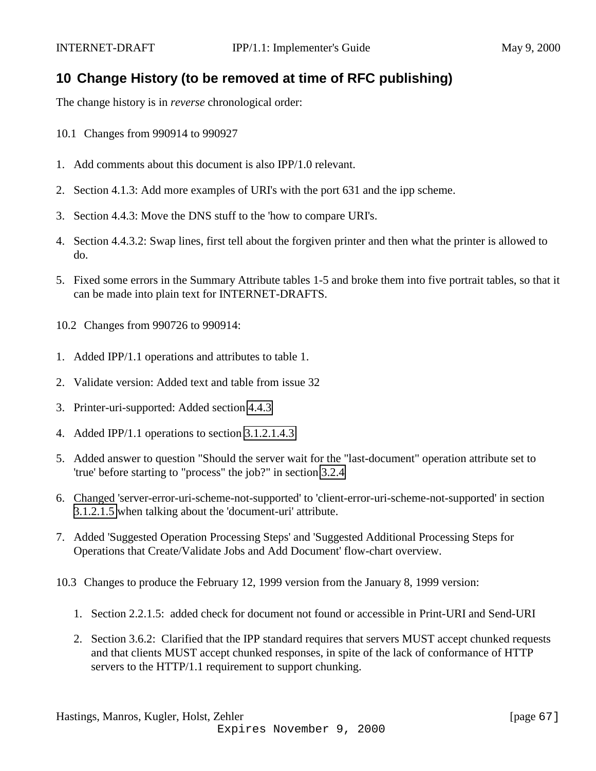# 10 Change History (to be removed at time of RFC publishing)

The change history is in *reverse* chronological order:

## 10.1 Changes from 990914 to 990927

1. Add comments about this document is also IPP/1.0 relevant.
2. Section 4.1.3: Add more examples of URI's with the port 631 and the ipp scheme.
3. Section 4.4.3: Move the DNS stuff to the 'how to compare URI's.
4. Section 4.4.3.2: Swap lines, first tell about the forgiven printer and then what the printer is allowed to do.
5. Fixed some errors in the Summary Attribute tables 1-5 and broke them into five portrait tables, so that it can be made into plain text for INTERNET-DRAFTS.

## 10.2 Changes from 990726 to 990914:

1. Added IPP/1.1 operations and attributes to table 1.
2. Validate version: Added text and table from issue 32
3. Printer-uri-supported: Added section 4.4.3
4. Added IPP/1.1 operations to section 3.1.2.1.4.3
5. Added answer to question "Should the server wait for the "last-document" operation attribute set to 'true' before starting to "process" the job?" in section 3.2.4
6. Changed 'server-error-uri-scheme-not-supported' to 'client-error-uri-scheme-not-supported' in section 3.1.2.1.5 when talking about the 'document-uri' attribute.
7. Added 'Suggested Operation Processing Steps' and 'Suggested Additional Processing Steps for Operations that Create/Validate Jobs and Add Document' flow-chart overview.

## 10.3 Changes to produce the February 12, 1999 version from the January 8, 1999 version:

1. Section 2.2.1.5: added check for document not found or accessible in Print-URI and Send-URI
2. Section 3.6.2: Clarified that the IPP standard requires that servers MUST accept chunked requests and that clients MUST accept chunked responses, in spite of the lack of conformance of HTTP servers to the HTTP/1.1 requirement to support chunking.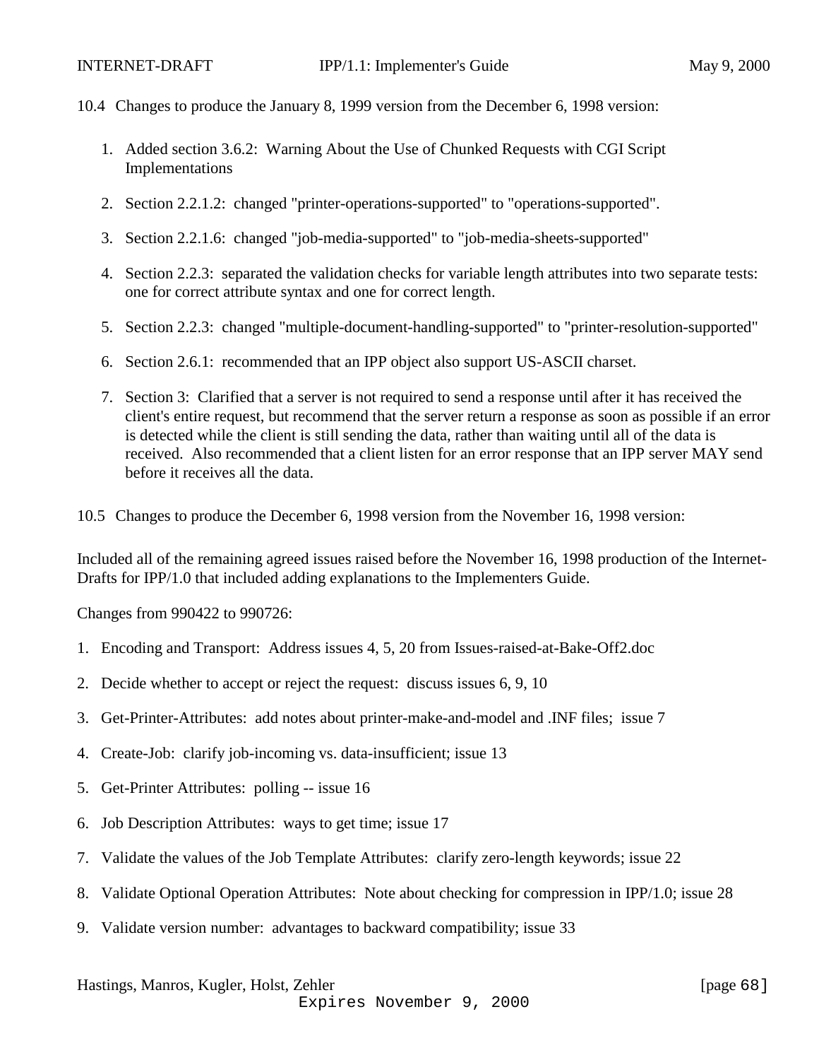10.4 Changes to produce the January 8, 1999 version from the December 6, 1998 version:

1. Added section 3.6.2: Warning About the Use of Chunked Requests with CGI Script Implementations

2. Section 2.2.1.2: changed "printer-operations-supported" to "operations-supported".

3. Section 2.2.1.6: changed "job-media-supported" to "job-media-sheets-supported"

4. Section 2.2.3: separated the validation checks for variable length attributes into two separate tests: one for correct attribute syntax and one for correct length.

5. Section 2.2.3: changed "multiple-document-handling-supported" to "printer-resolution-supported"

6. Section 2.6.1: recommended that an IPP object also support US-ASCII charset.

7. Section 3: Clarified that a server is not required to send a response until after it has received the client's entire request, but recommend that the server return a response as soon as possible if an error is detected while the client is still sending the data, rather than waiting until all of the data is received. Also recommended that a client listen for an error response that an IPP server MAY send before it receives all the data.

10.5 Changes to produce the December 6, 1998 version from the November 16, 1998 version:

Included all of the remaining agreed issues raised before the November 16, 1998 production of the Internet-Drafts for IPP/1.0 that included adding explanations to the Implementers Guide.

Changes from 990422 to 990726:

1. Encoding and Transport: Address issues 4, 5, 20 from Issues-raised-at-Bake-Off2.doc

2. Decide whether to accept or reject the request: discuss issues 6, 9, 10

3. Get-Printer-Attributes: add notes about printer-make-and-model and .INF files; issue 7

4. Create-Job: clarify job-incoming vs. data-insufficient; issue 13

5. Get-Printer Attributes: polling -- issue 16

6. Job Description Attributes: ways to get time; issue 17

7. Validate the values of the Job Template Attributes: clarify zero-length keywords; issue 22

8. Validate Optional Operation Attributes: Note about checking for compression in IPP/1.0; issue 28

9. Validate version number: advantages to backward compatibility; issue 33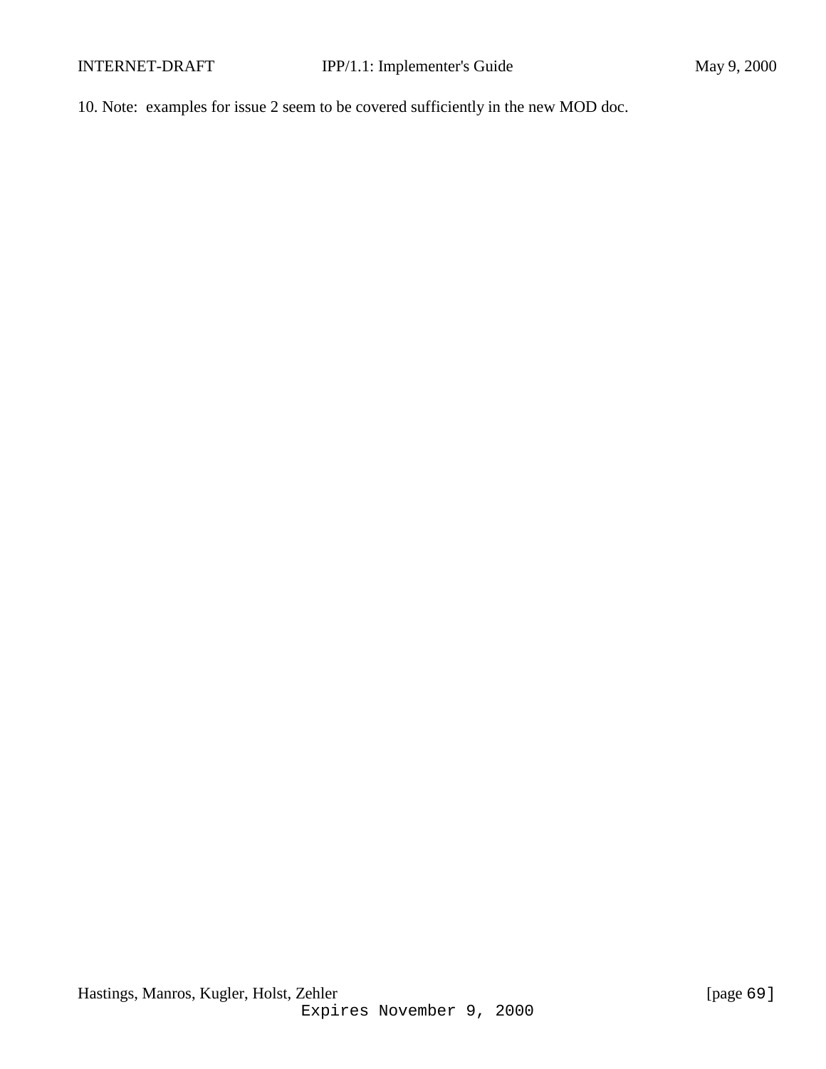10. Note:  examples for issue 2 seem to be covered sufficiently in the new MOD doc.